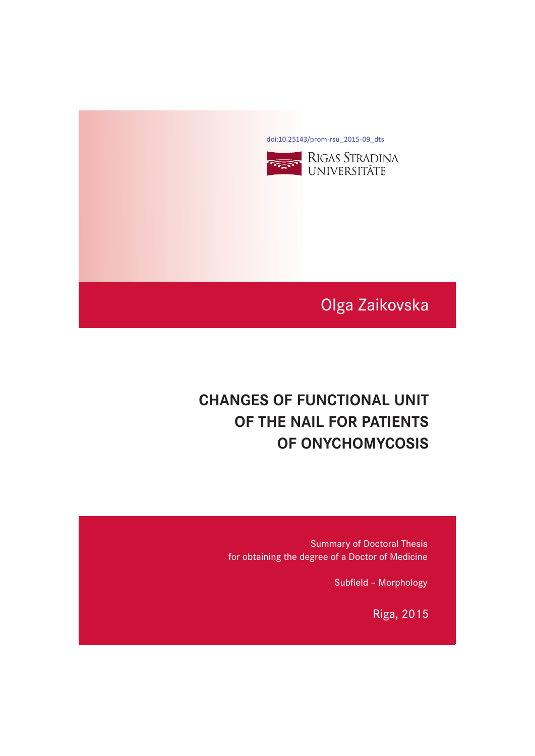doi:10.25143/prom-rsu_2015-09_dts

RĪGAS STRADIŅA UNIVERSITĀTE

Olga Zaikovska

# CHANGES OF FUNCTIONAL UNIT OF THE NAIL FOR PATIENTS OF ONYCHOMYCOSIS

Summary of Doctoral Thesis
for obtaining the degree of a Doctor of Medicine

Subfield – Morphology

Riga, 2015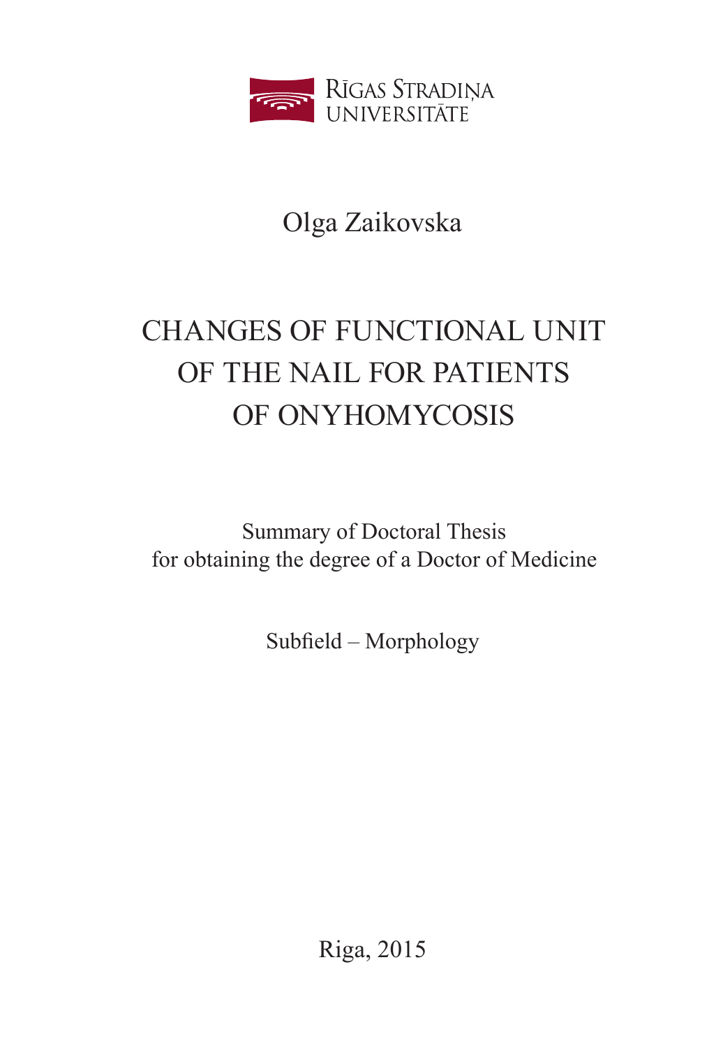Rīgas Stradiņa Universitāte

Olga Zaikovska

# CHANGES OF FUNCTIONAL UNIT OF THE NAIL FOR PATIENTS OF ONYHOMYCOSIS

Summary of Doctoral Thesis
for obtaining the degree of a Doctor of Medicine

Subfield – Morphology

Riga, 2015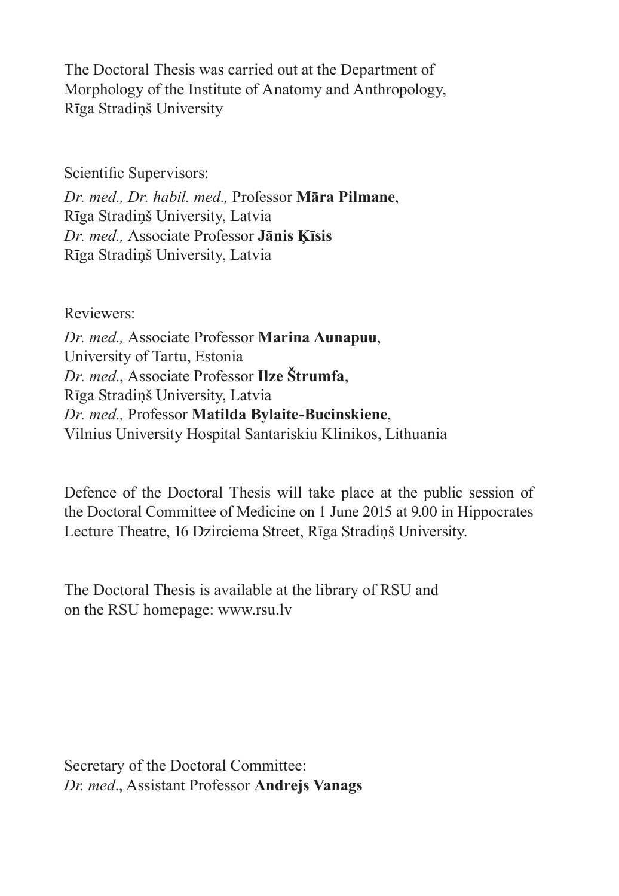The Doctoral Thesis was carried out at the Department of Morphology of the Institute of Anatomy and Anthropology, Rīga Stradiņš University

Scientific Supervisors:

*Dr. med., Dr. habil. med.,* Professor **Māra Pilmane**,
Rīga Stradiņš University, Latvia
*Dr. med.,* Associate Professor **Jānis Ķīsis**
Rīga Stradiņš University, Latvia

Reviewers:

*Dr. med.,* Associate Professor **Marina Aunapuu**,
University of Tartu, Estonia
*Dr. med.*, Associate Professor **Ilze Štrumfa**,
Rīga Stradiņš University, Latvia
*Dr. med.,* Professor **Matilda Bylaite-Bucinskiene**,
Vilnius University Hospital Santariskiu Klinikos, Lithuania

Defence of the Doctoral Thesis will take place at the public session of the Doctoral Committee of Medicine on 1 June 2015 at 9.00 in Hippocrates Lecture Theatre, 16 Dzirciema Street, Rīga Stradiņš University.

The Doctoral Thesis is available at the library of RSU and on the RSU homepage: www.rsu.lv

Secretary of the Doctoral Committee:
*Dr. med*., Assistant Professor **Andrejs Vanags**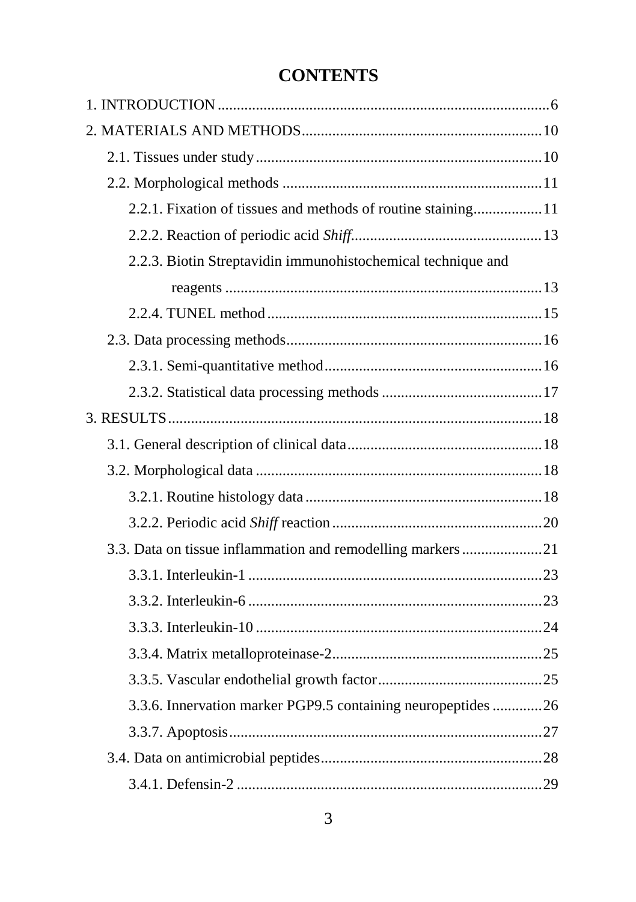# CONTENTS

1. INTRODUCTION ........................................................................................ 6

2. MATERIALS AND METHODS ............................................................... 10

   2.1. Tissues under study ........................................................................... 10

   2.2. Morphological methods ..................................................................... 11

      2.2.1. Fixation of tissues and methods of routine staining .................. 11

      2.2.2. Reaction of periodic acid *Shiff* ................................................... 13

      2.2.3. Biotin Streptavidin immunohistochemical technique and reagents ................................................................................... 13

      2.2.4. TUNEL method .......................................................................... 15

   2.3. Data processing methods .................................................................... 16

      2.3.1. Semi-quantitative method .......................................................... 16

      2.3.2. Statistical data processing methods ........................................... 17

3. RESULTS .................................................................................................. 18

   3.1. General description of clinical data .................................................... 18

   3.2. Morphological data ............................................................................. 18

      3.2.1. Routine histology data ............................................................... 18

      3.2.2. Periodic acid *Shiff* reaction ........................................................ 20

   3.3. Data on tissue inflammation and remodelling markers ...................... 21

      3.3.1. Interleukin-1 ............................................................................... 23

      3.3.2. Interleukin-6 ............................................................................... 23

      3.3.3. Interleukin-10 ............................................................................. 24

      3.3.4. Matrix metalloproteinase-2 ........................................................ 25

      3.3.5. Vascular endothelial growth factor ............................................ 25

      3.3.6. Innervation marker PGP9.5 containing neuropeptides ............. 26

      3.3.7. Apoptosis ................................................................................... 27

   3.4. Data on antimicrobial peptides ........................................................... 28

      3.4.1. Defensin-2 ................................................................................. 29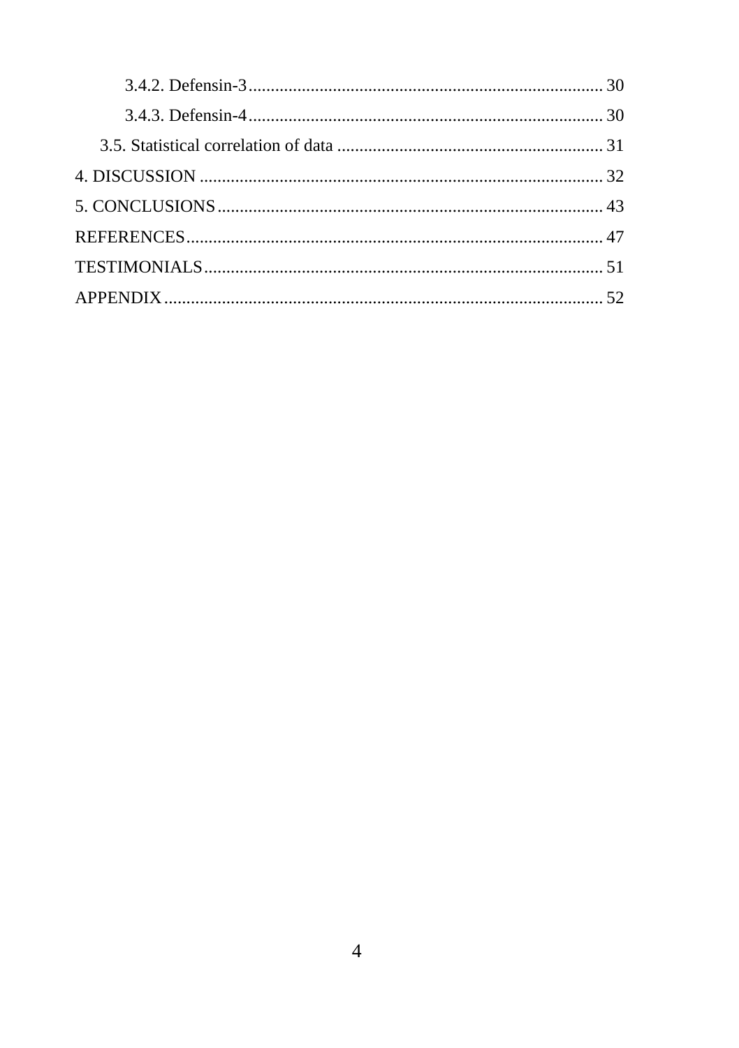3.4.2. Defensin-3 ............................................................................ 30

3.4.3. Defensin-4 ............................................................................ 30

3.5. Statistical correlation of data ............................................................ 31

4. DISCUSSION ........................................................................................ 32

5. CONCLUSIONS ..................................................................................... 43

REFERENCES ........................................................................................... 47

TESTIMONIALS ......................................................................................... 51

APPENDIX ................................................................................................. 52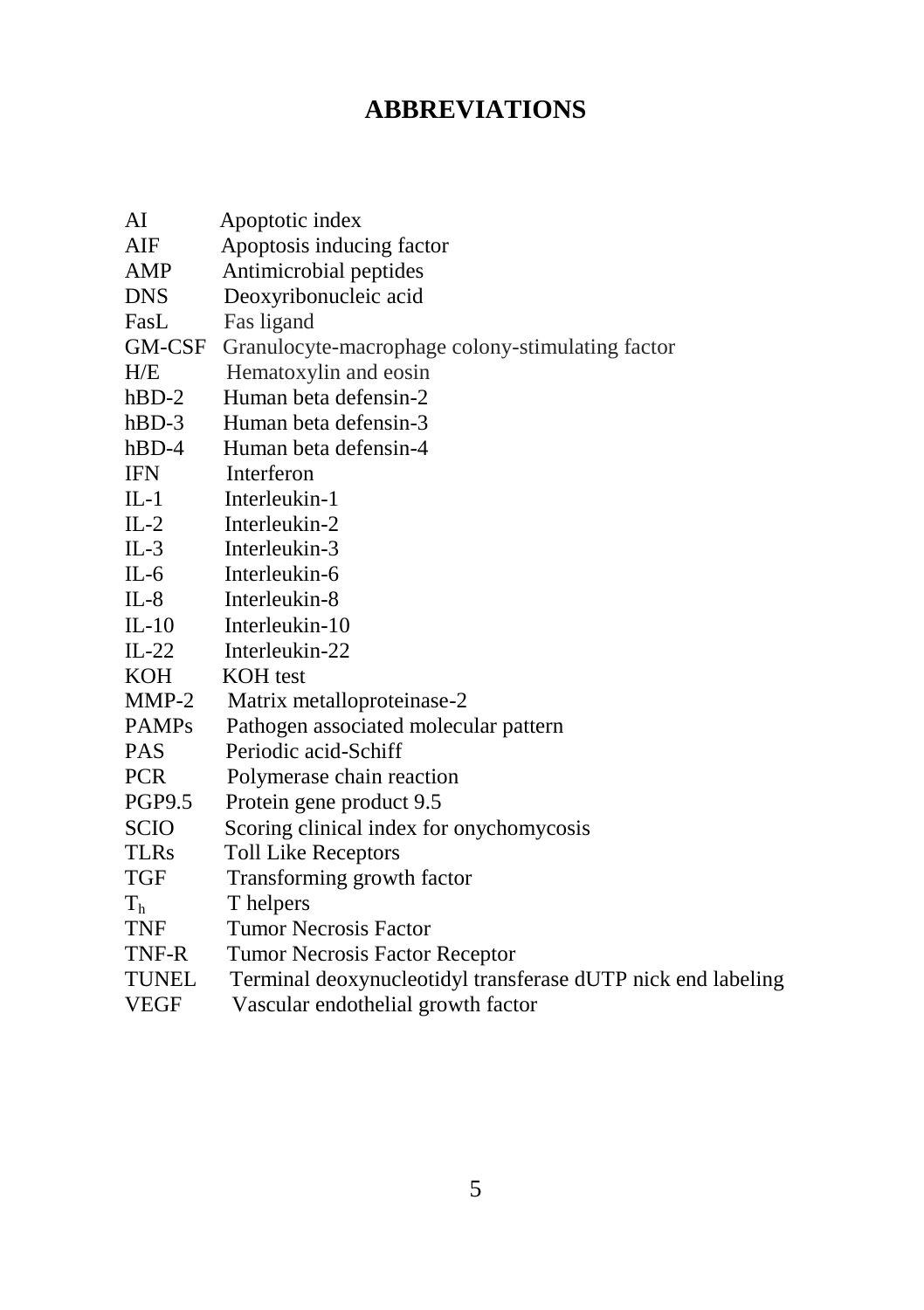# ABBREVIATIONS

| | |
|---|---|
| AI | Apoptotic index |
| AIF | Apoptosis inducing factor |
| AMP | Antimicrobial peptides |
| DNS | Deoxyribonucleic acid |
| FasL | Fas ligand |
| GM-CSF | Granulocyte-macrophage colony-stimulating factor |
| H/E | Hematoxylin and eosin |
| hBD-2 | Human beta defensin-2 |
| hBD-3 | Human beta defensin-3 |
| hBD-4 | Human beta defensin-4 |
| IFN | Interferon |
| IL-1 | Interleukin-1 |
| IL-2 | Interleukin-2 |
| IL-3 | Interleukin-3 |
| IL-6 | Interleukin-6 |
| IL-8 | Interleukin-8 |
| IL-10 | Interleukin-10 |
| IL-22 | Interleukin-22 |
| KOH | KOH test |
| MMP-2 | Matrix metalloproteinase-2 |
| PAMPs | Pathogen associated molecular pattern |
| PAS | Periodic acid-Schiff |
| PCR | Polymerase chain reaction |
| PGP9.5 | Protein gene product 9.5 |
| SCIO | Scoring clinical index for onychomycosis |
| TLRs | Toll Like Receptors |
| TGF | Transforming growth factor |
| $T_h$ | T helpers |
| TNF | Tumor Necrosis Factor |
| TNF-R | Tumor Necrosis Factor Receptor |
| TUNEL | Terminal deoxynucleotidyl transferase dUTP nick end labeling |
| VEGF | Vascular endothelial growth factor |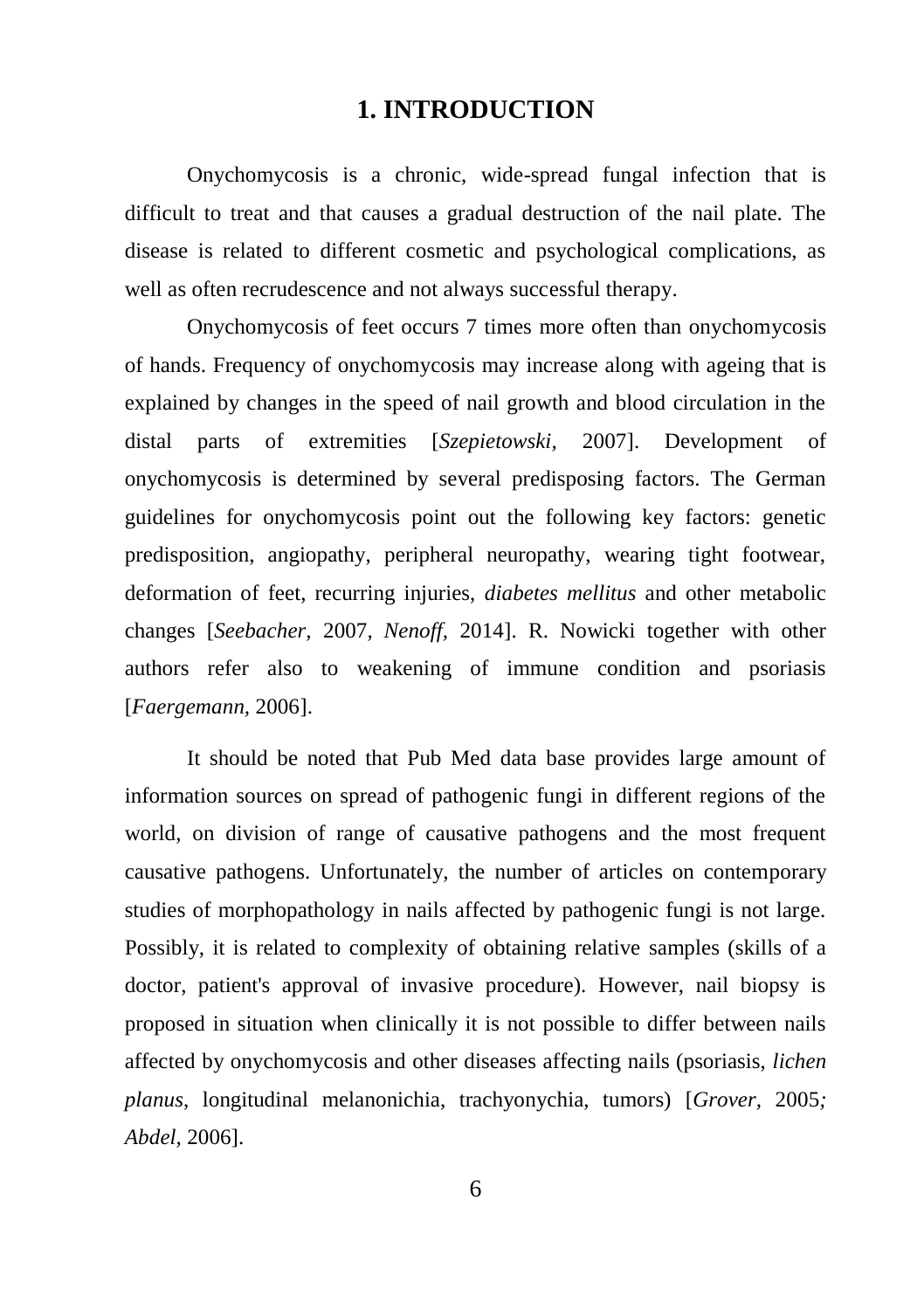# 1. INTRODUCTION

Onychomycosis is a chronic, wide-spread fungal infection that is difficult to treat and that causes a gradual destruction of the nail plate. The disease is related to different cosmetic and psychological complications, as well as often recrudescence and not always successful therapy.

Onychomycosis of feet occurs 7 times more often than onychomycosis of hands. Frequency of onychomycosis may increase along with ageing that is explained by changes in the speed of nail growth and blood circulation in the distal parts of extremities [*Szepietowski*, 2007]. Development of onychomycosis is determined by several predisposing factors. The German guidelines for onychomycosis point out the following key factors: genetic predisposition, angiopathy, peripheral neuropathy, wearing tight footwear, deformation of feet, recurring injuries, *diabetes mellitus* and other metabolic changes [*Seebacher*, 2007, *Nenoff*, 2014]. R. Nowicki together with other authors refer also to weakening of immune condition and psoriasis [*Faergemann*, 2006].

It should be noted that Pub Med data base provides large amount of information sources on spread of pathogenic fungi in different regions of the world, on division of range of causative pathogens and the most frequent causative pathogens. Unfortunately, the number of articles on contemporary studies of morphopathology in nails affected by pathogenic fungi is not large. Possibly, it is related to complexity of obtaining relative samples (skills of a doctor, patient's approval of invasive procedure). However, nail biopsy is proposed in situation when clinically it is not possible to differ between nails affected by onychomycosis and other diseases affecting nails (psoriasis, *lichen planus*, longitudinal melanonichia, trachyonychia, tumors) [*Grover*, 2005*; Abdel*, 2006].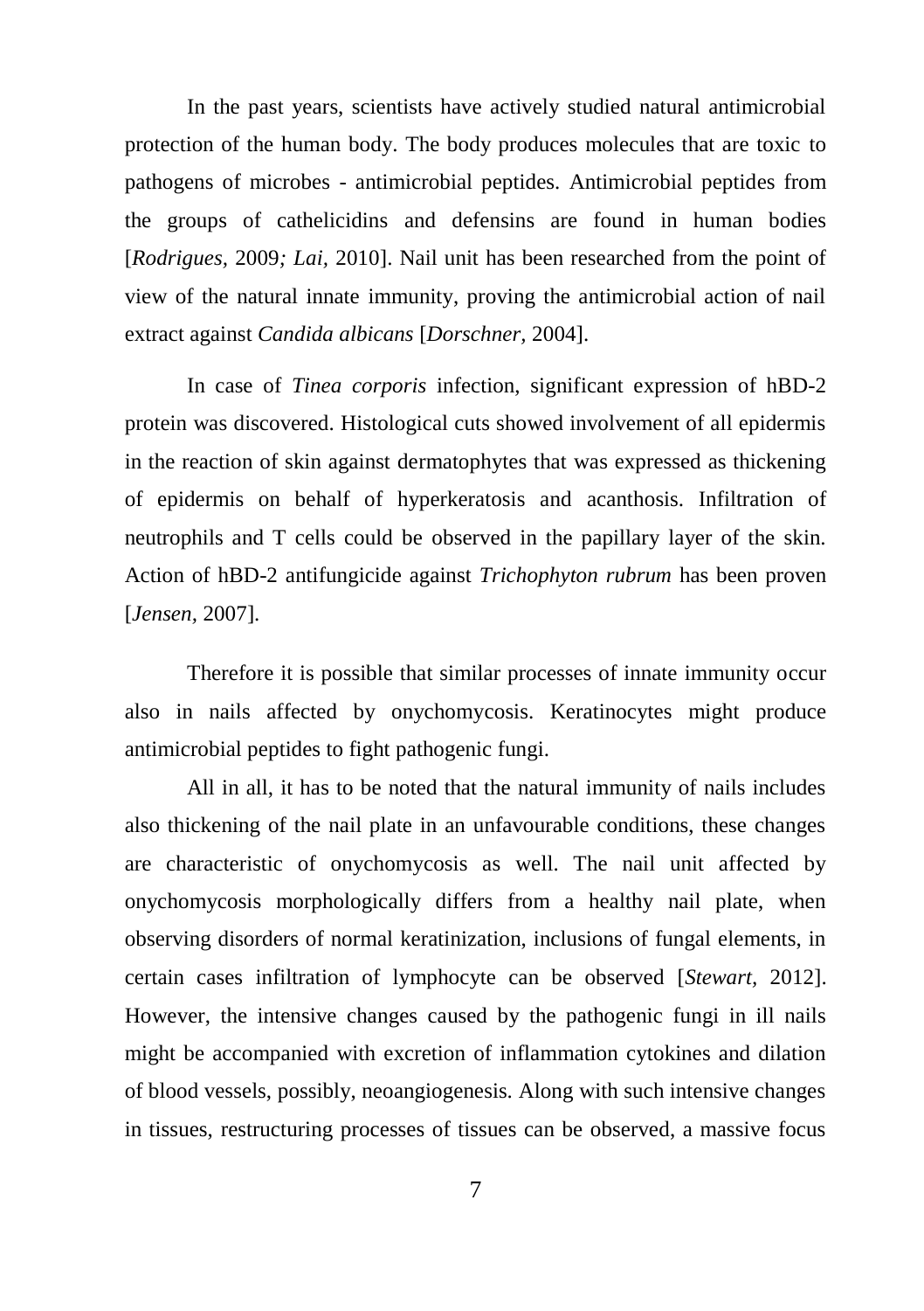In the past years, scientists have actively studied natural antimicrobial protection of the human body. The body produces molecules that are toxic to pathogens of microbes - antimicrobial peptides. Antimicrobial peptides from the groups of cathelicidins and defensins are found in human bodies [*Rodrigues*, 2009*; Lai*, 2010]. Nail unit has been researched from the point of view of the natural innate immunity, proving the antimicrobial action of nail extract against *Candida albicans* [*Dorschner*, 2004].

In case of *Tinea corporis* infection, significant expression of hBD-2 protein was discovered. Histological cuts showed involvement of all epidermis in the reaction of skin against dermatophytes that was expressed as thickening of epidermis on behalf of hyperkeratosis and acanthosis. Infiltration of neutrophils and T cells could be observed in the papillary layer of the skin. Action of hBD-2 antifungicide against *Trichophyton rubrum* has been proven [*Jensen*, 2007].

Therefore it is possible that similar processes of innate immunity occur also in nails affected by onychomycosis. Keratinocytes might produce antimicrobial peptides to fight pathogenic fungi.

All in all, it has to be noted that the natural immunity of nails includes also thickening of the nail plate in an unfavourable conditions, these changes are characteristic of onychomycosis as well. The nail unit affected by onychomycosis morphologically differs from a healthy nail plate, when observing disorders of normal keratinization, inclusions of fungal elements, in certain cases infiltration of lymphocyte can be observed [*Stewart*, 2012]. However, the intensive changes caused by the pathogenic fungi in ill nails might be accompanied with excretion of inflammation cytokines and dilation of blood vessels, possibly, neoangiogenesis. Along with such intensive changes in tissues, restructuring processes of tissues can be observed, a massive focus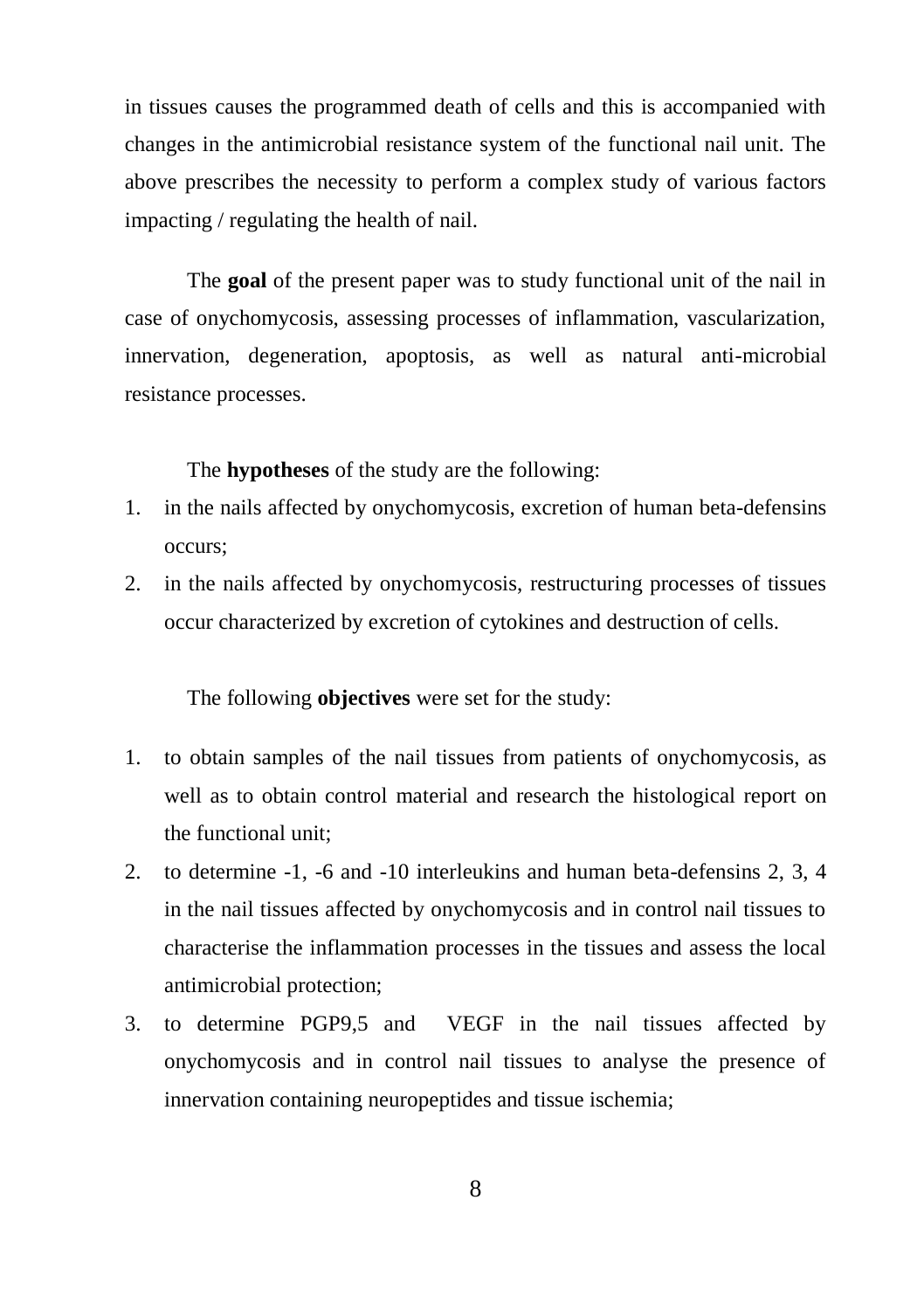in tissues causes the programmed death of cells and this is accompanied with changes in the antimicrobial resistance system of the functional nail unit. The above prescribes the necessity to perform a complex study of various factors impacting / regulating the health of nail.

The **goal** of the present paper was to study functional unit of the nail in case of onychomycosis, assessing processes of inflammation, vascularization, innervation, degeneration, apoptosis, as well as natural anti-microbial resistance processes.

The **hypotheses** of the study are the following:

1. in the nails affected by onychomycosis, excretion of human beta-defensins occurs;
2. in the nails affected by onychomycosis, restructuring processes of tissues occur characterized by excretion of cytokines and destruction of cells.

The following **objectives** were set for the study:

1. to obtain samples of the nail tissues from patients of onychomycosis, as well as to obtain control material and research the histological report on the functional unit;
2. to determine -1, -6 and -10 interleukins and human beta-defensins 2, 3, 4 in the nail tissues affected by onychomycosis and in control nail tissues to characterise the inflammation processes in the tissues and assess the local antimicrobial protection;
3. to determine PGP9,5 and VEGF in the nail tissues affected by onychomycosis and in control nail tissues to analyse the presence of innervation containing neuropeptides and tissue ischemia;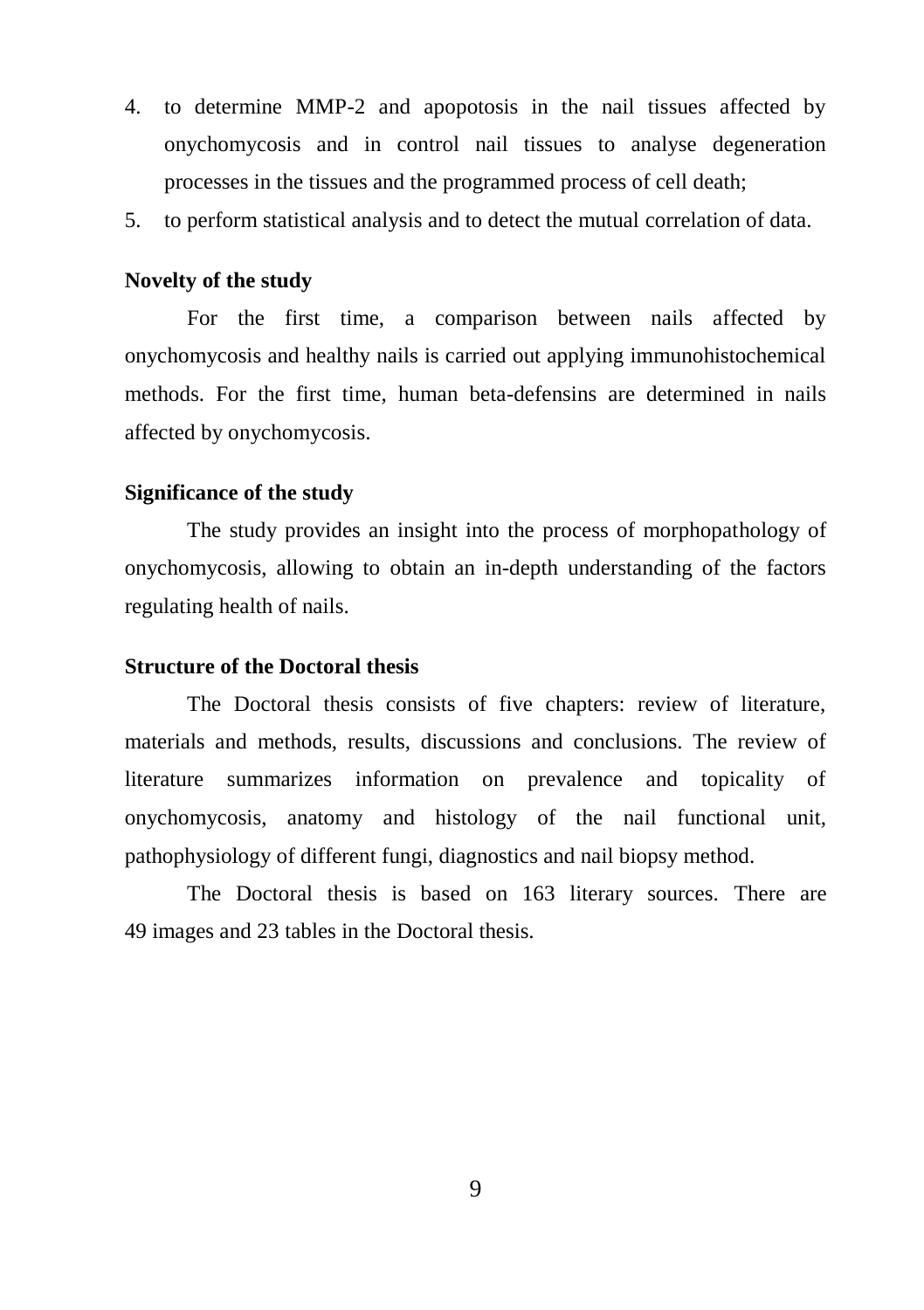4. to determine MMP-2 and apopotosis in the nail tissues affected by onychomycosis and in control nail tissues to analyse degeneration processes in the tissues and the programmed process of cell death;
5. to perform statistical analysis and to detect the mutual correlation of data.

**Novelty of the study**

For the first time, a comparison between nails affected by onychomycosis and healthy nails is carried out applying immunohistochemical methods. For the first time, human beta-defensins are determined in nails affected by onychomycosis.

**Significance of the study**

The study provides an insight into the process of morphopathology of onychomycosis, allowing to obtain an in-depth understanding of the factors regulating health of nails.

**Structure of the Doctoral thesis**

The Doctoral thesis consists of five chapters: review of literature, materials and methods, results, discussions and conclusions. The review of literature summarizes information on prevalence and topicality of onychomycosis, anatomy and histology of the nail functional unit, pathophysiology of different fungi, diagnostics and nail biopsy method.

The Doctoral thesis is based on 163 literary sources. There are 49 images and 23 tables in the Doctoral thesis.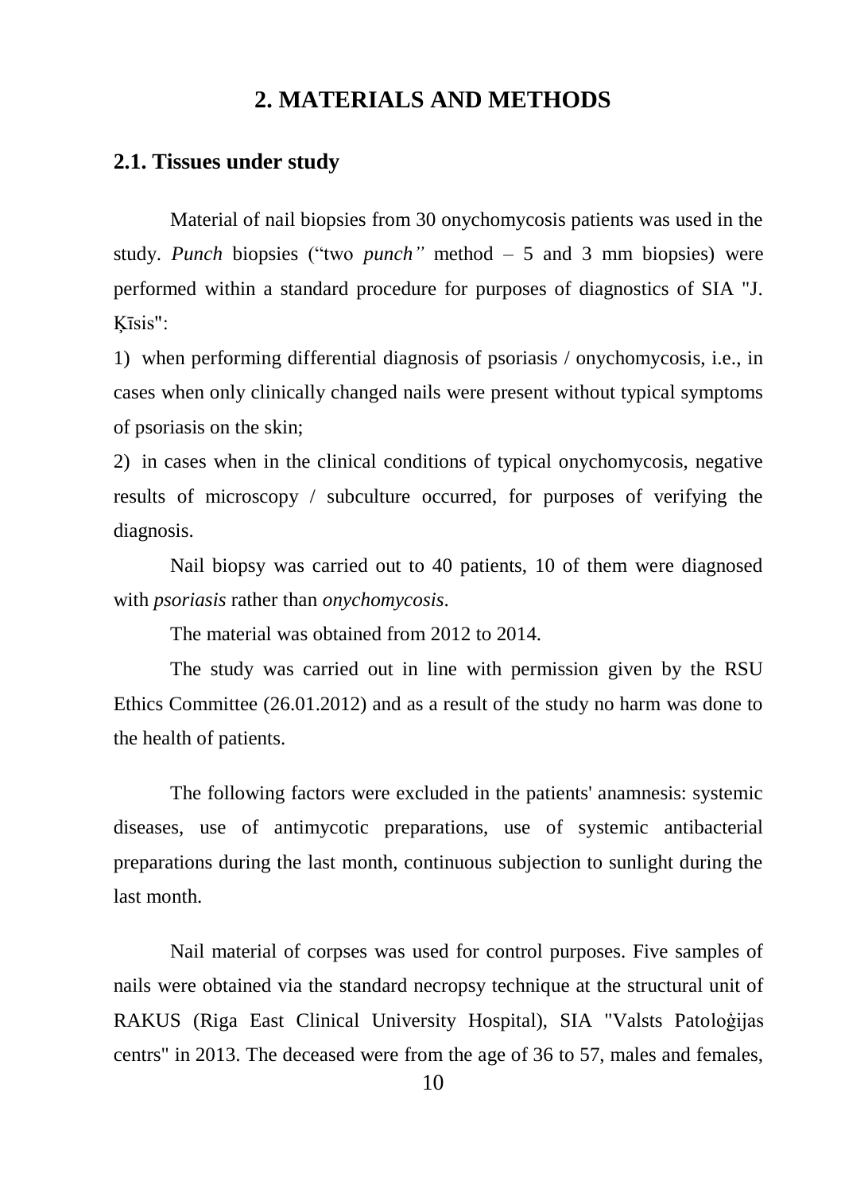# 2. MATERIALS AND METHODS

## 2.1. Tissues under study

Material of nail biopsies from 30 onychomycosis patients was used in the study. *Punch* biopsies ("two *punch''* method – 5 and 3 mm biopsies) were performed within a standard procedure for purposes of diagnostics of SIA "J. Ķīsis":

1) when performing differential diagnosis of psoriasis / onychomycosis, i.e., in cases when only clinically changed nails were present without typical symptoms of psoriasis on the skin;

2) in cases when in the clinical conditions of typical onychomycosis, negative results of microscopy / subculture occurred, for purposes of verifying the diagnosis.

Nail biopsy was carried out to 40 patients, 10 of them were diagnosed with *psoriasis* rather than *onychomycosis*.

The material was obtained from 2012 to 2014.

The study was carried out in line with permission given by the RSU Ethics Committee (26.01.2012) and as a result of the study no harm was done to the health of patients.

The following factors were excluded in the patients' anamnesis: systemic diseases, use of antimycotic preparations, use of systemic antibacterial preparations during the last month, continuous subjection to sunlight during the last month.

Nail material of corpses was used for control purposes. Five samples of nails were obtained via the standard necropsy technique at the structural unit of RAKUS (Riga East Clinical University Hospital), SIA "Valsts Patoloģijas centrs" in 2013. The deceased were from the age of 36 to 57, males and females,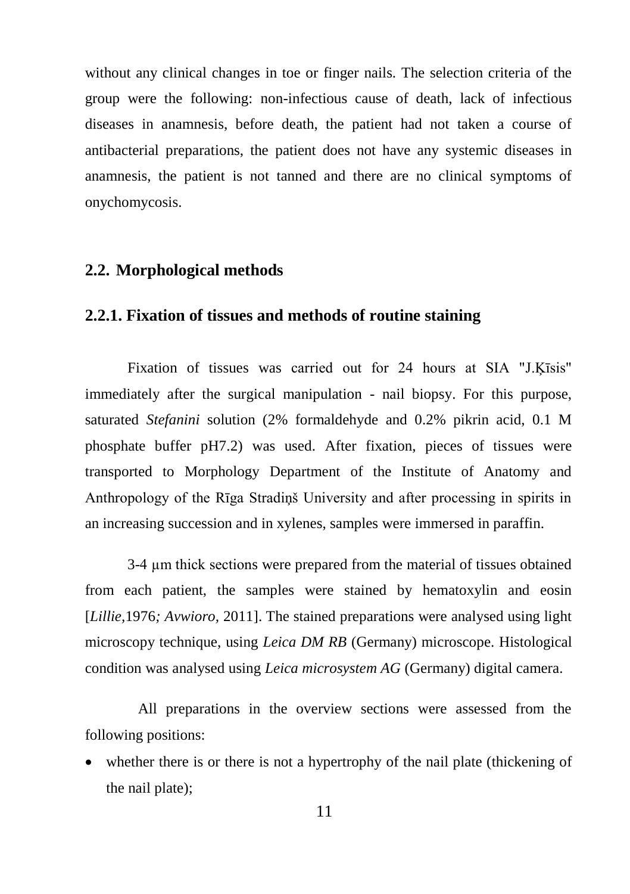without any clinical changes in toe or finger nails. The selection criteria of the group were the following: non-infectious cause of death, lack of infectious diseases in anamnesis, before death, the patient had not taken a course of antibacterial preparations, the patient does not have any systemic diseases in anamnesis, the patient is not tanned and there are no clinical symptoms of onychomycosis.

## 2.2. Morphological methods

### 2.2.1. Fixation of tissues and methods of routine staining

Fixation of tissues was carried out for 24 hours at SIA "J.Ķīsis" immediately after the surgical manipulation - nail biopsy. For this purpose, saturated *Stefanini* solution (2% formaldehyde and 0.2% pikrin acid, 0.1 M phosphate buffer pH7.2) was used. After fixation, pieces of tissues were transported to Morphology Department of the Institute of Anatomy and Anthropology of the Rīga Stradiņš University and after processing in spirits in an increasing succession and in xylenes, samples were immersed in paraffin.

3-4 μm thick sections were prepared from the material of tissues obtained from each patient, the samples were stained by hematoxylin and eosin [*Lillie*,1976*; Avwioro*, 2011]. The stained preparations were analysed using light microscopy technique, using *Leica DM RB* (Germany) microscope. Histological condition was analysed using *Leica microsystem AG* (Germany) digital camera.

All preparations in the overview sections were assessed from the following positions:

- whether there is or there is not a hypertrophy of the nail plate (thickening of the nail plate);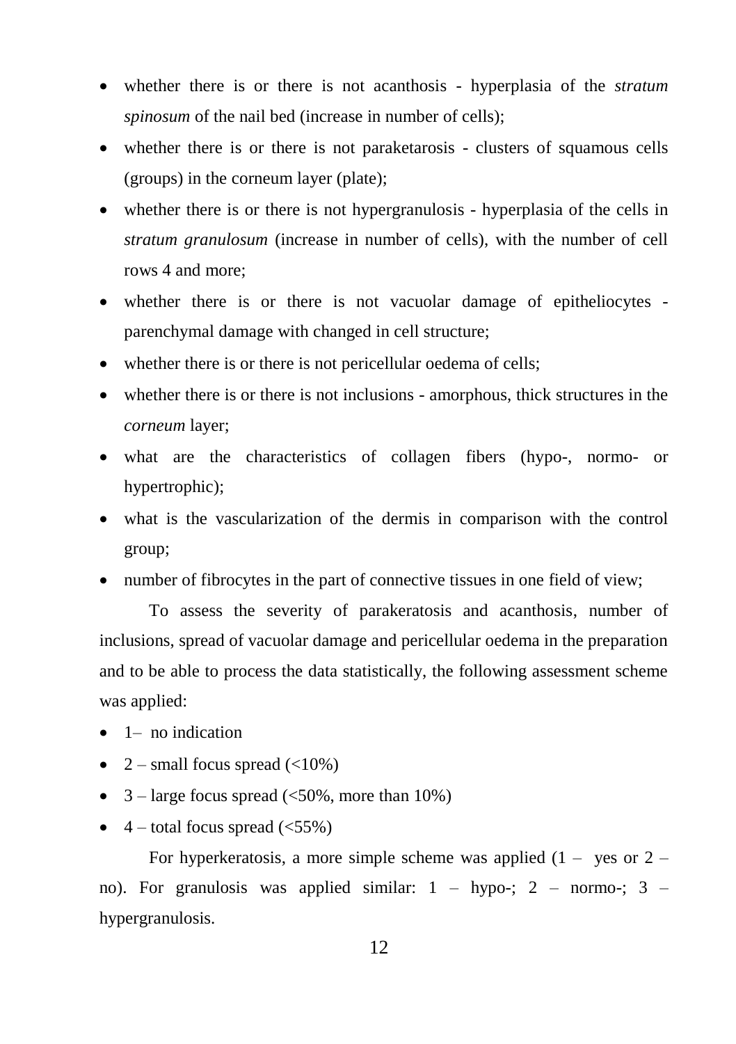- whether there is or there is not acanthosis - hyperplasia of the *stratum spinosum* of the nail bed (increase in number of cells);
- whether there is or there is not paraketarosis - clusters of squamous cells (groups) in the corneum layer (plate);
- whether there is or there is not hypergranulosis - hyperplasia of the cells in *stratum granulosum* (increase in number of cells), with the number of cell rows 4 and more;
- whether there is or there is not vacuolar damage of epitheliocytes - parenchymal damage with changed in cell structure;
- whether there is or there is not pericellular oedema of cells;
- whether there is or there is not inclusions - amorphous, thick structures in the *corneum* layer;
- what are the characteristics of collagen fibers (hypo-, normo- or hypertrophic);
- what is the vascularization of the dermis in comparison with the control group;
- number of fibrocytes in the part of connective tissues in one field of view;

To assess the severity of parakeratosis and acanthosis, number of inclusions, spread of vacuolar damage and pericellular oedema in the preparation and to be able to process the data statistically, the following assessment scheme was applied:

- 1– no indication
- 2 – small focus spread (<10%)
- 3 – large focus spread (<50%, more than 10%)
- 4 – total focus spread (<55%)

For hyperkeratosis, a more simple scheme was applied (1 – yes or 2 – no). For granulosis was applied similar: 1 – hypo-; 2 – normo-; 3 – hypergranulosis.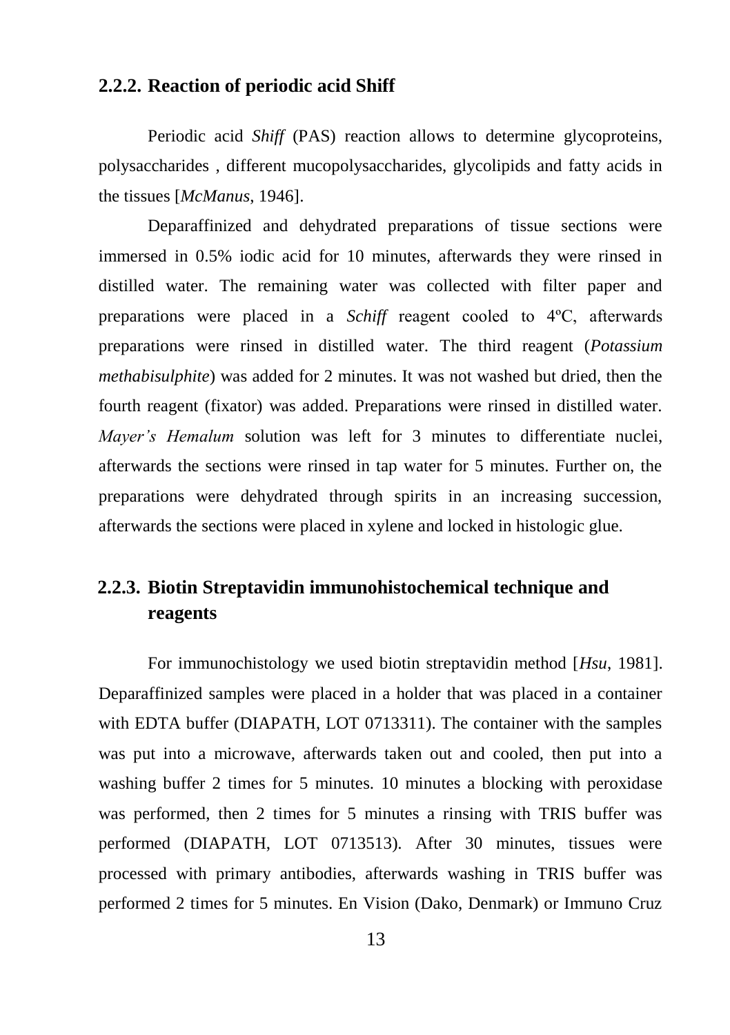### 2.2.2. Reaction of periodic acid Shiff

Periodic acid *Shiff* (PAS) reaction allows to determine glycoproteins, polysaccharides , different mucopolysaccharides, glycolipids and fatty acids in the tissues [*McManus*, 1946].

Deparaffinized and dehydrated preparations of tissue sections were immersed in 0.5% iodic acid for 10 minutes, afterwards they were rinsed in distilled water. The remaining water was collected with filter paper and preparations were placed in a *Schiff* reagent cooled to 4ºC, afterwards preparations were rinsed in distilled water. The third reagent (*Potassium methabisulphite*) was added for 2 minutes. It was not washed but dried, then the fourth reagent (fixator) was added. Preparations were rinsed in distilled water. *Mayer's Hemalum* solution was left for 3 minutes to differentiate nuclei, afterwards the sections were rinsed in tap water for 5 minutes. Further on, the preparations were dehydrated through spirits in an increasing succession, afterwards the sections were placed in xylene and locked in histologic glue.

### 2.2.3. Biotin Streptavidin immunohistochemical technique and reagents

For immunochistology we used biotin streptavidin method [*Hsu*, 1981]. Deparaffinized samples were placed in a holder that was placed in a container with EDTA buffer (DIAPATH, LOT 0713311). The container with the samples was put into a microwave, afterwards taken out and cooled, then put into a washing buffer 2 times for 5 minutes. 10 minutes a blocking with peroxidase was performed, then 2 times for 5 minutes a rinsing with TRIS buffer was performed (DIAPATH, LOT 0713513). After 30 minutes, tissues were processed with primary antibodies, afterwards washing in TRIS buffer was performed 2 times for 5 minutes. En Vision (Dako, Denmark) or Immuno Cruz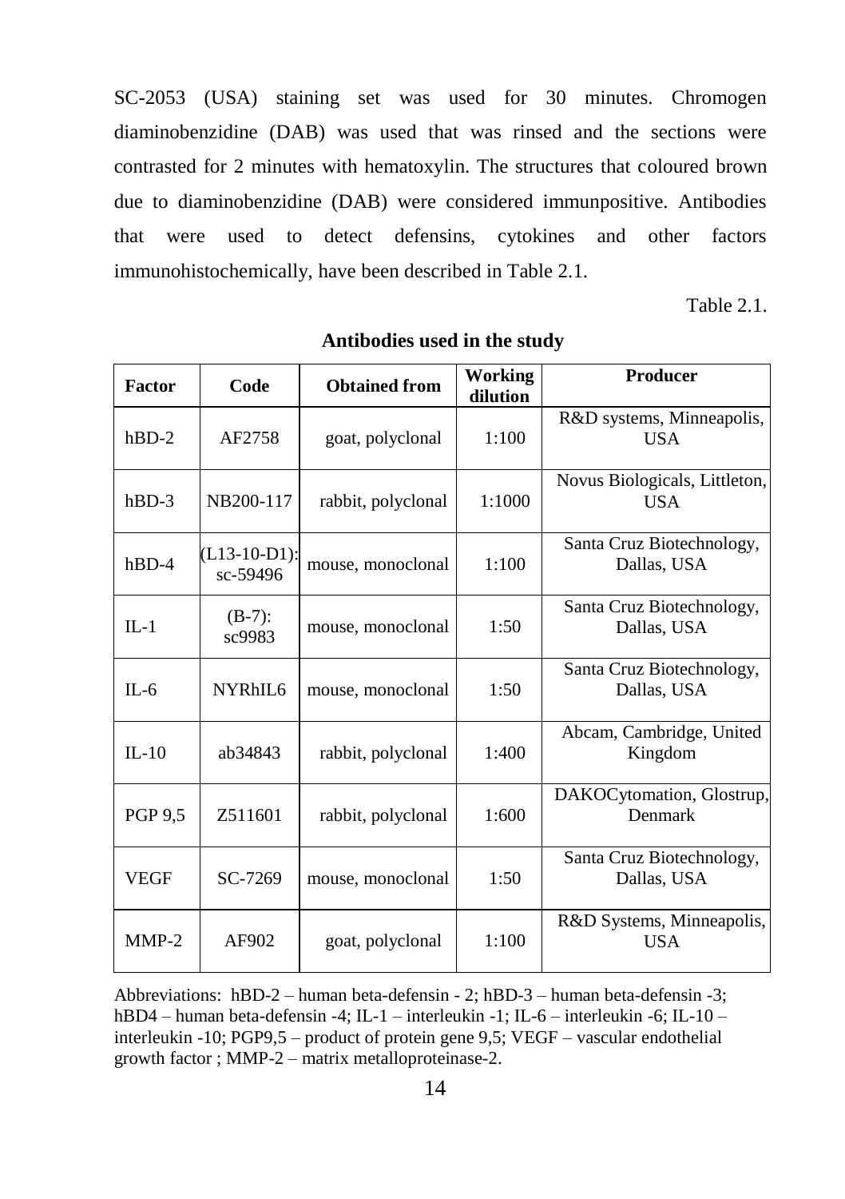SC-2053 (USA) staining set was used for 30 minutes. Chromogen diaminobenzidine (DAB) was used that was rinsed and the sections were contrasted for 2 minutes with hematoxylin. The structures that coloured brown due to diaminobenzidine (DAB) were considered immunpositive. Antibodies that were used to detect defensins, cytokines and other factors immunohistochemically, have been described in Table 2.1.

Table 2.1.

**Antibodies used in the study**

| **Factor** | **Code** | **Obtained from** | **Working dilution** | **Producer** |
|---|---|---|---|---|
| hBD-2 | AF2758 | goat, polyclonal | 1:100 | R&D systems, Minneapolis, USA |
| hBD-3 | NB200-117 | rabbit, polyclonal | 1:1000 | Novus Biologicals, Littleton, USA |
| hBD-4 | (L13-10-D1): sc-59496 | mouse, monoclonal | 1:100 | Santa Cruz Biotechnology, Dallas, USA |
| IL-1 | (B-7): sc9983 | mouse, monoclonal | 1:50 | Santa Cruz Biotechnology, Dallas, USA |
| IL-6 | NYRhIL6 | mouse, monoclonal | 1:50 | Santa Cruz Biotechnology, Dallas, USA |
| IL-10 | ab34843 | rabbit, polyclonal | 1:400 | Abcam, Cambridge, United Kingdom |
| PGP 9,5 | Z511601 | rabbit, polyclonal | 1:600 | DAKOCytomation, Glostrup, Denmark |
| VEGF | SC-7269 | mouse, monoclonal | 1:50 | Santa Cruz Biotechnology, Dallas, USA |
| MMP-2 | AF902 | goat, polyclonal | 1:100 | R&D Systems, Minneapolis, USA |

Abbreviations: hBD-2 – human beta-defensin - 2; hBD-3 – human beta-defensin -3; hBD4 – human beta-defensin -4; IL-1 – interleukin -1; IL-6 – interleukin -6; IL-10 – interleukin -10; PGP9,5 – product of protein gene 9,5; VEGF – vascular endothelial growth factor ; MMP-2 – matrix metalloproteinase-2.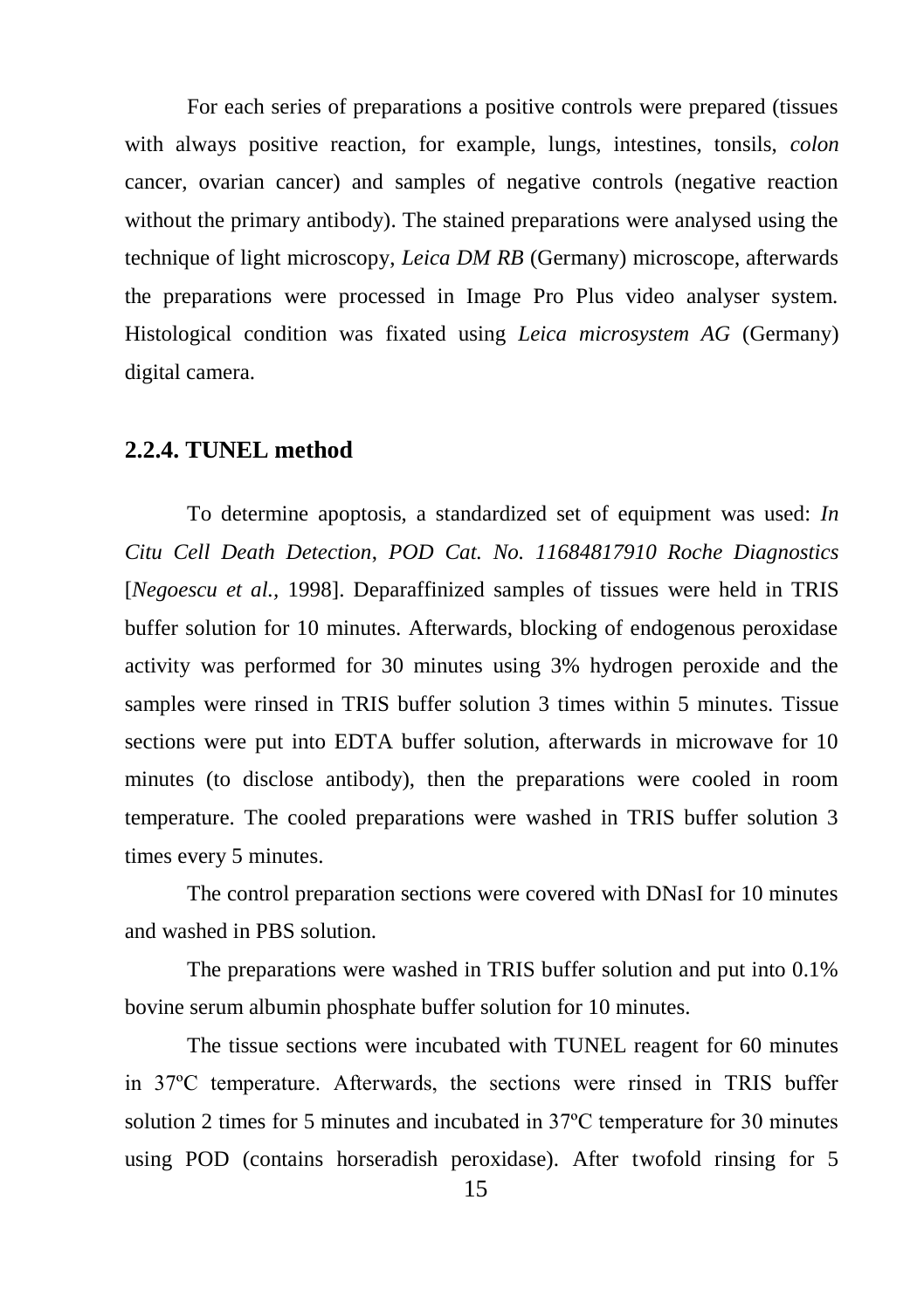For each series of preparations a positive controls were prepared (tissues with always positive reaction, for example, lungs, intestines, tonsils, *colon* cancer, ovarian cancer) and samples of negative controls (negative reaction without the primary antibody). The stained preparations were analysed using the technique of light microscopy, *Leica DM RB* (Germany) microscope, afterwards the preparations were processed in Image Pro Plus video analyser system. Histological condition was fixated using *Leica microsystem AG* (Germany) digital camera.

### 2.2.4. TUNEL method

To determine apoptosis, a standardized set of equipment was used: *In Citu Cell Death Detection, POD Cat. No. 11684817910 Roche Diagnostics* [*Negoescu et al.*, 1998]. Deparaffinized samples of tissues were held in TRIS buffer solution for 10 minutes. Afterwards, blocking of endogenous peroxidase activity was performed for 30 minutes using 3% hydrogen peroxide and the samples were rinsed in TRIS buffer solution 3 times within 5 minutes. Tissue sections were put into EDTA buffer solution, afterwards in microwave for 10 minutes (to disclose antibody), then the preparations were cooled in room temperature. The cooled preparations were washed in TRIS buffer solution 3 times every 5 minutes.

The control preparation sections were covered with DNasI for 10 minutes and washed in PBS solution.

The preparations were washed in TRIS buffer solution and put into 0.1% bovine serum albumin phosphate buffer solution for 10 minutes.

The tissue sections were incubated with TUNEL reagent for 60 minutes in 37ºC temperature. Afterwards, the sections were rinsed in TRIS buffer solution 2 times for 5 minutes and incubated in 37ºC temperature for 30 minutes using POD (contains horseradish peroxidase). After twofold rinsing for 5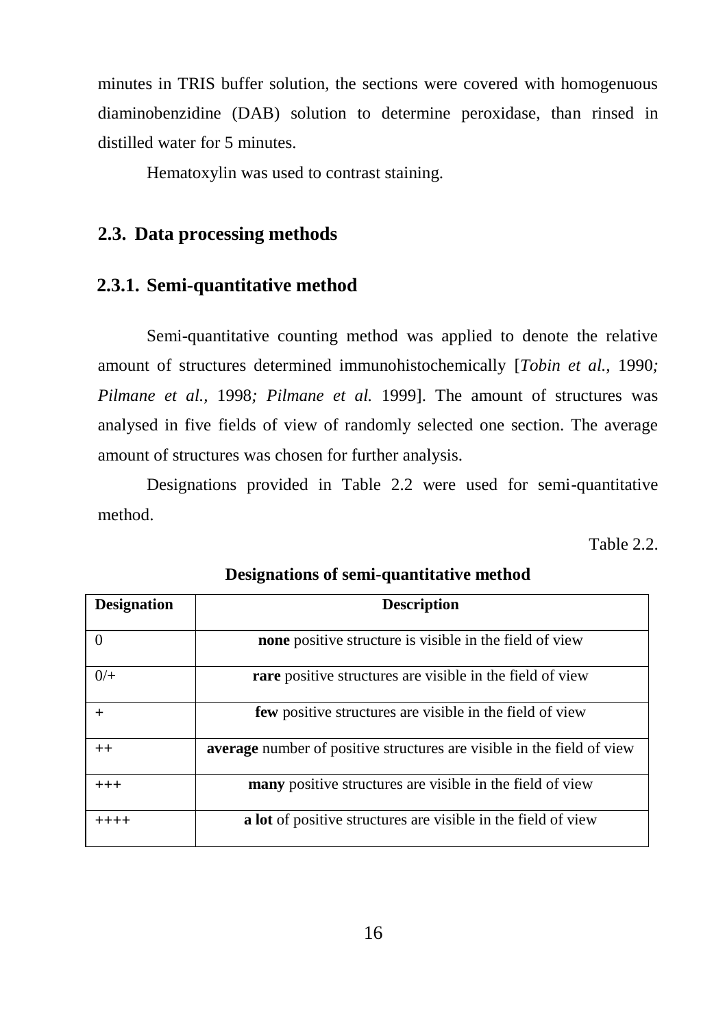minutes in TRIS buffer solution, the sections were covered with homogenuous diaminobenzidine (DAB) solution to determine peroxidase, than rinsed in distilled water for 5 minutes.

Hematoxylin was used to contrast staining.

## 2.3. Data processing methods

### 2.3.1. Semi-quantitative method

Semi-quantitative counting method was applied to denote the relative amount of structures determined immunohistochemically [*Tobin et al.,* 1990*; Pilmane et al.,* 1998*; Pilmane et al.* 1999]. The amount of structures was analysed in five fields of view of randomly selected one section. The average amount of structures was chosen for further analysis.

Designations provided in Table 2.2 were used for semi-quantitative method.

Table 2.2.

**Designations of semi-quantitative method**

| Designation | Description |
|---|---|
| 0 | **none** positive structure is visible in the field of view |
| 0/+ | **rare** positive structures are visible in the field of view |
| + | **few** positive structures are visible in the field of view |
| ++ | **average** number of positive structures are visible in the field of view |
| +++ | **many** positive structures are visible in the field of view |
| ++++ | **a lot** of positive structures are visible in the field of view |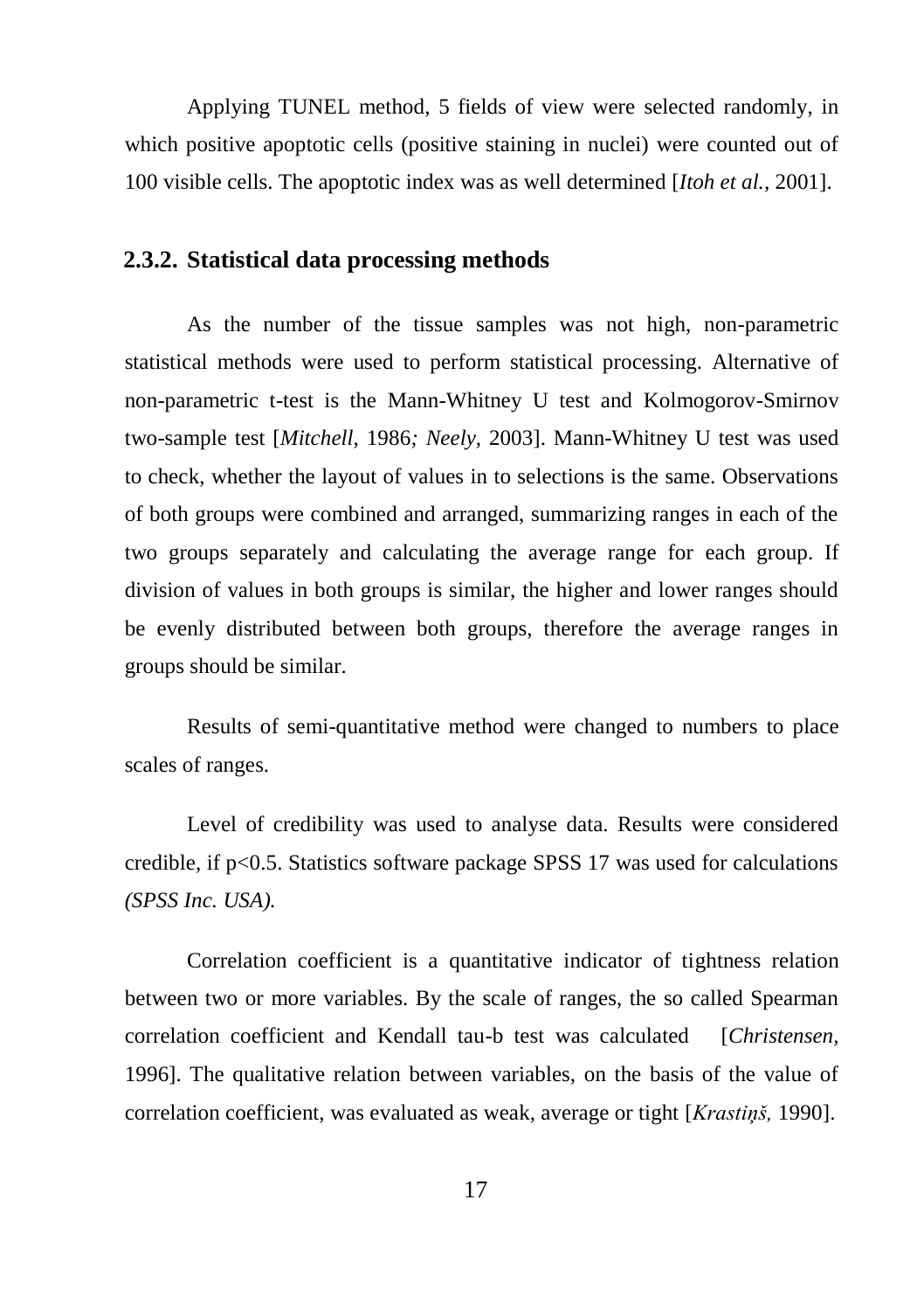Applying TUNEL method, 5 fields of view were selected randomly, in which positive apoptotic cells (positive staining in nuclei) were counted out of 100 visible cells. The apoptotic index was as well determined [*Itoh et al.,* 2001].

### 2.3.2. Statistical data processing methods

As the number of the tissue samples was not high, non-parametric statistical methods were used to perform statistical processing. Alternative of non-parametric t-test is the Mann-Whitney U test and Kolmogorov-Smirnov two-sample test [*Mitchell,* 1986*; Neely,* 2003]. Mann-Whitney U test was used to check, whether the layout of values in to selections is the same. Observations of both groups were combined and arranged, summarizing ranges in each of the two groups separately and calculating the average range for each group. If division of values in both groups is similar, the higher and lower ranges should be evenly distributed between both groups, therefore the average ranges in groups should be similar.

Results of semi-quantitative method were changed to numbers to place scales of ranges.

Level of credibility was used to analyse data. Results were considered credible, if $p<0.5$. Statistics software package SPSS 17 was used for calculations *(SPSS Inc. USA).*

Correlation coefficient is a quantitative indicator of tightness relation between two or more variables. By the scale of ranges, the so called Spearman correlation coefficient and Kendall tau-b test was calculated [*Christensen,* 1996]. The qualitative relation between variables, on the basis of the value of correlation coefficient, was evaluated as weak, average or tight [*Krastiņš,* 1990].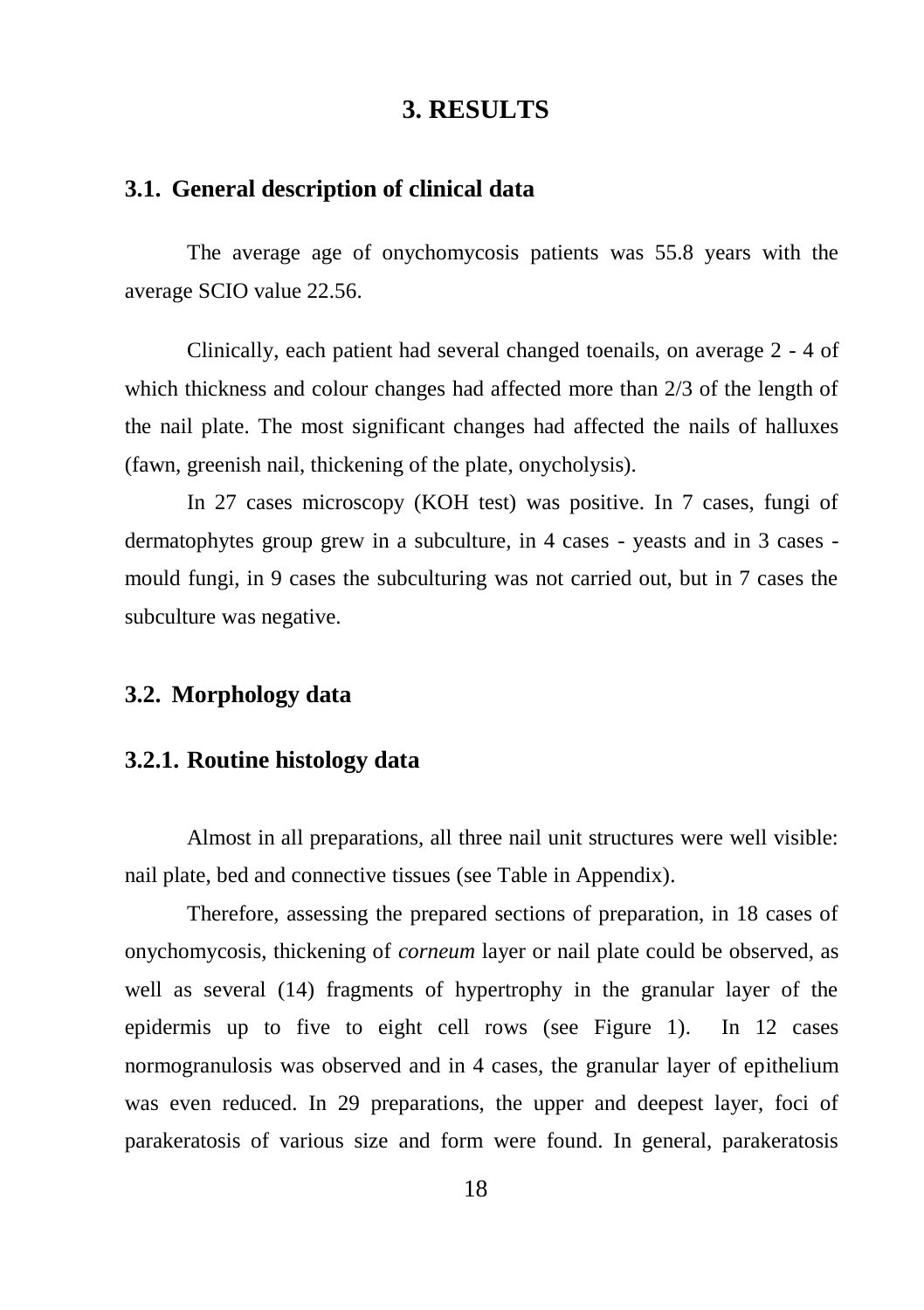# 3. RESULTS

## 3.1. General description of clinical data

The average age of onychomycosis patients was 55.8 years with the average SCIO value 22.56.

Clinically, each patient had several changed toenails, on average 2 - 4 of which thickness and colour changes had affected more than 2/3 of the length of the nail plate. The most significant changes had affected the nails of halluxes (fawn, greenish nail, thickening of the plate, onycholysis).

In 27 cases microscopy (KOH test) was positive. In 7 cases, fungi of dermatophytes group grew in a subculture, in 4 cases - yeasts and in 3 cases - mould fungi, in 9 cases the subculturing was not carried out, but in 7 cases the subculture was negative.

## 3.2. Morphology data

### 3.2.1. Routine histology data

Almost in all preparations, all three nail unit structures were well visible: nail plate, bed and connective tissues (see Table in Appendix).

Therefore, assessing the prepared sections of preparation, in 18 cases of onychomycosis, thickening of *corneum* layer or nail plate could be observed, as well as several (14) fragments of hypertrophy in the granular layer of the epidermis up to five to eight cell rows (see Figure 1). In 12 cases normogranulosis was observed and in 4 cases, the granular layer of epithelium was even reduced. In 29 preparations, the upper and deepest layer, foci of parakeratosis of various size and form were found. In general, parakeratosis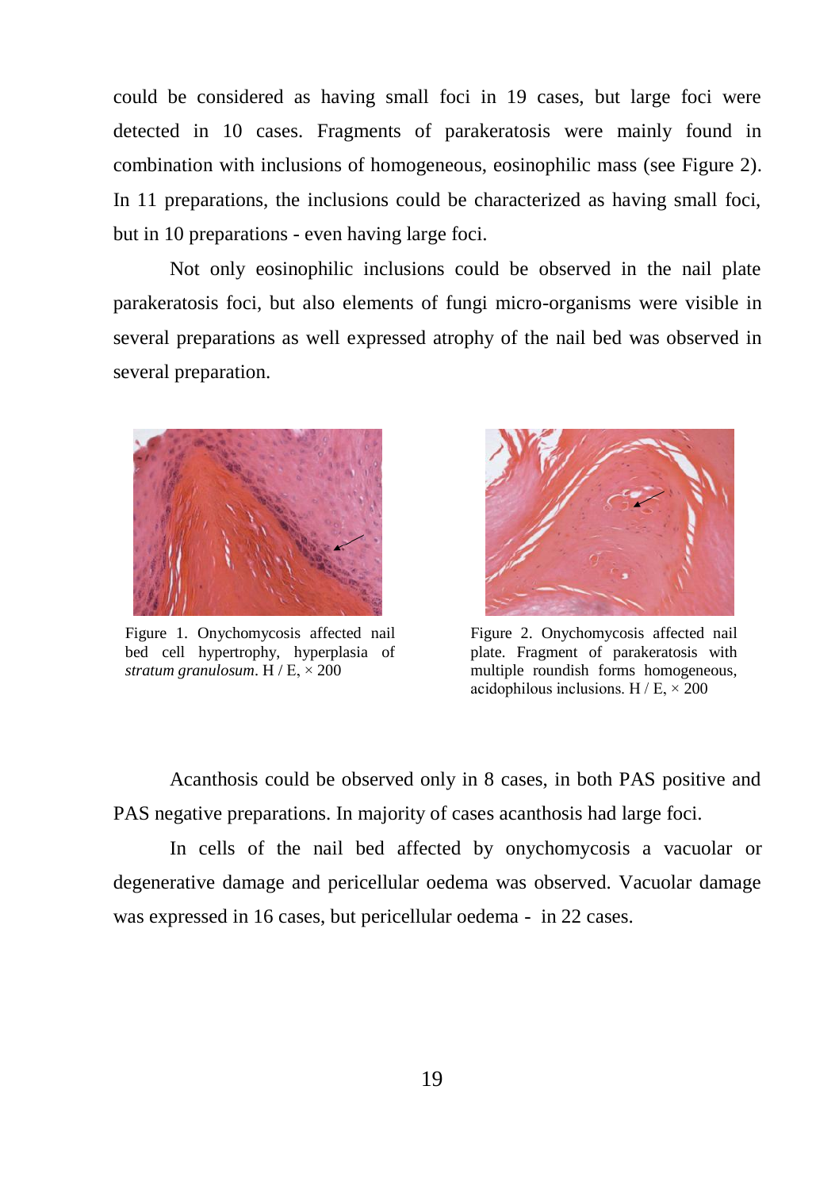could be considered as having small foci in 19 cases, but large foci were detected in 10 cases. Fragments of parakeratosis were mainly found in combination with inclusions of homogeneous, eosinophilic mass (see Figure 2). In 11 preparations, the inclusions could be characterized as having small foci, but in 10 preparations - even having large foci.

Not only eosinophilic inclusions could be observed in the nail plate parakeratosis foci, but also elements of fungi micro-organisms were visible in several preparations as well expressed atrophy of the nail bed was observed in several preparation.

Figure 1. Onychomycosis affected nail bed cell hypertrophy, hyperplasia of *stratum granulosum*. H / E, × 200

Figure 2. Onychomycosis affected nail plate. Fragment of parakeratosis with multiple roundish forms homogeneous, acidophilous inclusions. H / E, × 200

Acanthosis could be observed only in 8 cases, in both PAS positive and PAS negative preparations. In majority of cases acanthosis had large foci.

In cells of the nail bed affected by onychomycosis a vacuolar or degenerative damage and pericellular oedema was observed. Vacuolar damage was expressed in 16 cases, but pericellular oedema - in 22 cases.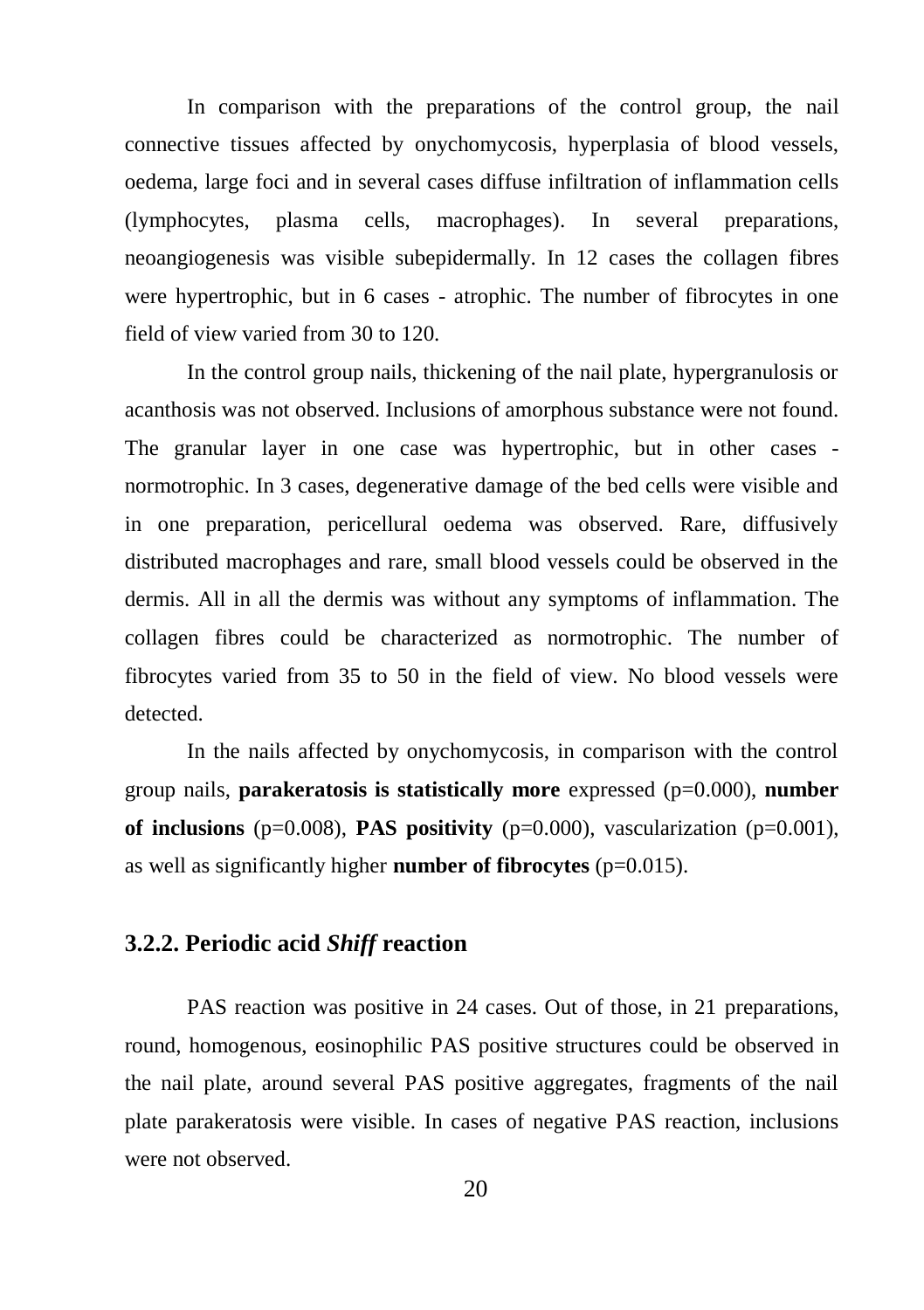In comparison with the preparations of the control group, the nail connective tissues affected by onychomycosis, hyperplasia of blood vessels, oedema, large foci and in several cases diffuse infiltration of inflammation cells (lymphocytes, plasma cells, macrophages). In several preparations, neoangiogenesis was visible subepidermally. In 12 cases the collagen fibres were hypertrophic, but in 6 cases - atrophic. The number of fibrocytes in one field of view varied from 30 to 120.

In the control group nails, thickening of the nail plate, hypergranulosis or acanthosis was not observed. Inclusions of amorphous substance were not found. The granular layer in one case was hypertrophic, but in other cases - normotrophic. In 3 cases, degenerative damage of the bed cells were visible and in one preparation, pericellural oedema was observed. Rare, diffusively distributed macrophages and rare, small blood vessels could be observed in the dermis. All in all the dermis was without any symptoms of inflammation. The collagen fibres could be characterized as normotrophic. The number of fibrocytes varied from 35 to 50 in the field of view. No blood vessels were detected.

In the nails affected by onychomycosis, in comparison with the control group nails, **parakeratosis is statistically more** expressed (p=0.000), **number of inclusions** (p=0.008), **PAS positivity** (p=0.000), vascularization (p=0.001), as well as significantly higher **number of fibrocytes** (p=0.015).

### 3.2.2. Periodic acid *Shiff* reaction

PAS reaction was positive in 24 cases. Out of those, in 21 preparations, round, homogenous, eosinophilic PAS positive structures could be observed in the nail plate, around several PAS positive aggregates, fragments of the nail plate parakeratosis were visible. In cases of negative PAS reaction, inclusions were not observed.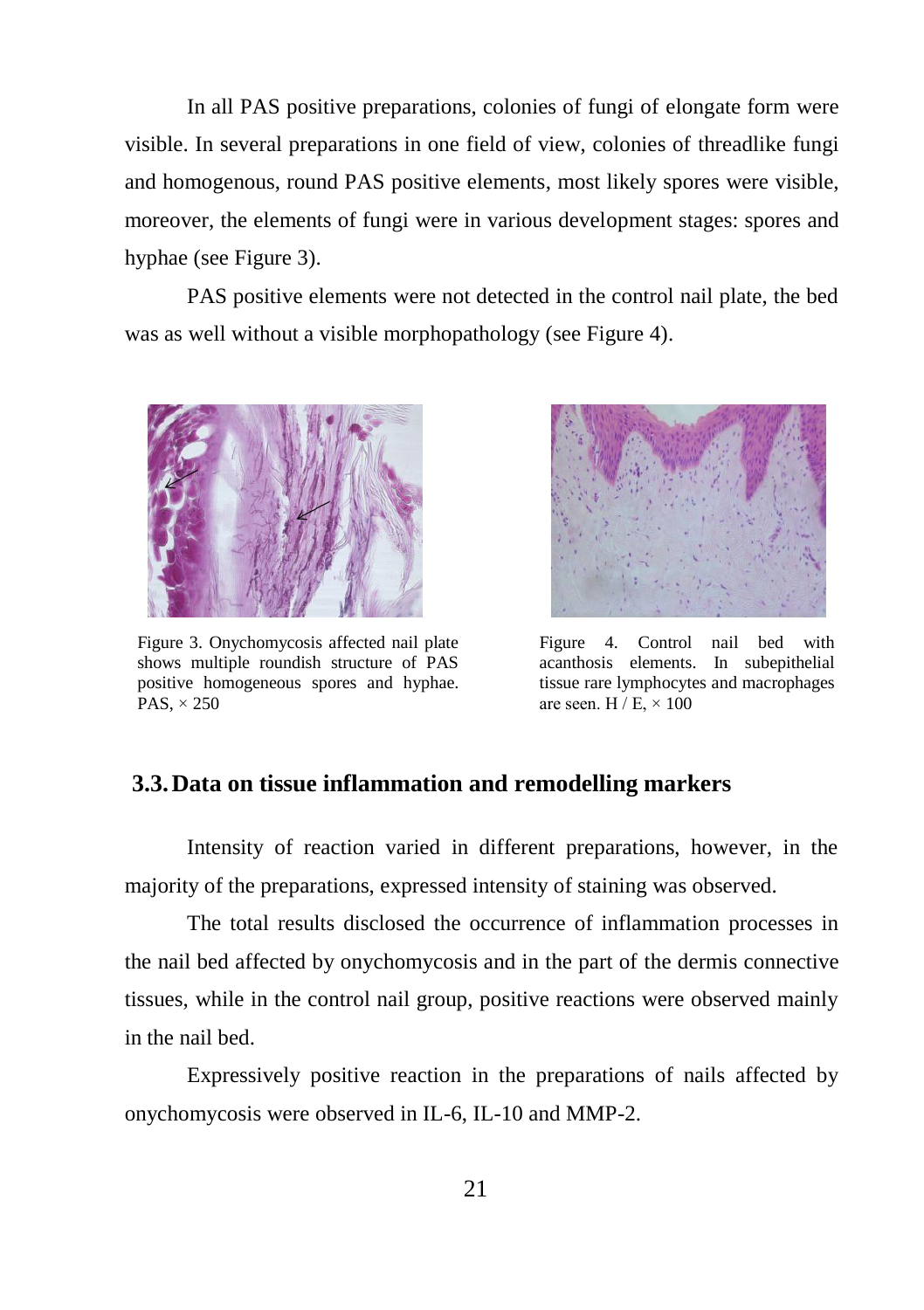In all PAS positive preparations, colonies of fungi of elongate form were visible. In several preparations in one field of view, colonies of threadlike fungi and homogenous, round PAS positive elements, most likely spores were visible, moreover, the elements of fungi were in various development stages: spores and hyphae (see Figure 3).

PAS positive elements were not detected in the control nail plate, the bed was as well without a visible morphopathology (see Figure 4).

Figure 3. Onychomycosis affected nail plate shows multiple roundish structure of PAS positive homogeneous spores and hyphae. PAS, × 250

Figure 4. Control nail bed with acanthosis elements. In subepithelial tissue rare lymphocytes and macrophages are seen. H / E, × 100

## 3.3. Data on tissue inflammation and remodelling markers

Intensity of reaction varied in different preparations, however, in the majority of the preparations, expressed intensity of staining was observed.

The total results disclosed the occurrence of inflammation processes in the nail bed affected by onychomycosis and in the part of the dermis connective tissues, while in the control nail group, positive reactions were observed mainly in the nail bed.

Expressively positive reaction in the preparations of nails affected by onychomycosis were observed in IL-6, IL-10 and MMP-2.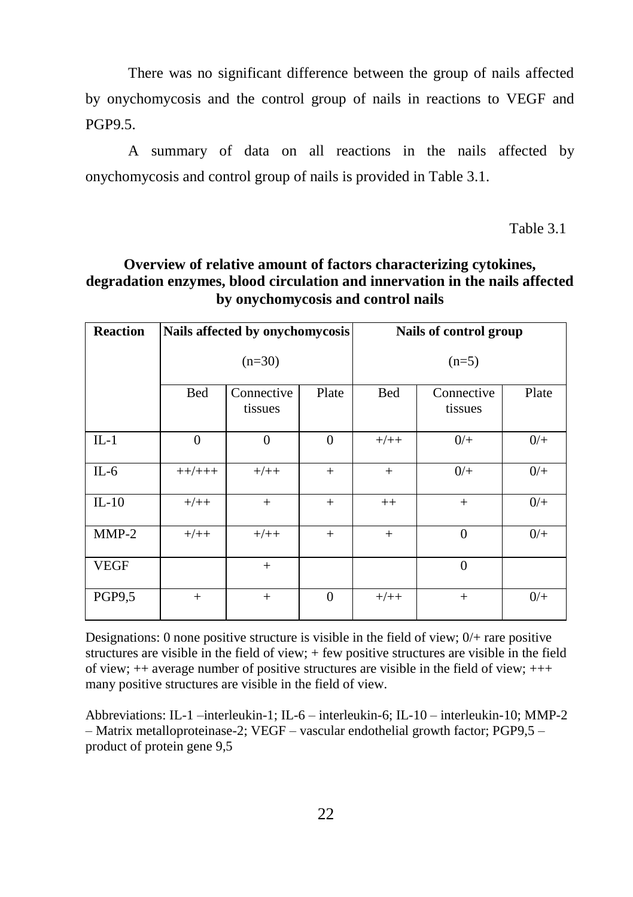There was no significant difference between the group of nails affected by onychomycosis and the control group of nails in reactions to VEGF and PGP9.5.

A summary of data on all reactions in the nails affected by onychomycosis and control group of nails is provided in Table 3.1.

Table 3.1

**Overview of relative amount of factors characterizing cytokines, degradation enzymes, blood circulation and innervation in the nails affected by onychomycosis and control nails**

| Reaction | Nails affected by onychomycosis (n=30) | | | Nails of control group (n=5) | | |
|---|---|---|---|---|---|---|
| | Bed | Connective tissues | Plate | Bed | Connective tissues | Plate |
| IL-1 | 0 | 0 | 0 | +/++ | 0/+ | 0/+ |
| IL-6 | ++/+++ | +/++ | + | + | 0/+ | 0/+ |
| IL-10 | +/++ | + | + | ++ | + | 0/+ |
| MMP-2 | +/++ | +/++ | + | + | 0 | 0/+ |
| VEGF | | + | | | 0 | |
| PGP9,5 | + | + | 0 | +/++ | + | 0/+ |

Designations: 0 none positive structure is visible in the field of view; 0/+ rare positive structures are visible in the field of view; + few positive structures are visible in the field of view; ++ average number of positive structures are visible in the field of view; +++ many positive structures are visible in the field of view.

Abbreviations: IL-1 –interleukin-1; IL-6 – interleukin-6; IL-10 – interleukin-10; MMP-2 – Matrix metalloproteinase-2; VEGF – vascular endothelial growth factor; PGP9,5 – product of protein gene 9,5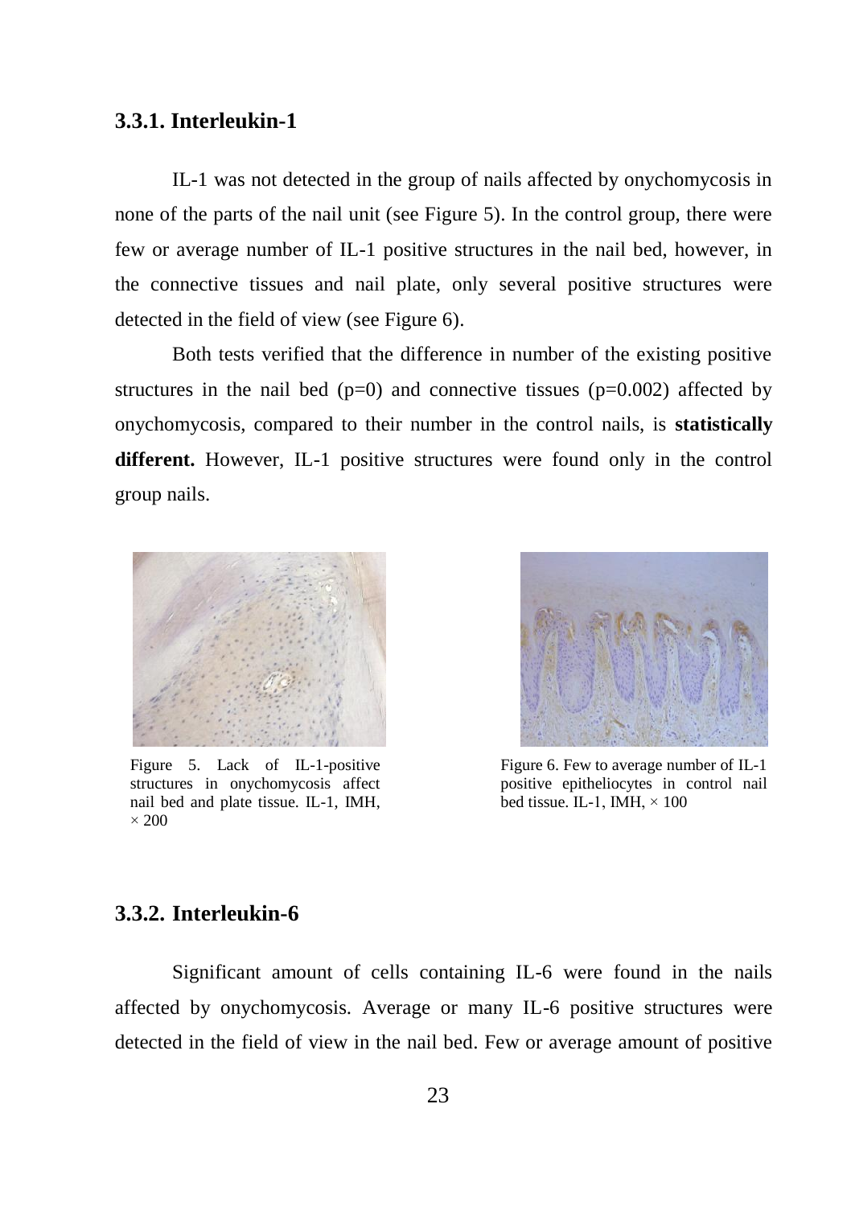### 3.3.1. Interleukin-1

IL-1 was not detected in the group of nails affected by onychomycosis in none of the parts of the nail unit (see Figure 5). In the control group, there were few or average number of IL-1 positive structures in the nail bed, however, in the connective tissues and nail plate, only several positive structures were detected in the field of view (see Figure 6).

Both tests verified that the difference in number of the existing positive structures in the nail bed ($p=0$) and connective tissues ($p=0.002$) affected by onychomycosis, compared to their number in the control nails, is **statistically different.** However, IL-1 positive structures were found only in the control group nails.

Figure 5. Lack of IL-1-positive structures in onychomycosis affect nail bed and plate tissue. IL-1, IMH, $\times$ 200

Figure 6. Few to average number of IL-1 positive epitheliocytes in control nail bed tissue. IL-1, IMH, $\times$ 100

### 3.3.2. Interleukin-6

Significant amount of cells containing IL-6 were found in the nails affected by onychomycosis. Average or many IL-6 positive structures were detected in the field of view in the nail bed. Few or average amount of positive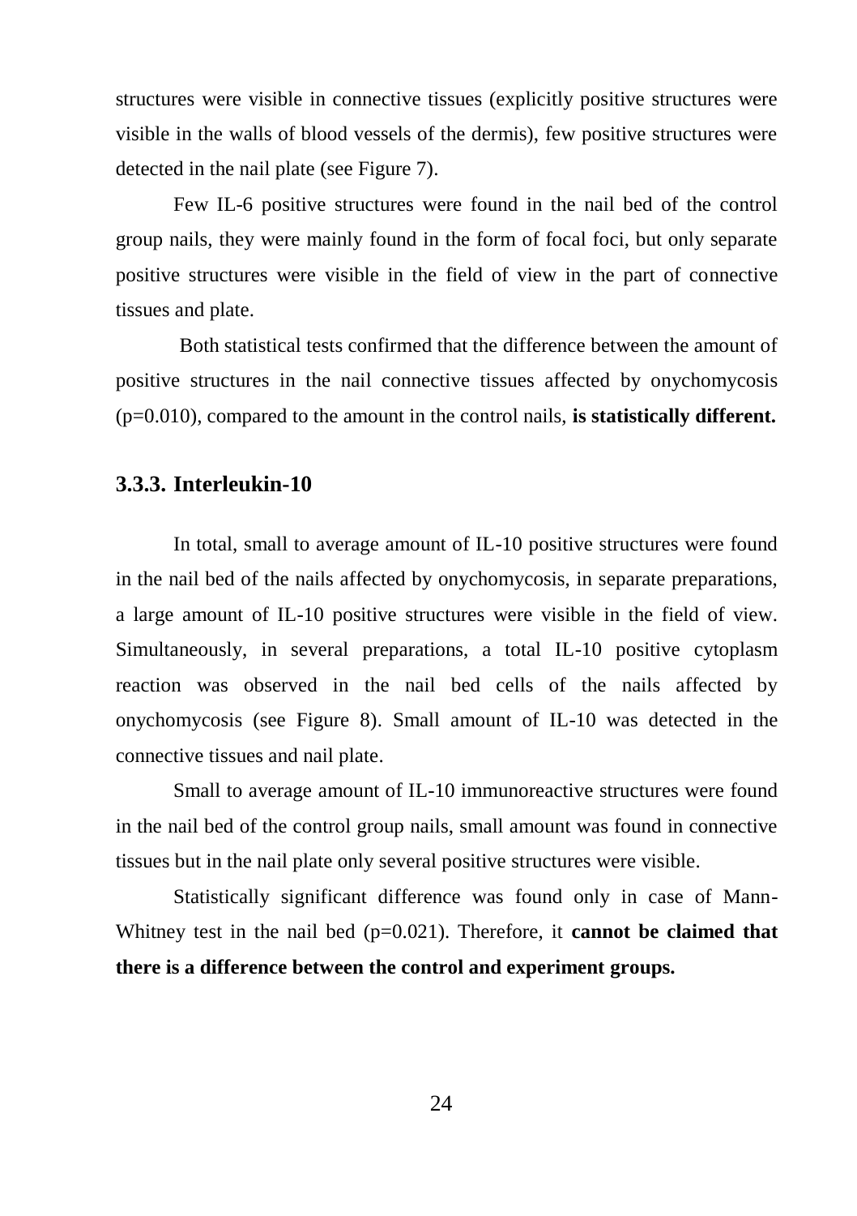structures were visible in connective tissues (explicitly positive structures were visible in the walls of blood vessels of the dermis), few positive structures were detected in the nail plate (see Figure 7).

Few IL-6 positive structures were found in the nail bed of the control group nails, they were mainly found in the form of focal foci, but only separate positive structures were visible in the field of view in the part of connective tissues and plate.

Both statistical tests confirmed that the difference between the amount of positive structures in the nail connective tissues affected by onychomycosis (p=0.010), compared to the amount in the control nails, **is statistically different.**

### 3.3.3. Interleukin-10

In total, small to average amount of IL-10 positive structures were found in the nail bed of the nails affected by onychomycosis, in separate preparations, a large amount of IL-10 positive structures were visible in the field of view. Simultaneously, in several preparations, a total IL-10 positive cytoplasm reaction was observed in the nail bed cells of the nails affected by onychomycosis (see Figure 8). Small amount of IL-10 was detected in the connective tissues and nail plate.

Small to average amount of IL-10 immunoreactive structures were found in the nail bed of the control group nails, small amount was found in connective tissues but in the nail plate only several positive structures were visible.

Statistically significant difference was found only in case of Mann-Whitney test in the nail bed (p=0.021). Therefore, it **cannot be claimed that there is a difference between the control and experiment groups.**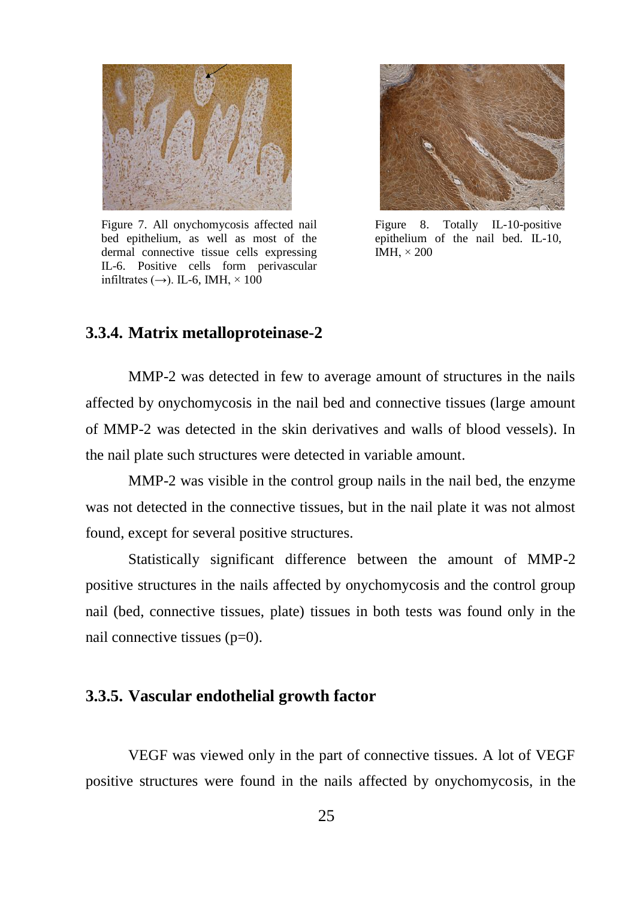Figure 7. All onychomycosis affected nail bed epithelium, as well as most of the dermal connective tissue cells expressing IL-6. Positive cells form perivascular infiltrates (→). IL-6, IMH, × 100

Figure 8. Totally IL-10-positive epithelium of the nail bed. IL-10, IMH, × 200

### 3.3.4. Matrix metalloproteinase-2

MMP-2 was detected in few to average amount of structures in the nails affected by onychomycosis in the nail bed and connective tissues (large amount of MMP-2 was detected in the skin derivatives and walls of blood vessels). In the nail plate such structures were detected in variable amount.

MMP-2 was visible in the control group nails in the nail bed, the enzyme was not detected in the connective tissues, but in the nail plate it was not almost found, except for several positive structures.

Statistically significant difference between the amount of MMP-2 positive structures in the nails affected by onychomycosis and the control group nail (bed, connective tissues, plate) tissues in both tests was found only in the nail connective tissues ($p=0$).

### 3.3.5. Vascular endothelial growth factor

VEGF was viewed only in the part of connective tissues. A lot of VEGF positive structures were found in the nails affected by onychomycosis, in the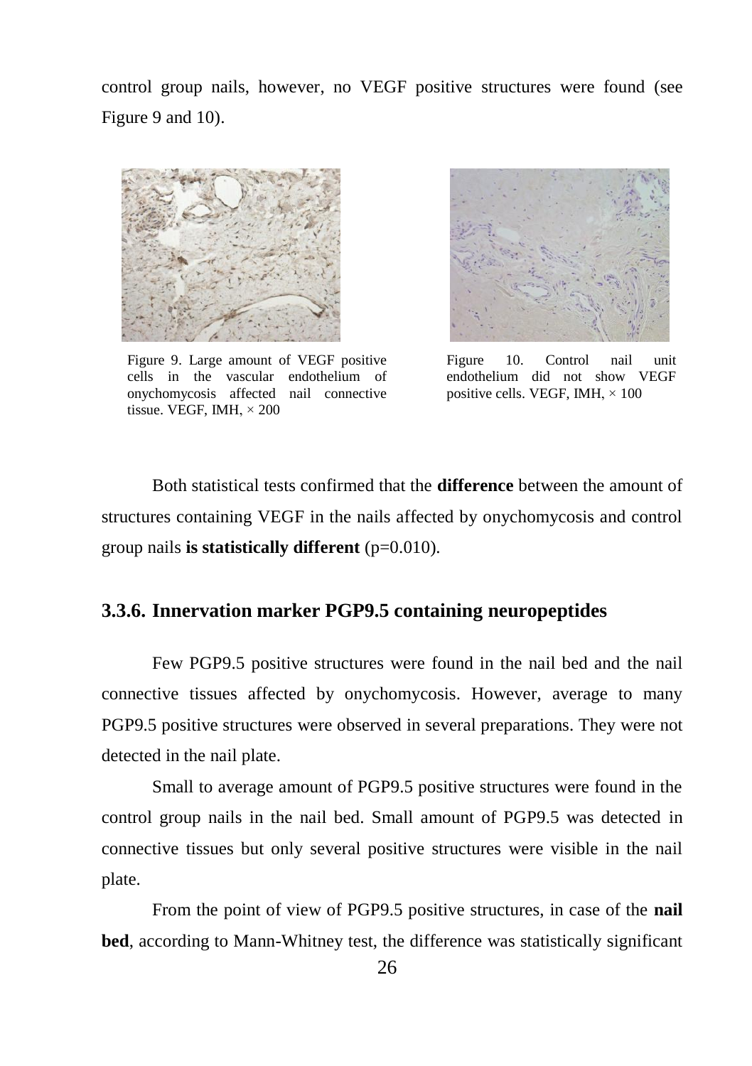control group nails, however, no VEGF positive structures were found (see Figure 9 and 10).

Figure 9. Large amount of VEGF positive cells in the vascular endothelium of onychomycosis affected nail connective tissue. VEGF, IMH, × 200

Figure 10. Control nail unit endothelium did not show VEGF positive cells. VEGF, IMH, × 100

Both statistical tests confirmed that the **difference** between the amount of structures containing VEGF in the nails affected by onychomycosis and control group nails **is statistically different** (p=0.010).

### 3.3.6. Innervation marker PGP9.5 containing neuropeptides

Few PGP9.5 positive structures were found in the nail bed and the nail connective tissues affected by onychomycosis. However, average to many PGP9.5 positive structures were observed in several preparations. They were not detected in the nail plate.

Small to average amount of PGP9.5 positive structures were found in the control group nails in the nail bed. Small amount of PGP9.5 was detected in connective tissues but only several positive structures were visible in the nail plate.

From the point of view of PGP9.5 positive structures, in case of the **nail bed**, according to Mann-Whitney test, the difference was statistically significant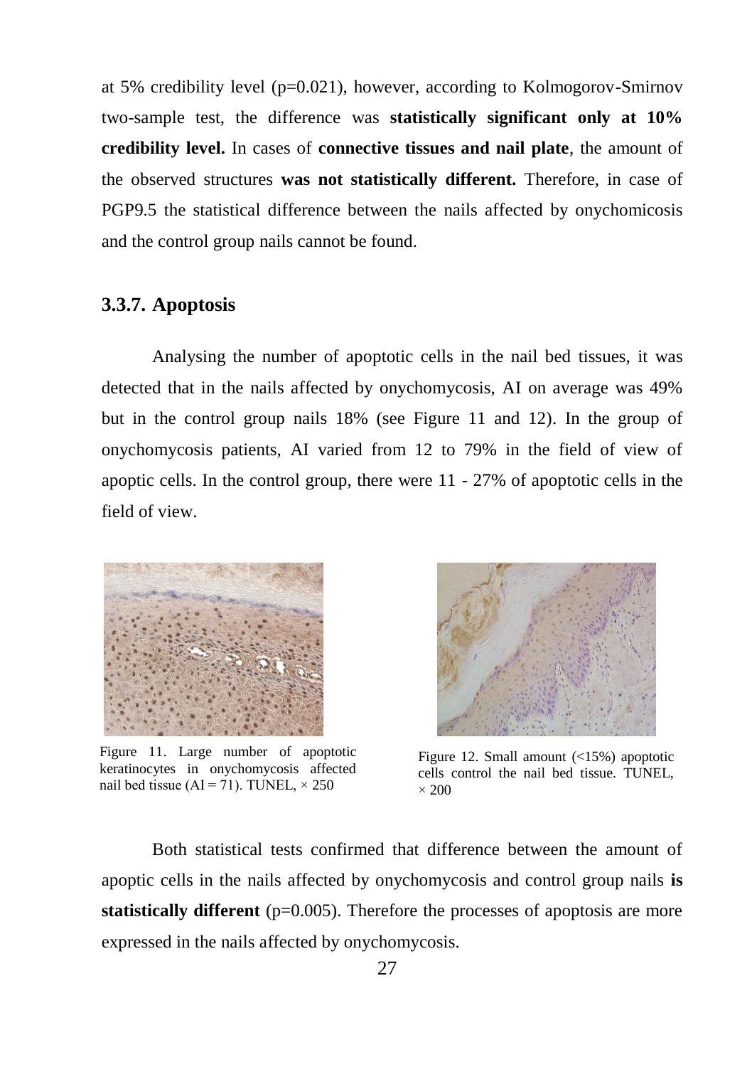at 5% credibility level (p=0.021), however, according to Kolmogorov-Smirnov two-sample test, the difference was **statistically significant only at 10% credibility level.** In cases of **connective tissues and nail plate**, the amount of the observed structures **was not statistically different.** Therefore, in case of PGP9.5 the statistical difference between the nails affected by onychomicosis and the control group nails cannot be found.

### 3.3.7. Apoptosis

Analysing the number of apoptotic cells in the nail bed tissues, it was detected that in the nails affected by onychomycosis, AI on average was 49% but in the control group nails 18% (see Figure 11 and 12). In the group of onychomycosis patients, AI varied from 12 to 79% in the field of view of apoptic cells. In the control group, there were 11 - 27% of apoptotic cells in the field of view.

Figure 11. Large number of apoptotic keratinocytes in onychomycosis affected nail bed tissue (AI = 71). TUNEL, × 250

Figure 12. Small amount (<15%) apoptotic cells control the nail bed tissue. TUNEL, × 200

Both statistical tests confirmed that difference between the amount of apoptic cells in the nails affected by onychomycosis and control group nails **is statistically different** (p=0.005). Therefore the processes of apoptosis are more expressed in the nails affected by onychomycosis.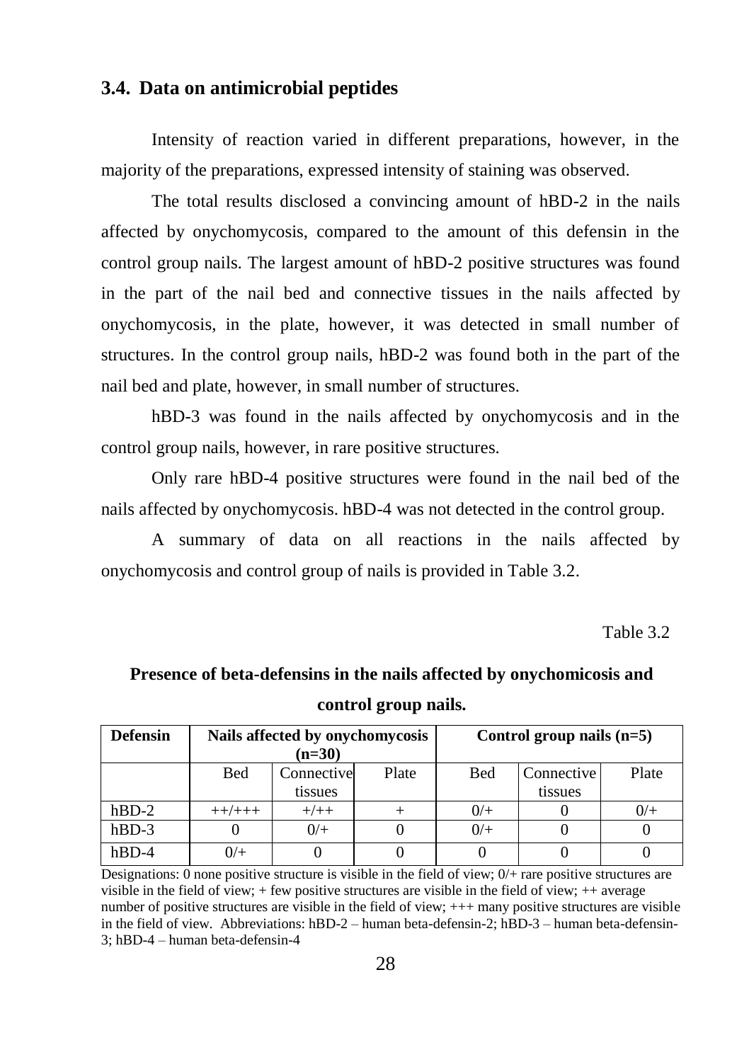### 3.4. Data on antimicrobial peptides

Intensity of reaction varied in different preparations, however, in the majority of the preparations, expressed intensity of staining was observed.

The total results disclosed a convincing amount of hBD-2 in the nails affected by onychomycosis, compared to the amount of this defensin in the control group nails. The largest amount of hBD-2 positive structures was found in the part of the nail bed and connective tissues in the nails affected by onychomycosis, in the plate, however, it was detected in small number of structures. In the control group nails, hBD-2 was found both in the part of the nail bed and plate, however, in small number of structures.

hBD-3 was found in the nails affected by onychomycosis and in the control group nails, however, in rare positive structures.

Only rare hBD-4 positive structures were found in the nail bed of the nails affected by onychomycosis. hBD-4 was not detected in the control group.

A summary of data on all reactions in the nails affected by onychomycosis and control group of nails is provided in Table 3.2.

Table 3.2

**Presence of beta-defensins in the nails affected by onychomicosis and control group nails.**

| Defensin | Nails affected by onychomycosis (n=30) | | | Control group nails (n=5) | | |
|---|---|---|---|---|---|---|
| | Bed | Connective tissues | Plate | Bed | Connective tissues | Plate |
| hBD-2 | ++/+++ | +/++ | + | 0/+ | 0 | 0/+ |
| hBD-3 | 0 | 0/+ | 0 | 0/+ | 0 | 0 |
| hBD-4 | 0/+ | 0 | 0 | 0 | 0 | 0 |

Designations: 0 none positive structure is visible in the field of view; 0/+ rare positive structures are visible in the field of view; + few positive structures are visible in the field of view; ++ average number of positive structures are visible in the field of view; +++ many positive structures are visible in the field of view. Abbreviations: hBD-2 – human beta-defensin-2; hBD-3 – human beta-defensin-3; hBD-4 – human beta-defensin-4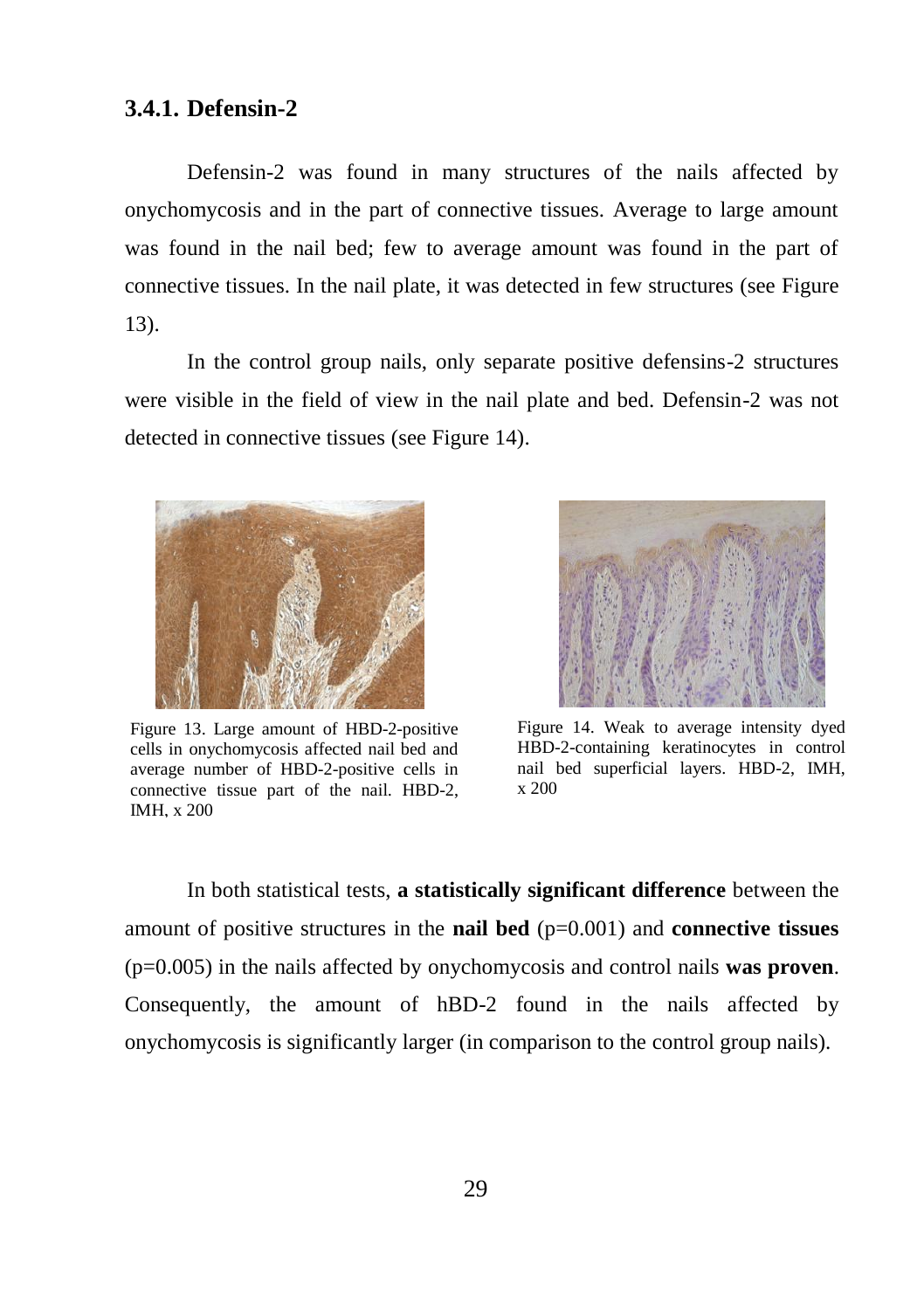### 3.4.1. Defensin-2

Defensin-2 was found in many structures of the nails affected by onychomycosis and in the part of connective tissues. Average to large amount was found in the nail bed; few to average amount was found in the part of connective tissues. In the nail plate, it was detected in few structures (see Figure 13).

In the control group nails, only separate positive defensins-2 structures were visible in the field of view in the nail plate and bed. Defensin-2 was not detected in connective tissues (see Figure 14).

Figure 13. Large amount of HBD-2-positive cells in onychomycosis affected nail bed and average number of HBD-2-positive cells in connective tissue part of the nail. HBD-2, IMH, x 200

Figure 14. Weak to average intensity dyed HBD-2-containing keratinocytes in control nail bed superficial layers. HBD-2, IMH, x 200

In both statistical tests, **a statistically significant difference** between the amount of positive structures in the **nail bed** (p=0.001) and **connective tissues** (p=0.005) in the nails affected by onychomycosis and control nails **was proven**. Consequently, the amount of hBD-2 found in the nails affected by onychomycosis is significantly larger (in comparison to the control group nails).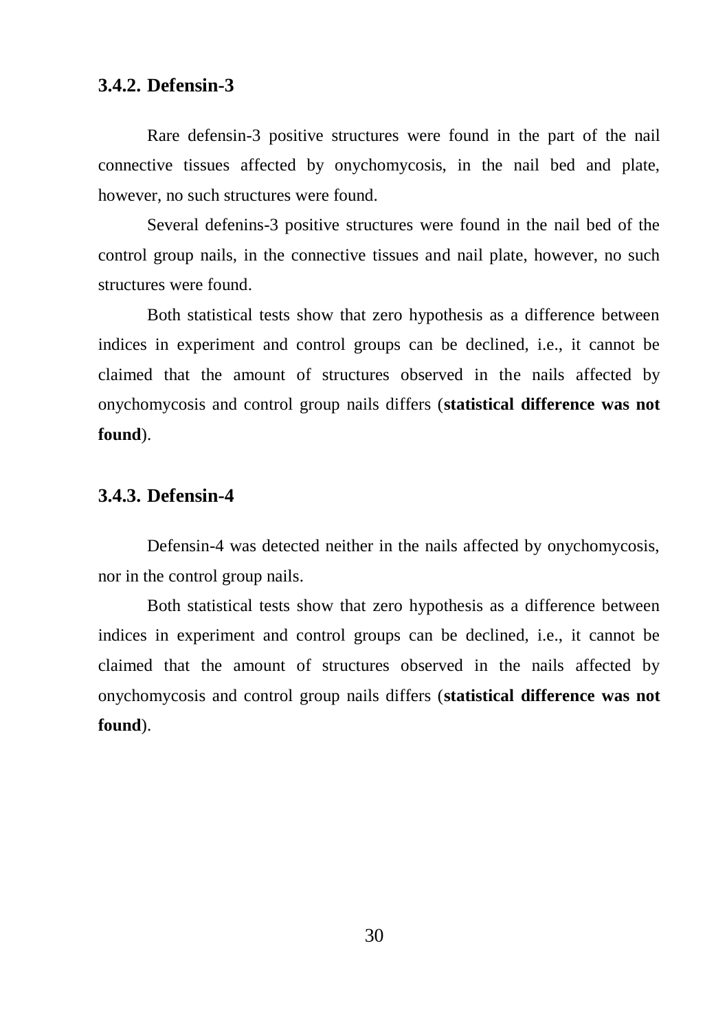### 3.4.2. Defensin-3

Rare defensin-3 positive structures were found in the part of the nail connective tissues affected by onychomycosis, in the nail bed and plate, however, no such structures were found.

Several defenins-3 positive structures were found in the nail bed of the control group nails, in the connective tissues and nail plate, however, no such structures were found.

Both statistical tests show that zero hypothesis as a difference between indices in experiment and control groups can be declined, i.e., it cannot be claimed that the amount of structures observed in the nails affected by onychomycosis and control group nails differs (**statistical difference was not found**).

### 3.4.3. Defensin-4

Defensin-4 was detected neither in the nails affected by onychomycosis, nor in the control group nails.

Both statistical tests show that zero hypothesis as a difference between indices in experiment and control groups can be declined, i.e., it cannot be claimed that the amount of structures observed in the nails affected by onychomycosis and control group nails differs (**statistical difference was not found**).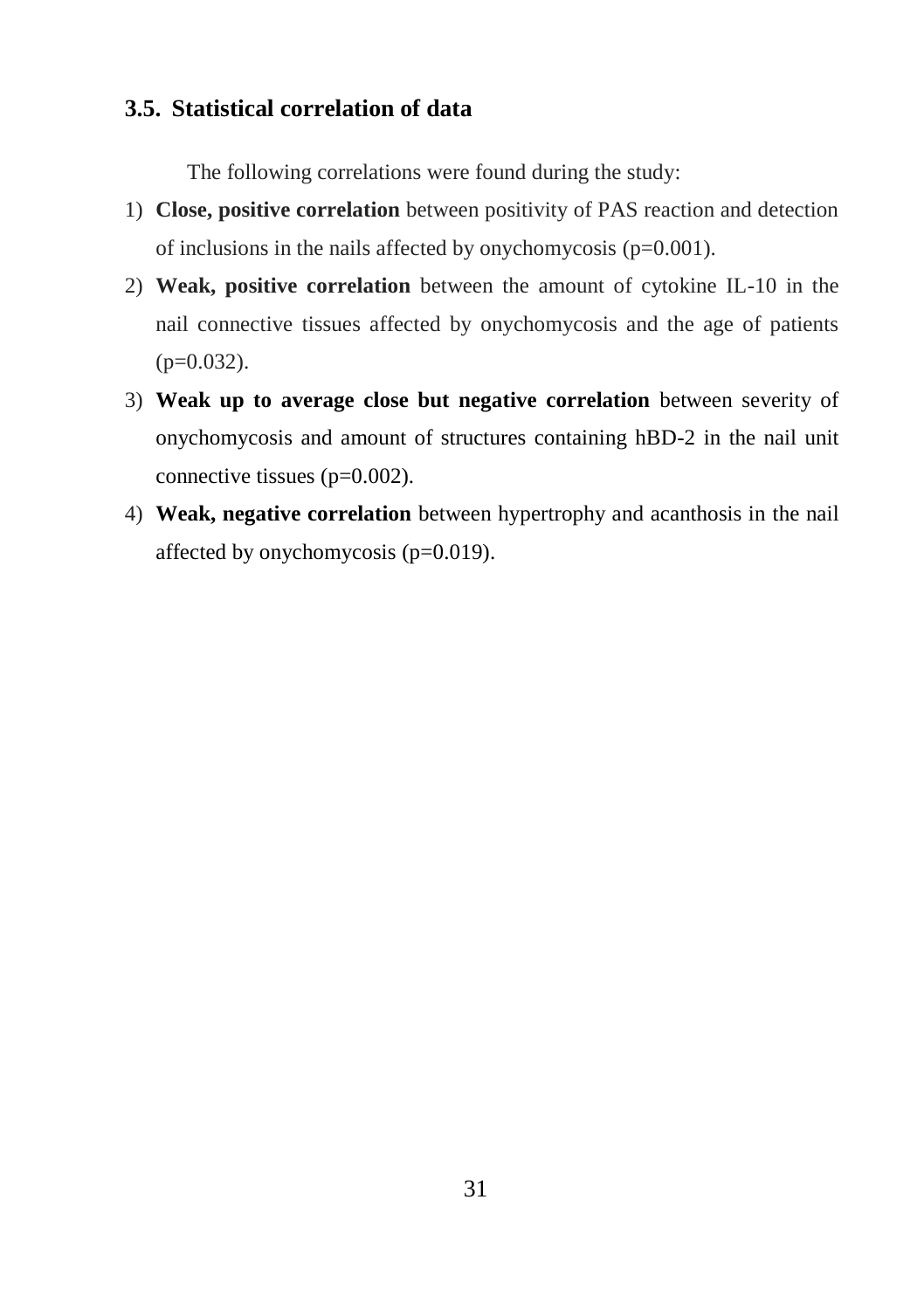### 3.5. Statistical correlation of data

The following correlations were found during the study:

1) **Close, positive correlation** between positivity of PAS reaction and detection of inclusions in the nails affected by onychomycosis ($p=0.001$).
2) **Weak, positive correlation** between the amount of cytokine IL-10 in the nail connective tissues affected by onychomycosis and the age of patients ($p=0.032$).
3) **Weak up to average close but negative correlation** between severity of onychomycosis and amount of structures containing hBD-2 in the nail unit connective tissues ($p=0.002$).
4) **Weak, negative correlation** between hypertrophy and acanthosis in the nail affected by onychomycosis ($p=0.019$).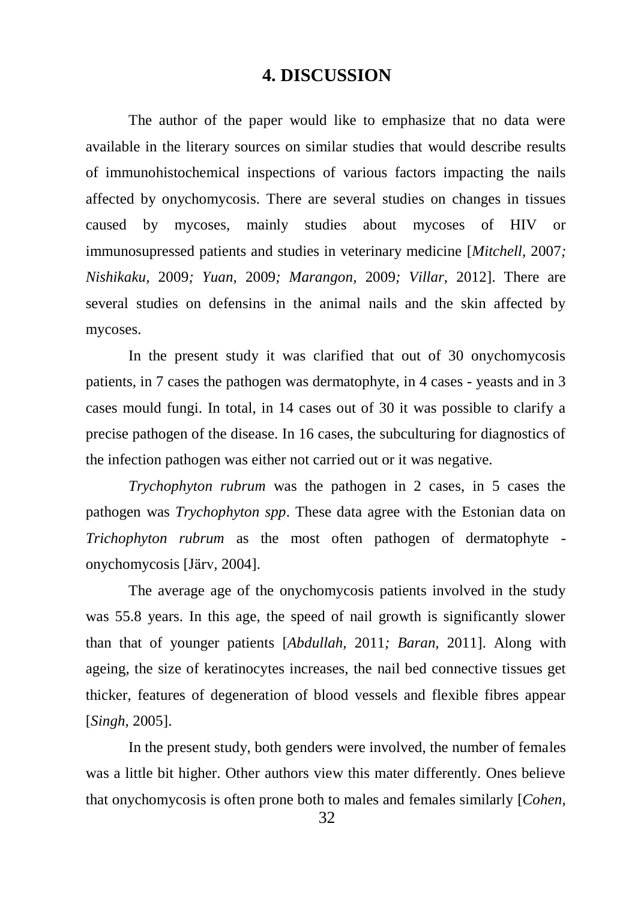# 4. DISCUSSION

The author of the paper would like to emphasize that no data were available in the literary sources on similar studies that would describe results of immunohistochemical inspections of various factors impacting the nails affected by onychomycosis. There are several studies on changes in tissues caused by mycoses, mainly studies about mycoses of HIV or immunosupressed patients and studies in veterinary medicine [*Mitchell*, 2007*; Nishikaku*, 2009*; Yuan*, 2009*; Marangon*, 2009*; Villar*, 2012]. There are several studies on defensins in the animal nails and the skin affected by mycoses.

In the present study it was clarified that out of 30 onychomycosis patients, in 7 cases the pathogen was dermatophyte, in 4 cases - yeasts and in 3 cases mould fungi. In total, in 14 cases out of 30 it was possible to clarify a precise pathogen of the disease. In 16 cases, the subculturing for diagnostics of the infection pathogen was either not carried out or it was negative.

*Trychophyton rubrum* was the pathogen in 2 cases, in 5 cases the pathogen was *Trychophyton spp*. These data agree with the Estonian data on *Trichophyton rubrum* as the most often pathogen of dermatophyte - onychomycosis [Järv, 2004].

The average age of the onychomycosis patients involved in the study was 55.8 years. In this age, the speed of nail growth is significantly slower than that of younger patients [*Abdullah*, 2011*; Baran*, 2011]. Along with ageing, the size of keratinocytes increases, the nail bed connective tissues get thicker, features of degeneration of blood vessels and flexible fibres appear [*Singh*, 2005].

In the present study, both genders were involved, the number of females was a little bit higher. Other authors view this mater differently. Ones believe that onychomycosis is often prone both to males and females similarly [*Cohen*,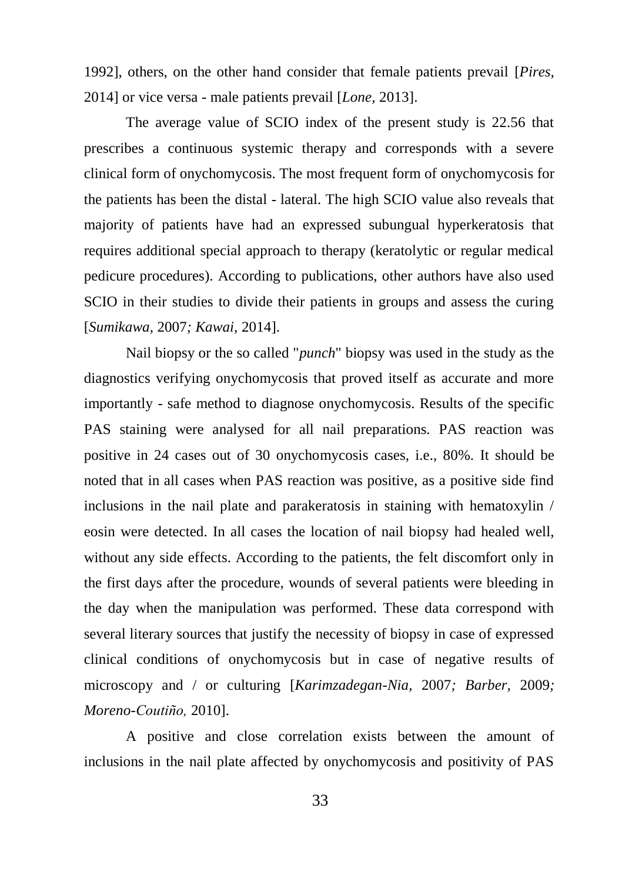1992], others, on the other hand consider that female patients prevail [*Pires*, 2014] or vice versa - male patients prevail [*Lone*, 2013].

The average value of SCIO index of the present study is 22.56 that prescribes a continuous systemic therapy and corresponds with a severe clinical form of onychomycosis. The most frequent form of onychomycosis for the patients has been the distal - lateral. The high SCIO value also reveals that majority of patients have had an expressed subungual hyperkeratosis that requires additional special approach to therapy (keratolytic or regular medical pedicure procedures). According to publications, other authors have also used SCIO in their studies to divide their patients in groups and assess the curing [*Sumikawa*, 2007*; Kawai*, 2014].

Nail biopsy or the so called "*punch*" biopsy was used in the study as the diagnostics verifying onychomycosis that proved itself as accurate and more importantly - safe method to diagnose onychomycosis. Results of the specific PAS staining were analysed for all nail preparations. PAS reaction was positive in 24 cases out of 30 onychomycosis cases, i.e., 80%. It should be noted that in all cases when PAS reaction was positive, as a positive side find inclusions in the nail plate and parakeratosis in staining with hematoxylin / eosin were detected. In all cases the location of nail biopsy had healed well, without any side effects. According to the patients, the felt discomfort only in the first days after the procedure, wounds of several patients were bleeding in the day when the manipulation was performed. These data correspond with several literary sources that justify the necessity of biopsy in case of expressed clinical conditions of onychomycosis but in case of negative results of microscopy and / or culturing [*Karimzadegan-Nia,* 2007*; Barber,* 2009*; Moreno-Coutiño,* 2010].

A positive and close correlation exists between the amount of inclusions in the nail plate affected by onychomycosis and positivity of PAS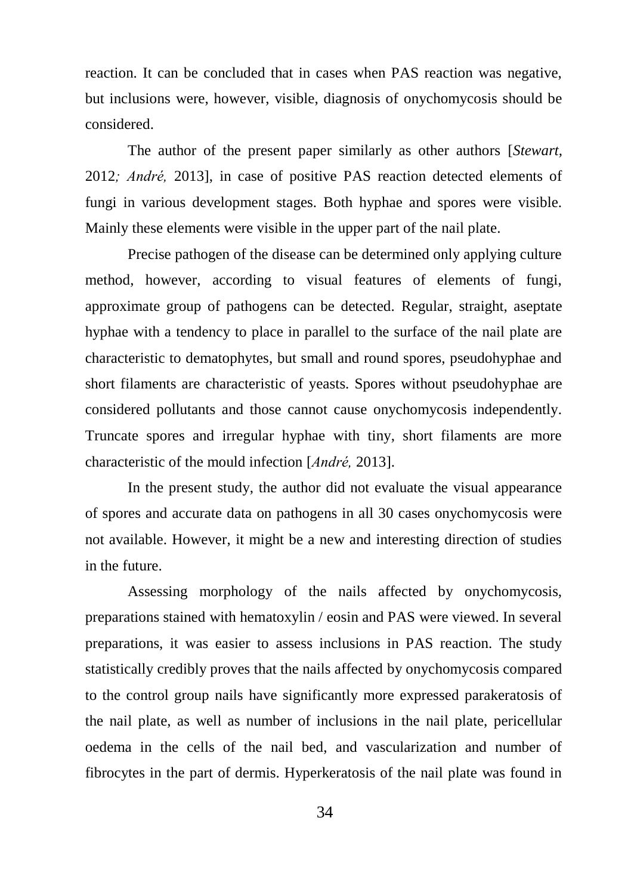reaction. It can be concluded that in cases when PAS reaction was negative, but inclusions were, however, visible, diagnosis of onychomycosis should be considered.

The author of the present paper similarly as other authors [*Stewart*, 2012*; André,* 2013], in case of positive PAS reaction detected elements of fungi in various development stages. Both hyphae and spores were visible. Mainly these elements were visible in the upper part of the nail plate.

Precise pathogen of the disease can be determined only applying culture method, however, according to visual features of elements of fungi, approximate group of pathogens can be detected. Regular, straight, aseptate hyphae with a tendency to place in parallel to the surface of the nail plate are characteristic to dematophytes, but small and round spores, pseudohyphae and short filaments are characteristic of yeasts. Spores without pseudohyphae are considered pollutants and those cannot cause onychomycosis independently. Truncate spores and irregular hyphae with tiny, short filaments are more characteristic of the mould infection [*André,* 2013].

In the present study, the author did not evaluate the visual appearance of spores and accurate data on pathogens in all 30 cases onychomycosis were not available. However, it might be a new and interesting direction of studies in the future.

Assessing morphology of the nails affected by onychomycosis, preparations stained with hematoxylin / eosin and PAS were viewed. In several preparations, it was easier to assess inclusions in PAS reaction. The study statistically credibly proves that the nails affected by onychomycosis compared to the control group nails have significantly more expressed parakeratosis of the nail plate, as well as number of inclusions in the nail plate, pericellular oedema in the cells of the nail bed, and vascularization and number of fibrocytes in the part of dermis. Hyperkeratosis of the nail plate was found in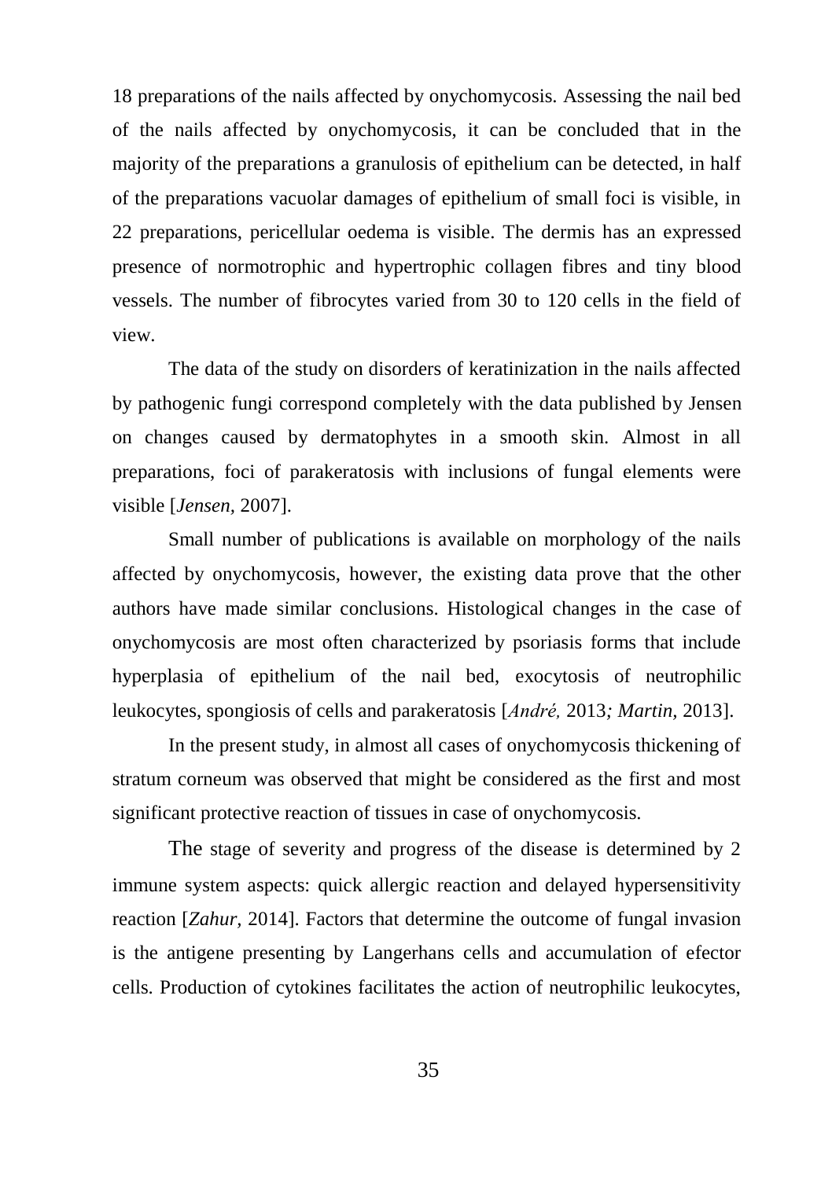18 preparations of the nails affected by onychomycosis. Assessing the nail bed of the nails affected by onychomycosis, it can be concluded that in the majority of the preparations a granulosis of epithelium can be detected, in half of the preparations vacuolar damages of epithelium of small foci is visible, in 22 preparations, pericellular oedema is visible. The dermis has an expressed presence of normotrophic and hypertrophic collagen fibres and tiny blood vessels. The number of fibrocytes varied from 30 to 120 cells in the field of view.

The data of the study on disorders of keratinization in the nails affected by pathogenic fungi correspond completely with the data published by Jensen on changes caused by dermatophytes in a smooth skin. Almost in all preparations, foci of parakeratosis with inclusions of fungal elements were visible [*Jensen*, 2007].

Small number of publications is available on morphology of the nails affected by onychomycosis, however, the existing data prove that the other authors have made similar conclusions. Histological changes in the case of onychomycosis are most often characterized by psoriasis forms that include hyperplasia of epithelium of the nail bed, exocytosis of neutrophilic leukocytes, spongiosis of cells and parakeratosis [*André,* 2013*; Martin*, 2013].

In the present study, in almost all cases of onychomycosis thickening of stratum corneum was observed that might be considered as the first and most significant protective reaction of tissues in case of onychomycosis.

The stage of severity and progress of the disease is determined by 2 immune system aspects: quick allergic reaction and delayed hypersensitivity reaction [*Zahur*, 2014]. Factors that determine the outcome of fungal invasion is the antigene presenting by Langerhans cells and accumulation of efector cells. Production of cytokines facilitates the action of neutrophilic leukocytes,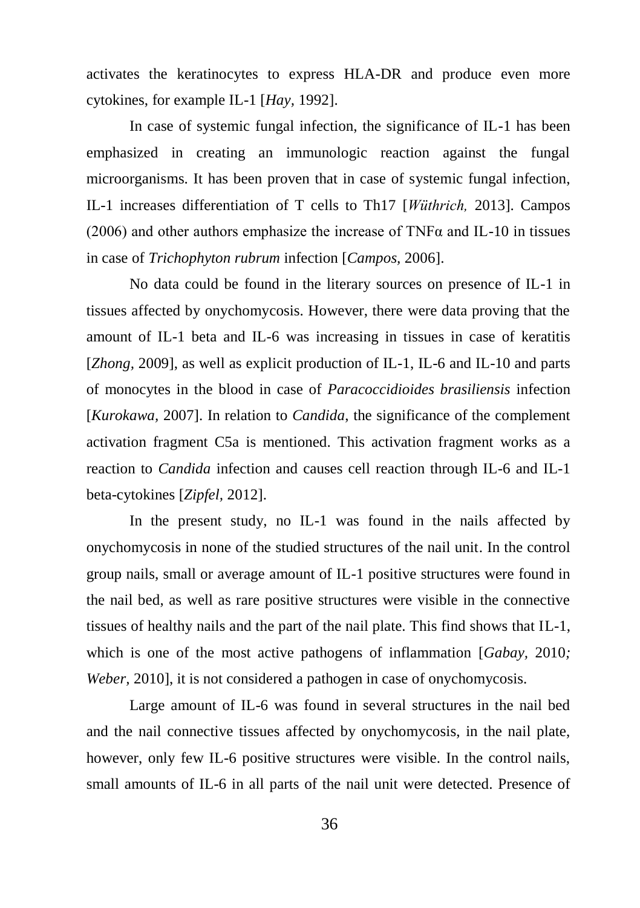activates the keratinocytes to express HLA-DR and produce even more cytokines, for example IL-1 [*Hay,* 1992].

In case of systemic fungal infection, the significance of IL-1 has been emphasized in creating an immunologic reaction against the fungal microorganisms. It has been proven that in case of systemic fungal infection, IL-1 increases differentiation of T cells to Th17 [*Wüthrich,* 2013]. Campos (2006) and other authors emphasize the increase of TNFα and IL-10 in tissues in case of *Trichophyton rubrum* infection [*Campos,* 2006].

No data could be found in the literary sources on presence of IL-1 in tissues affected by onychomycosis. However, there were data proving that the amount of IL-1 beta and IL-6 was increasing in tissues in case of keratitis [*Zhong,* 2009], as well as explicit production of IL-1, IL-6 and IL-10 and parts of monocytes in the blood in case of *Paracoccidioides brasiliensis* infection [*Kurokawa,* 2007]. In relation to *Candida*, the significance of the complement activation fragment C5a is mentioned. This activation fragment works as a reaction to *Candida* infection and causes cell reaction through IL-6 and IL-1 beta-cytokines [*Zipfel,* 2012].

In the present study, no IL-1 was found in the nails affected by onychomycosis in none of the studied structures of the nail unit. In the control group nails, small or average amount of IL-1 positive structures were found in the nail bed, as well as rare positive structures were visible in the connective tissues of healthy nails and the part of the nail plate. This find shows that IL-1, which is one of the most active pathogens of inflammation [*Gabay,* 2010*; Weber,* 2010], it is not considered a pathogen in case of onychomycosis.

Large amount of IL-6 was found in several structures in the nail bed and the nail connective tissues affected by onychomycosis, in the nail plate, however, only few IL-6 positive structures were visible. In the control nails, small amounts of IL-6 in all parts of the nail unit were detected. Presence of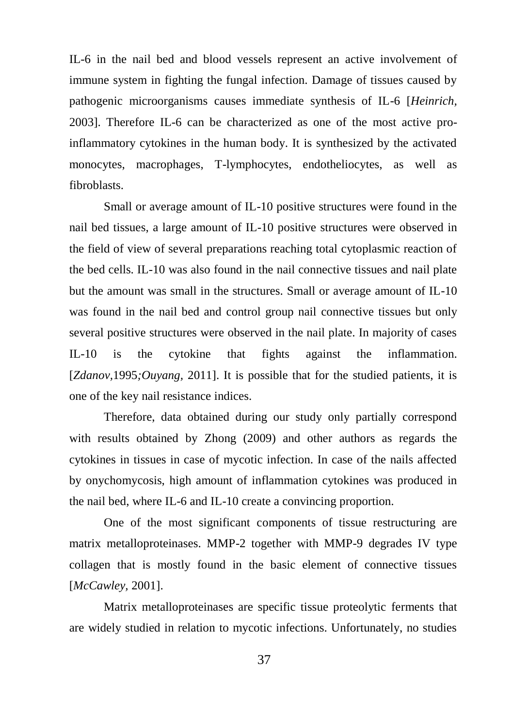IL-6 in the nail bed and blood vessels represent an active involvement of immune system in fighting the fungal infection. Damage of tissues caused by pathogenic microorganisms causes immediate synthesis of IL-6 [*Heinrich*, 2003]. Therefore IL-6 can be characterized as one of the most active pro-inflammatory cytokines in the human body. It is synthesized by the activated monocytes, macrophages, T-lymphocytes, endotheliocytes, as well as fibroblasts.

Small or average amount of IL-10 positive structures were found in the nail bed tissues, a large amount of IL-10 positive structures were observed in the field of view of several preparations reaching total cytoplasmic reaction of the bed cells. IL-10 was also found in the nail connective tissues and nail plate but the amount was small in the structures. Small or average amount of IL-10 was found in the nail bed and control group nail connective tissues but only several positive structures were observed in the nail plate. In majority of cases IL-10 is the cytokine that fights against the inflammation. [*Zdanov*,1995*;Ouyang*, 2011]. It is possible that for the studied patients, it is one of the key nail resistance indices.

Therefore, data obtained during our study only partially correspond with results obtained by Zhong (2009) and other authors as regards the cytokines in tissues in case of mycotic infection. In case of the nails affected by onychomycosis, high amount of inflammation cytokines was produced in the nail bed, where IL-6 and IL-10 create a convincing proportion.

One of the most significant components of tissue restructuring are matrix metalloproteinases. MMP-2 together with MMP-9 degrades IV type collagen that is mostly found in the basic element of connective tissues [*McCawley*, 2001].

Matrix metalloproteinases are specific tissue proteolytic ferments that are widely studied in relation to mycotic infections. Unfortunately, no studies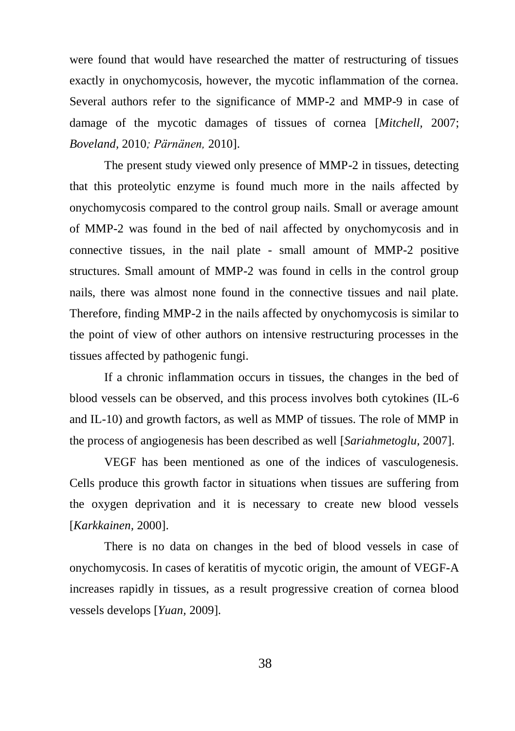were found that would have researched the matter of restructuring of tissues exactly in onychomycosis, however, the mycotic inflammation of the cornea. Several authors refer to the significance of MMP-2 and MMP-9 in case of damage of the mycotic damages of tissues of cornea [*Mitchell,* 2007; *Boveland,* 2010*; Pärnänen,* 2010].

The present study viewed only presence of MMP-2 in tissues, detecting that this proteolytic enzyme is found much more in the nails affected by onychomycosis compared to the control group nails. Small or average amount of MMP-2 was found in the bed of nail affected by onychomycosis and in connective tissues, in the nail plate - small amount of MMP-2 positive structures. Small amount of MMP-2 was found in cells in the control group nails, there was almost none found in the connective tissues and nail plate. Therefore, finding MMP-2 in the nails affected by onychomycosis is similar to the point of view of other authors on intensive restructuring processes in the tissues affected by pathogenic fungi.

If a chronic inflammation occurs in tissues, the changes in the bed of blood vessels can be observed, and this process involves both cytokines (IL-6 and IL-10) and growth factors, as well as MMP of tissues. The role of MMP in the process of angiogenesis has been described as well [*Sariahmetoglu,* 2007].

VEGF has been mentioned as one of the indices of vasculogenesis. Cells produce this growth factor in situations when tissues are suffering from the oxygen deprivation and it is necessary to create new blood vessels [*Karkkainen,* 2000].

There is no data on changes in the bed of blood vessels in case of onychomycosis. In cases of keratitis of mycotic origin, the amount of VEGF-A increases rapidly in tissues, as a result progressive creation of cornea blood vessels develops [*Yuan,* 2009].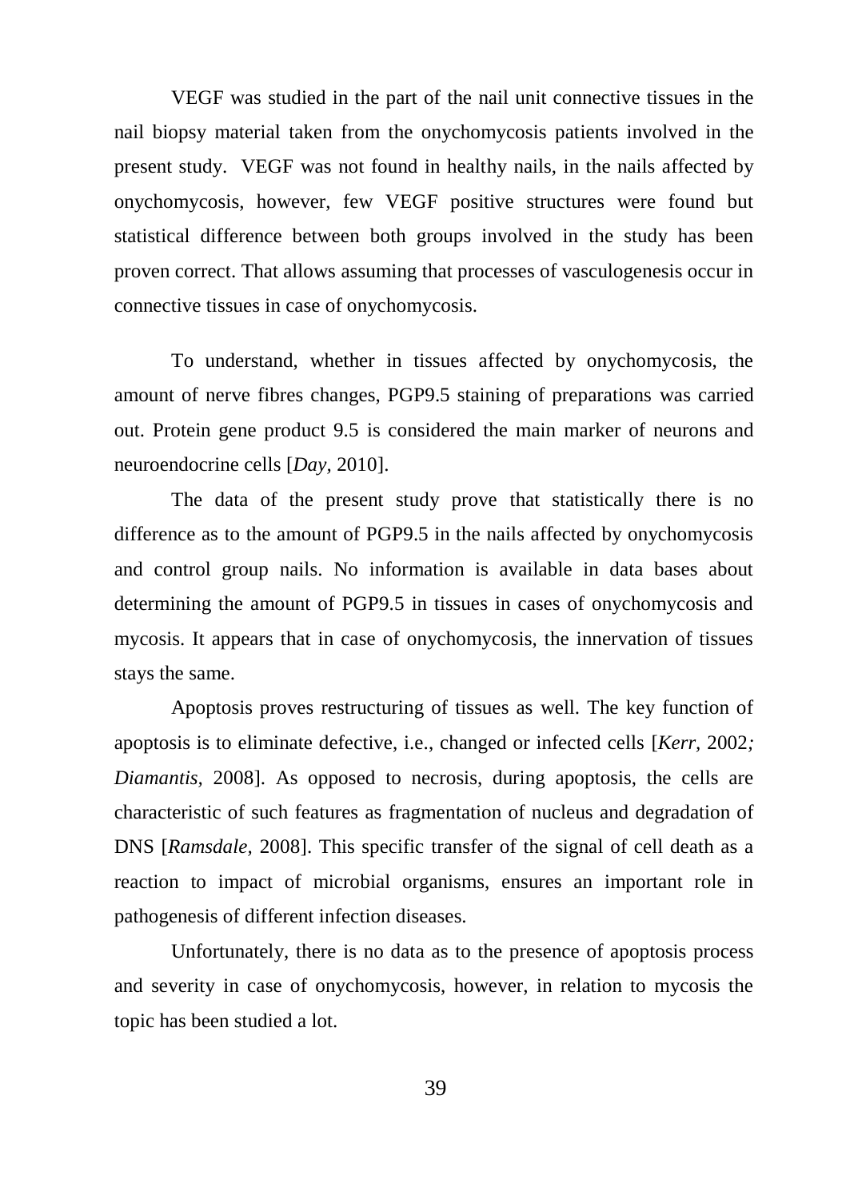VEGF was studied in the part of the nail unit connective tissues in the nail biopsy material taken from the onychomycosis patients involved in the present study. VEGF was not found in healthy nails, in the nails affected by onychomycosis, however, few VEGF positive structures were found but statistical difference between both groups involved in the study has been proven correct. That allows assuming that processes of vasculogenesis occur in connective tissues in case of onychomycosis.

To understand, whether in tissues affected by onychomycosis, the amount of nerve fibres changes, PGP9.5 staining of preparations was carried out. Protein gene product 9.5 is considered the main marker of neurons and neuroendocrine cells [*Day*, 2010].

The data of the present study prove that statistically there is no difference as to the amount of PGP9.5 in the nails affected by onychomycosis and control group nails. No information is available in data bases about determining the amount of PGP9.5 in tissues in cases of onychomycosis and mycosis. It appears that in case of onychomycosis, the innervation of tissues stays the same.

Apoptosis proves restructuring of tissues as well. The key function of apoptosis is to eliminate defective, i.e., changed or infected cells [*Kerr,* 2002*; Diamantis,* 2008]. As opposed to necrosis, during apoptosis, the cells are characteristic of such features as fragmentation of nucleus and degradation of DNS [*Ramsdale*, 2008]. This specific transfer of the signal of cell death as a reaction to impact of microbial organisms, ensures an important role in pathogenesis of different infection diseases.

Unfortunately, there is no data as to the presence of apoptosis process and severity in case of onychomycosis, however, in relation to mycosis the topic has been studied a lot.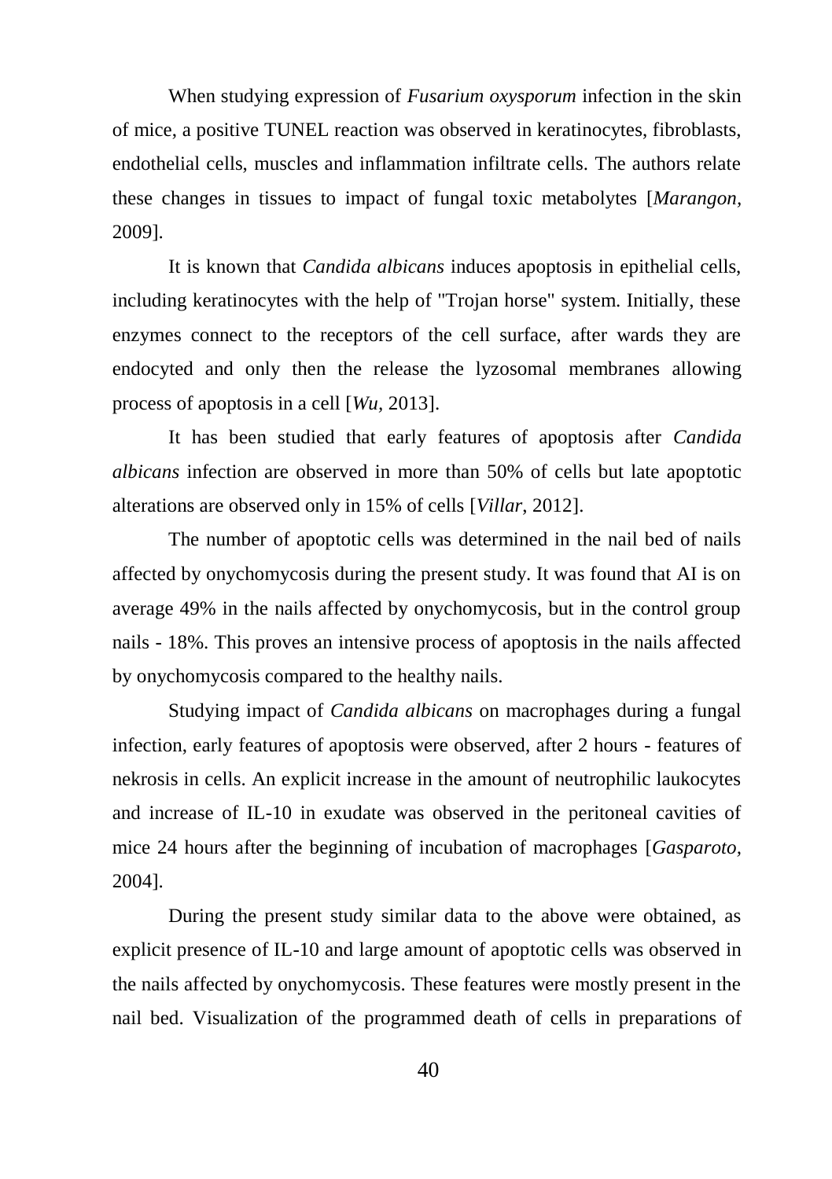When studying expression of *Fusarium oxysporum* infection in the skin of mice, a positive TUNEL reaction was observed in keratinocytes, fibroblasts, endothelial cells, muscles and inflammation infiltrate cells. The authors relate these changes in tissues to impact of fungal toxic metabolytes [*Marangon*, 2009].

It is known that *Candida albicans* induces apoptosis in epithelial cells, including keratinocytes with the help of "Trojan horse" system. Initially, these enzymes connect to the receptors of the cell surface, after wards they are endocyted and only then the release the lyzosomal membranes allowing process of apoptosis in a cell [*Wu*, 2013].

It has been studied that early features of apoptosis after *Candida albicans* infection are observed in more than 50% of cells but late apoptotic alterations are observed only in 15% of cells [*Villar*, 2012].

The number of apoptotic cells was determined in the nail bed of nails affected by onychomycosis during the present study. It was found that AI is on average 49% in the nails affected by onychomycosis, but in the control group nails - 18%. This proves an intensive process of apoptosis in the nails affected by onychomycosis compared to the healthy nails.

Studying impact of *Candida albicans* on macrophages during a fungal infection, early features of apoptosis were observed, after 2 hours - features of nekrosis in cells. An explicit increase in the amount of neutrophilic laukocytes and increase of IL-10 in exudate was observed in the peritoneal cavities of mice 24 hours after the beginning of incubation of macrophages [*Gasparoto*, 2004].

During the present study similar data to the above were obtained, as explicit presence of IL-10 and large amount of apoptotic cells was observed in the nails affected by onychomycosis. These features were mostly present in the nail bed. Visualization of the programmed death of cells in preparations of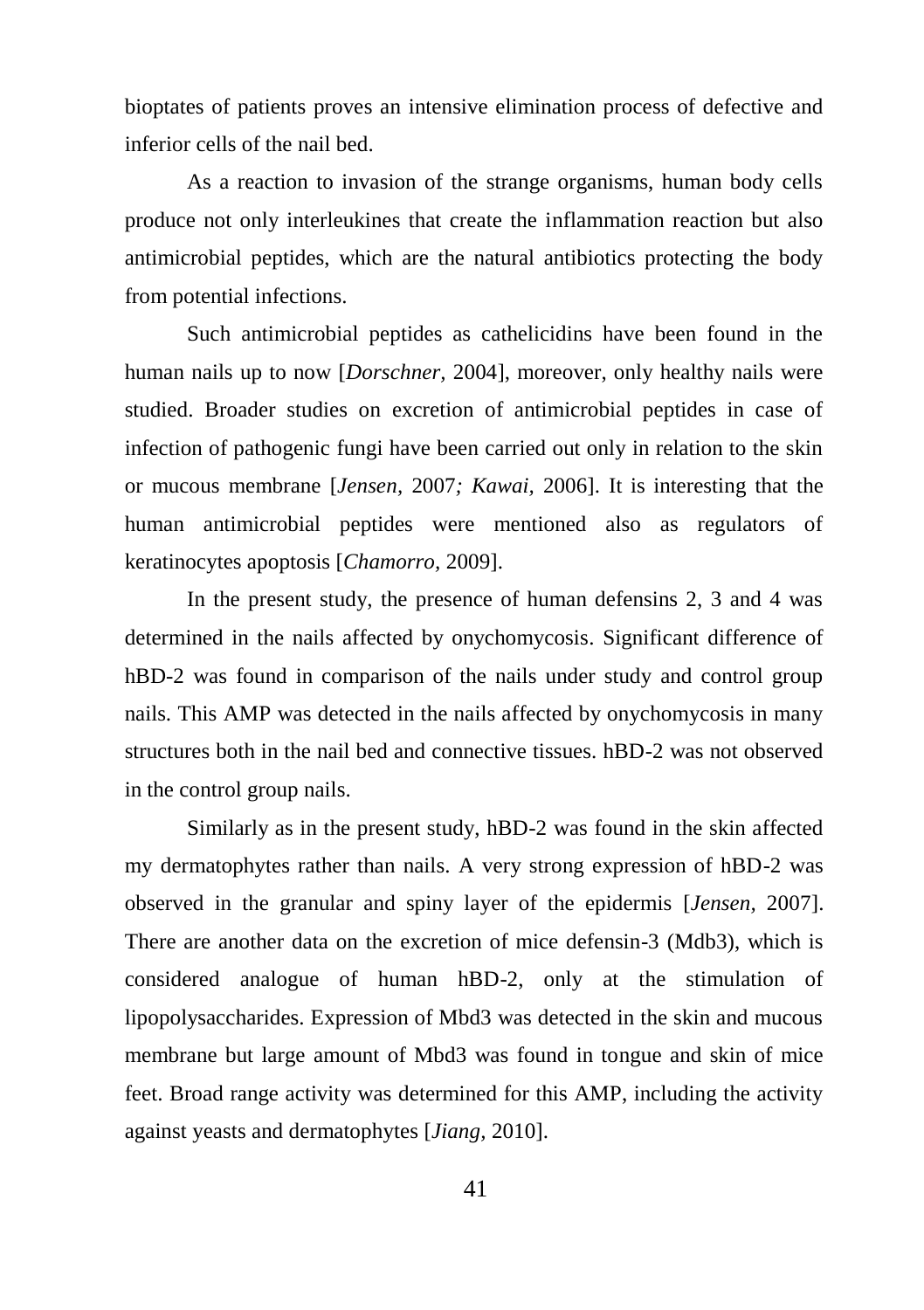bioptates of patients proves an intensive elimination process of defective and inferior cells of the nail bed.

As a reaction to invasion of the strange organisms, human body cells produce not only interleukines that create the inflammation reaction but also antimicrobial peptides, which are the natural antibiotics protecting the body from potential infections.

Such antimicrobial peptides as cathelicidins have been found in the human nails up to now [*Dorschner,* 2004], moreover, only healthy nails were studied. Broader studies on excretion of antimicrobial peptides in case of infection of pathogenic fungi have been carried out only in relation to the skin or mucous membrane [*Jensen,* 2007*; Kawai,* 2006]. It is interesting that the human antimicrobial peptides were mentioned also as regulators of keratinocytes apoptosis [*Chamorro,* 2009].

In the present study, the presence of human defensins 2, 3 and 4 was determined in the nails affected by onychomycosis. Significant difference of hBD-2 was found in comparison of the nails under study and control group nails. This AMP was detected in the nails affected by onychomycosis in many structures both in the nail bed and connective tissues. hBD-2 was not observed in the control group nails.

Similarly as in the present study, hBD-2 was found in the skin affected my dermatophytes rather than nails. A very strong expression of hBD-2 was observed in the granular and spiny layer of the epidermis [*Jensen,* 2007]. There are another data on the excretion of mice defensin-3 (Mdb3), which is considered analogue of human hBD-2, only at the stimulation of lipopolysaccharides. Expression of Mbd3 was detected in the skin and mucous membrane but large amount of Mbd3 was found in tongue and skin of mice feet. Broad range activity was determined for this AMP, including the activity against yeasts and dermatophytes [*Jiang,* 2010].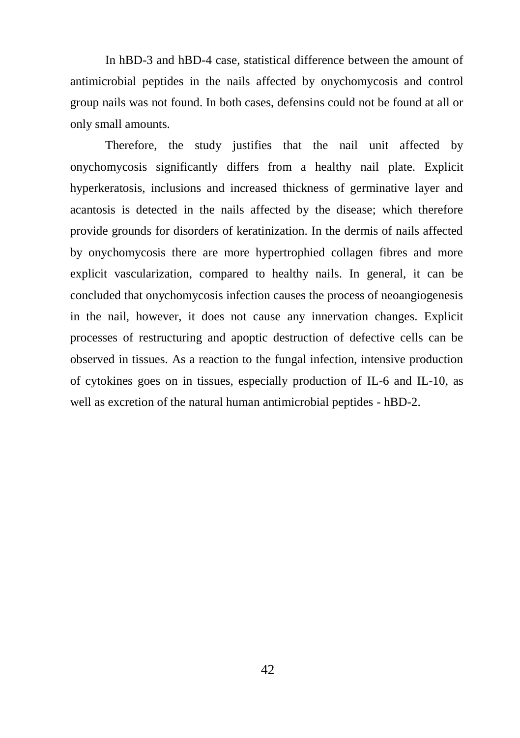In hBD-3 and hBD-4 case, statistical difference between the amount of antimicrobial peptides in the nails affected by onychomycosis and control group nails was not found. In both cases, defensins could not be found at all or only small amounts.

Therefore, the study justifies that the nail unit affected by onychomycosis significantly differs from a healthy nail plate. Explicit hyperkeratosis, inclusions and increased thickness of germinative layer and acantosis is detected in the nails affected by the disease; which therefore provide grounds for disorders of keratinization. In the dermis of nails affected by onychomycosis there are more hypertrophied collagen fibres and more explicit vascularization, compared to healthy nails. In general, it can be concluded that onychomycosis infection causes the process of neoangiogenesis in the nail, however, it does not cause any innervation changes. Explicit processes of restructuring and apoptic destruction of defective cells can be observed in tissues. As a reaction to the fungal infection, intensive production of cytokines goes on in tissues, especially production of IL-6 and IL-10, as well as excretion of the natural human antimicrobial peptides - hBD-2.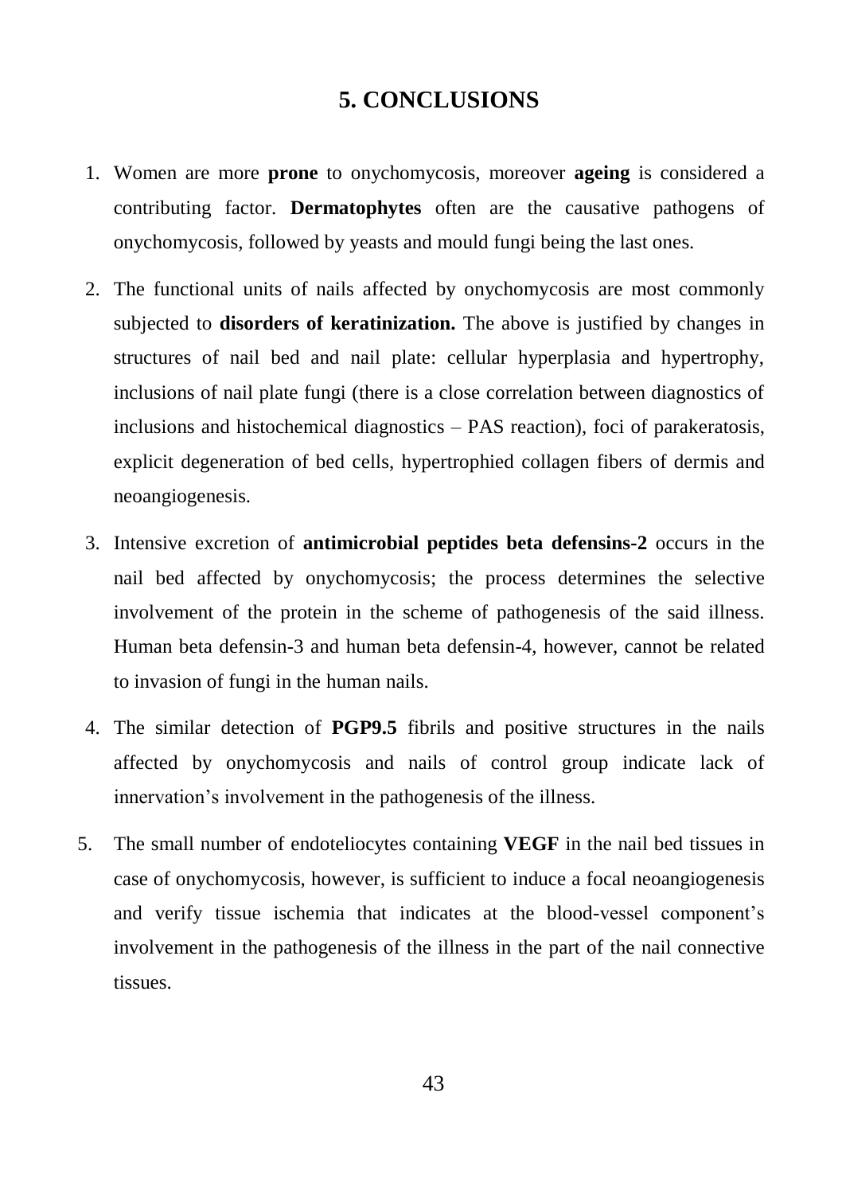## 5. CONCLUSIONS

1. Women are more **prone** to onychomycosis, moreover **ageing** is considered a contributing factor. **Dermatophytes** often are the causative pathogens of onychomycosis, followed by yeasts and mould fungi being the last ones.
2. The functional units of nails affected by onychomycosis are most commonly subjected to **disorders of keratinization.** The above is justified by changes in structures of nail bed and nail plate: cellular hyperplasia and hypertrophy, inclusions of nail plate fungi (there is a close correlation between diagnostics of inclusions and histochemical diagnostics – PAS reaction), foci of parakeratosis, explicit degeneration of bed cells, hypertrophied collagen fibers of dermis and neoangiogenesis.
3. Intensive excretion of **antimicrobial peptides beta defensins-2** occurs in the nail bed affected by onychomycosis; the process determines the selective involvement of the protein in the scheme of pathogenesis of the said illness. Human beta defensin-3 and human beta defensin-4, however, cannot be related to invasion of fungi in the human nails.
4. The similar detection of **PGP9.5** fibrils and positive structures in the nails affected by onychomycosis and nails of control group indicate lack of innervation's involvement in the pathogenesis of the illness.
5. The small number of endoteliocytes containing **VEGF** in the nail bed tissues in case of onychomycosis, however, is sufficient to induce a focal neoangiogenesis and verify tissue ischemia that indicates at the blood-vessel component's involvement in the pathogenesis of the illness in the part of the nail connective tissues.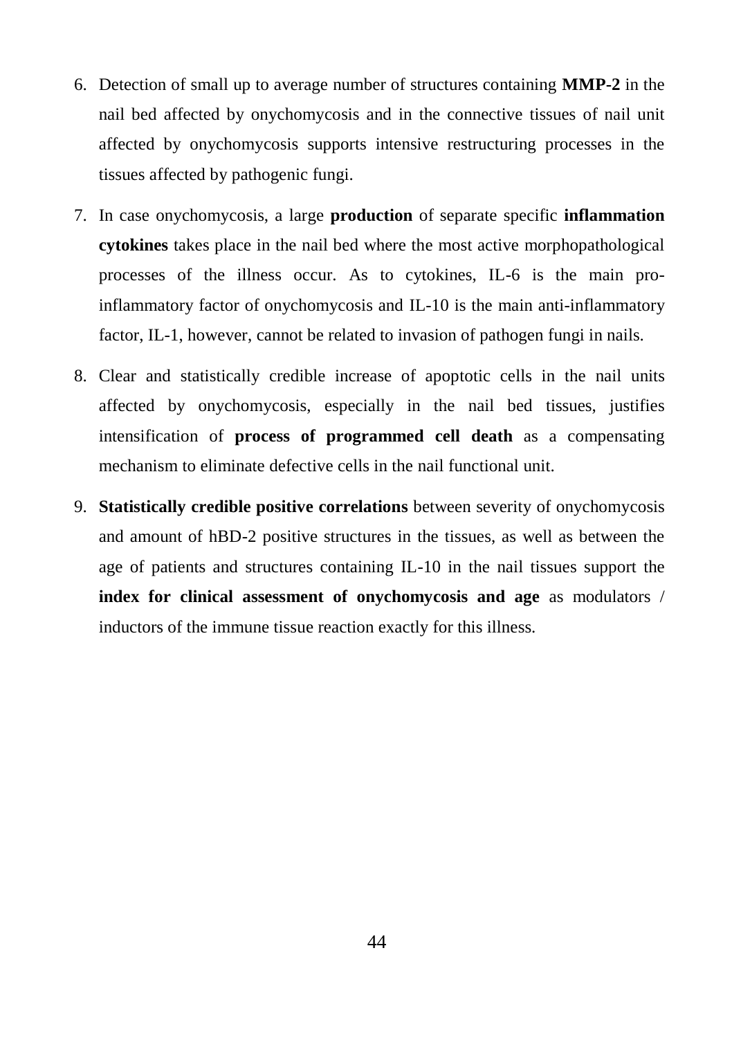6. Detection of small up to average number of structures containing **MMP-2** in the nail bed affected by onychomycosis and in the connective tissues of nail unit affected by onychomycosis supports intensive restructuring processes in the tissues affected by pathogenic fungi.

7. In case onychomycosis, a large **production** of separate specific **inflammation cytokines** takes place in the nail bed where the most active morphopathological processes of the illness occur. As to cytokines, IL-6 is the main pro-inflammatory factor of onychomycosis and IL-10 is the main anti-inflammatory factor, IL-1, however, cannot be related to invasion of pathogen fungi in nails.

8. Clear and statistically credible increase of apoptotic cells in the nail units affected by onychomycosis, especially in the nail bed tissues, justifies intensification of **process of programmed cell death** as a compensating mechanism to eliminate defective cells in the nail functional unit.

9. **Statistically credible positive correlations** between severity of onychomycosis and amount of hBD-2 positive structures in the tissues, as well as between the age of patients and structures containing IL-10 in the nail tissues support the **index for clinical assessment of onychomycosis and age** as modulators / inductors of the immune tissue reaction exactly for this illness.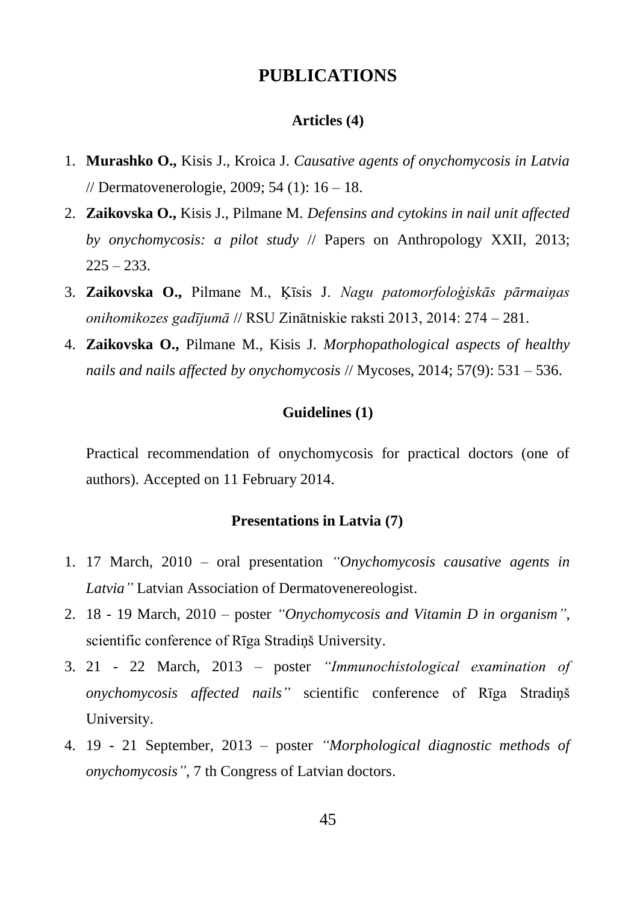# PUBLICATIONS

### Articles (4)

1. **Murashko O.,** Kisis J., Kroica J. *Causative agents of onychomycosis in Latvia* // Dermatovenerologie, 2009; 54 (1): 16 – 18.
2. **Zaikovska O.,** Kisis J., Pilmane M. *Defensins and cytokins in nail unit affected by onychomycosis: a pilot study* // Papers on Anthropology XXII, 2013; 225 – 233.
3. **Zaikovska O.,** Pilmane M., Ķīsis J. *Nagu patomorfoloģiskās pārmaiņas onihomikozes gadījumā* // RSU Zinātniskie raksti 2013, 2014: 274 – 281.
4. **Zaikovska O.,** Pilmane M., Kisis J. *Morphopathological aspects of healthy nails and nails affected by onychomycosis* // Mycoses, 2014; 57(9): 531 – 536.

### Guidelines (1)

Practical recommendation of onychomycosis for practical doctors (one of authors). Accepted on 11 February 2014.

### Presentations in Latvia (7)

1. 17 March, 2010 – oral presentation *"Onychomycosis causative agents in Latvia"* Latvian Association of Dermatovenereologist.
2. 18 - 19 March, 2010 – poster *"Onychomycosis and Vitamin D in organism"*, scientific conference of Rīga Stradiņš University.
3. 21 - 22 March, 2013 – poster *"Immunochistological examination of onychomycosis affected nails"* scientific conference of Rīga Stradiņš University.
4. 19 - 21 September, 2013 – poster *"Morphological diagnostic methods of onychomycosis"*, 7 th Congress of Latvian doctors.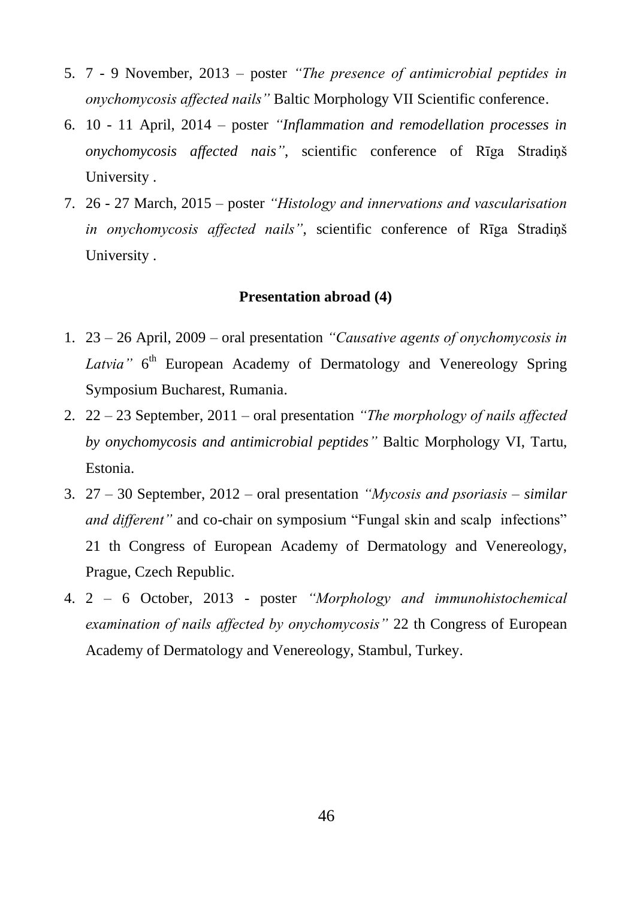5. 7 - 9 November, 2013 – poster *"The presence of antimicrobial peptides in onychomycosis affected nails"* Baltic Morphology VII Scientific conference.
6. 10 - 11 April, 2014 – poster *"Inflammation and remodellation processes in onychomycosis affected nais"*, scientific conference of Rīga Stradiņš University .
7. 26 - 27 March, 2015 – poster *"Histology and innervations and vascularisation in onychomycosis affected nails"*, scientific conference of Rīga Stradiņš University .

**Presentation abroad (4)**

1. 23 – 26 April, 2009 – oral presentation *"Causative agents of onychomycosis in Latvia"* 6th European Academy of Dermatology and Venereology Spring Symposium Bucharest, Rumania.
2. 22 – 23 September, 2011 – oral presentation *"The morphology of nails affected by onychomycosis and antimicrobial peptides"* Baltic Morphology VI, Tartu, Estonia.
3. 27 – 30 September, 2012 – oral presentation *"Mycosis and psoriasis – similar and different"* and co-chair on symposium "Fungal skin and scalp infections" 21 th Congress of European Academy of Dermatology and Venereology, Prague, Czech Republic.
4. 2 – 6 October, 2013 - poster *"Morphology and immunohistochemical examination of nails affected by onychomycosis"* 22 th Congress of European Academy of Dermatology and Venereology, Stambul, Turkey.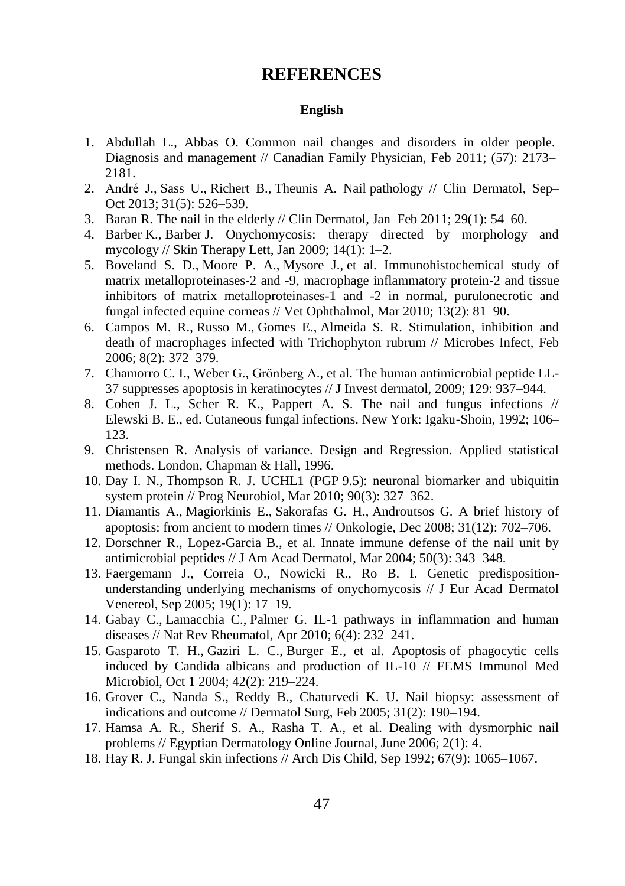# REFERENCES

### English

1. Abdullah L., Abbas O. Common nail changes and disorders in older people. Diagnosis and management // Canadian Family Physician, Feb 2011; (57): 2173–2181.
2. André J., Sass U., Richert B., Theunis A. Nail pathology // Clin Dermatol, Sep–Oct 2013; 31(5): 526–539.
3. Baran R. The nail in the elderly // Clin Dermatol, Jan–Feb 2011; 29(1): 54–60.
4. Barber K., Barber J. Onychomycosis: therapy directed by morphology and mycology // Skin Therapy Lett, Jan 2009; 14(1): 1–2.
5. Boveland S. D., Moore P. A., Mysore J., et al. Immunohistochemical study of matrix metalloproteinases-2 and -9, macrophage inflammatory protein-2 and tissue inhibitors of matrix metalloproteinases-1 and -2 in normal, purulonecrotic and fungal infected equine corneas // Vet Ophthalmol, Mar 2010; 13(2): 81–90.
6. Campos M. R., Russo M., Gomes E., Almeida S. R. Stimulation, inhibition and death of macrophages infected with Trichophyton rubrum // Microbes Infect, Feb 2006; 8(2): 372–379.
7. Chamorro C. I., Weber G., Grönberg A., et al. The human antimicrobial peptide LL-37 suppresses apoptosis in keratinocytes // J Invest dermatol, 2009; 129: 937–944.
8. Cohen J. L., Scher R. K., Pappert A. S. The nail and fungus infections // Elewski B. E., ed. Cutaneous fungal infections. New York: Igaku-Shoin, 1992; 106–123.
9. Christensen R. Analysis of variance. Design and Regression. Applied statistical methods. London, Chapman & Hall, 1996.
10. Day I. N., Thompson R. J. UCHL1 (PGP 9.5): neuronal biomarker and ubiquitin system protein // Prog Neurobiol, Mar 2010; 90(3): 327–362.
11. Diamantis A., Magiorkinis E., Sakorafas G. H., Androutsos G. A brief history of apoptosis: from ancient to modern times // Onkologie, Dec 2008; 31(12): 702–706.
12. Dorschner R., Lopez-Garcia B., et al. Innate immune defense of the nail unit by antimicrobial peptides // J Am Acad Dermatol, Mar 2004; 50(3): 343–348.
13. Faergemann J., Correia O., Nowicki R., Ro B. I. Genetic predisposition-understanding underlying mechanisms of onychomycosis // J Eur Acad Dermatol Venereol, Sep 2005; 19(1): 17–19.
14. Gabay C., Lamacchia C., Palmer G. IL-1 pathways in inflammation and human diseases // Nat Rev Rheumatol, Apr 2010; 6(4): 232–241.
15. Gasparoto T. H., Gaziri L. C., Burger E., et al. Apoptosis of phagocytic cells induced by Candida albicans and production of IL-10 // FEMS Immunol Med Microbiol, Oct 1 2004; 42(2): 219–224.
16. Grover C., Nanda S., Reddy B., Chaturvedi K. U. Nail biopsy: assessment of indications and outcome // Dermatol Surg, Feb 2005; 31(2): 190–194.
17. Hamsa A. R., Sherif S. A., Rasha T. A., et al. Dealing with dysmorphic nail problems // Egyptian Dermatology Online Journal, June 2006; 2(1): 4.
18. Hay R. J. Fungal skin infections // Arch Dis Child, Sep 1992; 67(9): 1065–1067.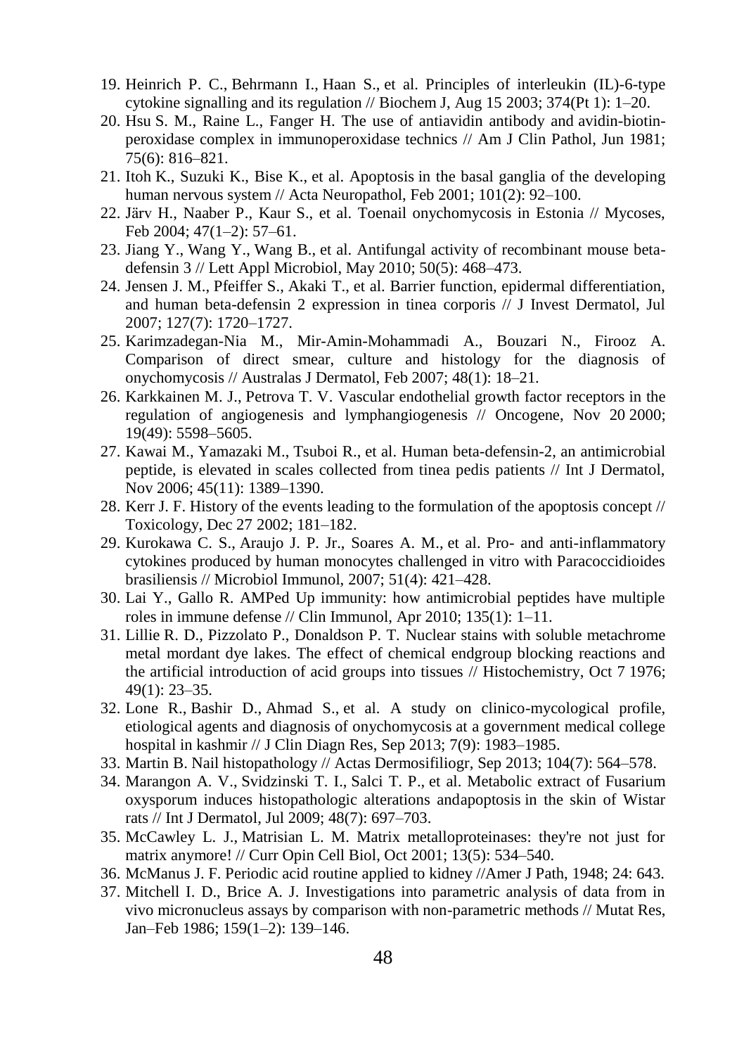19. Heinrich P. C., Behrmann I., Haan S., et al. Principles of interleukin (IL)-6-type cytokine signalling and its regulation // Biochem J, Aug 15 2003; 374(Pt 1): 1–20.
20. Hsu S. M., Raine L., Fanger H. The use of antiavidin antibody and avidin-biotin-peroxidase complex in immunoperoxidase technics // Am J Clin Pathol, Jun 1981; 75(6): 816–821.
21. Itoh K., Suzuki K., Bise K., et al. Apoptosis in the basal ganglia of the developing human nervous system // Acta Neuropathol, Feb 2001; 101(2): 92–100.
22. Järv H., Naaber P., Kaur S., et al. Toenail onychomycosis in Estonia // Mycoses, Feb 2004; 47(1–2): 57–61.
23. Jiang Y., Wang Y., Wang B., et al. Antifungal activity of recombinant mouse beta-defensin 3 // Lett Appl Microbiol, May 2010; 50(5): 468–473.
24. Jensen J. M., Pfeiffer S., Akaki T., et al. Barrier function, epidermal differentiation, and human beta-defensin 2 expression in tinea corporis // J Invest Dermatol, Jul 2007; 127(7): 1720–1727.
25. Karimzadegan-Nia M., Mir-Amin-Mohammadi A., Bouzari N., Firooz A. Comparison of direct smear, culture and histology for the diagnosis of onychomycosis // Australas J Dermatol, Feb 2007; 48(1): 18–21.
26. Karkkainen M. J., Petrova T. V. Vascular endothelial growth factor receptors in the regulation of angiogenesis and lymphangiogenesis // Oncogene, Nov 20 2000; 19(49): 5598–5605.
27. Kawai M., Yamazaki M., Tsuboi R., et al. Human beta-defensin-2, an antimicrobial peptide, is elevated in scales collected from tinea pedis patients // Int J Dermatol, Nov 2006; 45(11): 1389–1390.
28. Kerr J. F. History of the events leading to the formulation of the apoptosis concept // Toxicology, Dec 27 2002; 181–182.
29. Kurokawa C. S., Araujo J. P. Jr., Soares A. M., et al. Pro- and anti-inflammatory cytokines produced by human monocytes challenged in vitro with Paracoccidioides brasiliensis // Microbiol Immunol, 2007; 51(4): 421–428.
30. Lai Y., Gallo R. AMPed Up immunity: how antimicrobial peptides have multiple roles in immune defense // Clin Immunol, Apr 2010; 135(1): 1–11.
31. Lillie R. D., Pizzolato P., Donaldson P. T. Nuclear stains with soluble metachrome metal mordant dye lakes. The effect of chemical endgroup blocking reactions and the artificial introduction of acid groups into tissues // Histochemistry, Oct 7 1976; 49(1): 23–35.
32. Lone R., Bashir D., Ahmad S., et al. A study on clinico-mycological profile, etiological agents and diagnosis of onychomycosis at a government medical college hospital in kashmir // J Clin Diagn Res, Sep 2013; 7(9): 1983–1985.
33. Martin B. Nail histopathology // Actas Dermosifiliogr, Sep 2013; 104(7): 564–578.
34. Marangon A. V., Svidzinski T. I., Salci T. P., et al. Metabolic extract of Fusarium oxysporum induces histopathologic alterations andapoptosis in the skin of Wistar rats // Int J Dermatol, Jul 2009; 48(7): 697–703.
35. McCawley L. J., Matrisian L. M. Matrix metalloproteinases: they're not just for matrix anymore! // Curr Opin Cell Biol, Oct 2001; 13(5): 534–540.
36. McManus J. F. Periodic acid routine applied to kidney //Amer J Path, 1948; 24: 643.
37. Mitchell I. D., Brice A. J. Investigations into parametric analysis of data from in vivo micronucleus assays by comparison with non-parametric methods // Mutat Res, Jan–Feb 1986; 159(1–2): 139–146.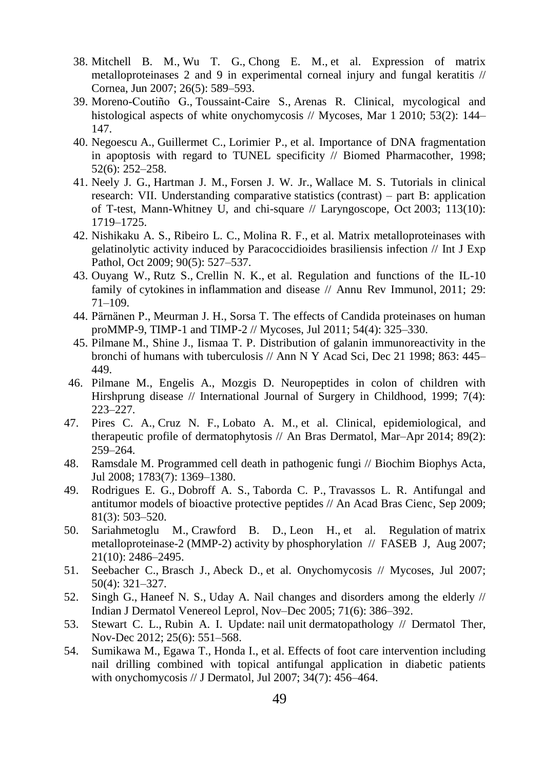38. Mitchell B. M., Wu T. G., Chong E. M., et al. Expression of matrix metalloproteinases 2 and 9 in experimental corneal injury and fungal keratitis // Cornea, Jun 2007; 26(5): 589–593.
39. Moreno-Coutiño G., Toussaint-Caire S., Arenas R. Clinical, mycological and histological aspects of white onychomycosis // Mycoses, Mar 1 2010; 53(2): 144–147.
40. Negoescu A., Guillermet C., Lorimier P., et al. Importance of DNA fragmentation in apoptosis with regard to TUNEL specificity // Biomed Pharmacother, 1998; 52(6): 252–258.
41. Neely J. G., Hartman J. M., Forsen J. W. Jr., Wallace M. S. Tutorials in clinical research: VII. Understanding comparative statistics (contrast) – part B: application of T-test, Mann-Whitney U, and chi-square // Laryngoscope, Oct 2003; 113(10): 1719–1725.
42. Nishikaku A. S., Ribeiro L. C., Molina R. F., et al. Matrix metalloproteinases with gelatinolytic activity induced by Paracoccidioides brasiliensis infection // Int J Exp Pathol, Oct 2009; 90(5): 527–537.
43. Ouyang W., Rutz S., Crellin N. K., et al. Regulation and functions of the IL-10 family of cytokines in inflammation and disease // Annu Rev Immunol, 2011; 29: 71–109.
44. Pärnänen P., Meurman J. H., Sorsa T. The effects of Candida proteinases on human proMMP-9, TIMP-1 and TIMP-2 // Mycoses, Jul 2011; 54(4): 325–330.
45. Pilmane M., Shine J., Iismaa T. P. Distribution of galanin immunoreactivity in the bronchi of humans with tuberculosis // Ann N Y Acad Sci, Dec 21 1998; 863: 445–449.
46. Pilmane M., Engelis A., Mozgis D. Neuropeptides in colon of children with Hirshprung disease // International Journal of Surgery in Childhood, 1999; 7(4): 223–227.
47. Pires C. A., Cruz N. F., Lobato A. M., et al. Clinical, epidemiological, and therapeutic profile of dermatophytosis // An Bras Dermatol, Mar–Apr 2014; 89(2): 259–264.
48. Ramsdale M. Programmed cell death in pathogenic fungi // Biochim Biophys Acta, Jul 2008; 1783(7): 1369–1380.
49. Rodrigues E. G., Dobroff A. S., Taborda C. P., Travassos L. R. Antifungal and antitumor models of bioactive protective peptides // An Acad Bras Cienc, Sep 2009; 81(3): 503–520.
50. Sariahmetoglu M., Crawford B. D., Leon H., et al. Regulation of matrix metalloproteinase-2 (MMP-2) activity by phosphorylation // FASEB J, Aug 2007; 21(10): 2486–2495.
51. Seebacher C., Brasch J., Abeck D., et al. Onychomycosis // Mycoses, Jul 2007; 50(4): 321–327.
52. Singh G., Haneef N. S., Uday A. Nail changes and disorders among the elderly // Indian J Dermatol Venereol Leprol, Nov–Dec 2005; 71(6): 386–392.
53. Stewart C. L., Rubin A. I. Update: nail unit dermatopathology // Dermatol Ther, Nov-Dec 2012; 25(6): 551–568.
54. Sumikawa M., Egawa T., Honda I., et al. Effects of foot care intervention including nail drilling combined with topical antifungal application in diabetic patients with onychomycosis // J Dermatol, Jul 2007; 34(7): 456–464.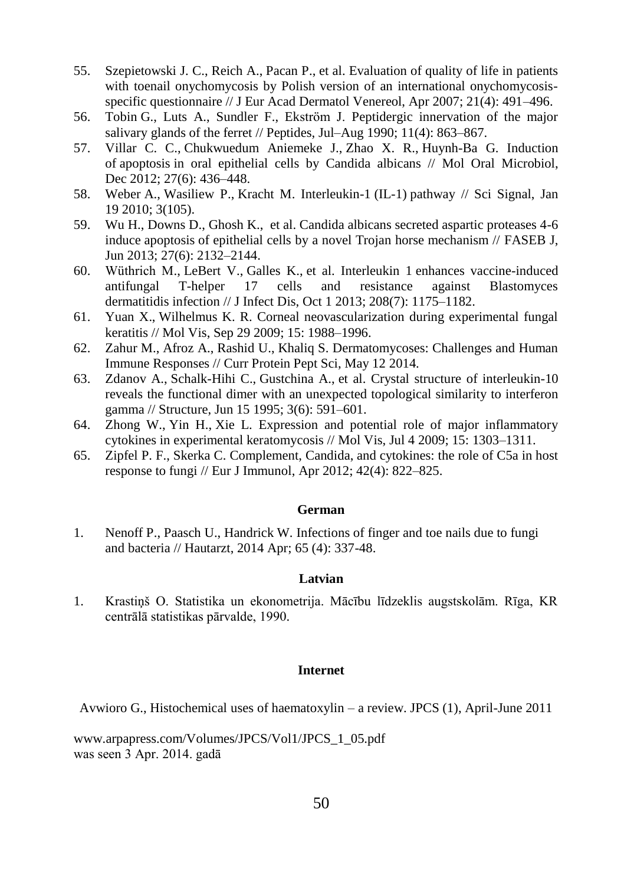55. Szepietowski J. C., Reich A., Pacan P., et al. Evaluation of quality of life in patients with toenail onychomycosis by Polish version of an international onychomycosis-specific questionnaire // J Eur Acad Dermatol Venereol, Apr 2007; 21(4): 491–496.
56. Tobin G., Luts A., Sundler F., Ekström J. Peptidergic innervation of the major salivary glands of the ferret // Peptides, Jul–Aug 1990; 11(4): 863–867.
57. Villar C. C., Chukwuedum Aniemeke J., Zhao X. R., Huynh-Ba G. Induction of apoptosis in oral epithelial cells by Candida albicans // Mol Oral Microbiol, Dec 2012; 27(6): 436–448.
58. Weber A., Wasiliew P., Kracht M. Interleukin-1 (IL-1) pathway // Sci Signal, Jan 19 2010; 3(105).
59. Wu H., Downs D., Ghosh K., et al. Candida albicans secreted aspartic proteases 4-6 induce apoptosis of epithelial cells by a novel Trojan horse mechanism // FASEB J, Jun 2013; 27(6): 2132–2144.
60. Wüthrich M., LeBert V., Galles K., et al. Interleukin 1 enhances vaccine-induced antifungal T-helper 17 cells and resistance against Blastomyces dermatitidis infection // J Infect Dis, Oct 1 2013; 208(7): 1175–1182.
61. Yuan X., Wilhelmus K. R. Corneal neovascularization during experimental fungal keratitis // Mol Vis, Sep 29 2009; 15: 1988–1996.
62. Zahur M., Afroz A., Rashid U., Khaliq S. Dermatomycoses: Challenges and Human Immune Responses // Curr Protein Pept Sci, May 12 2014.
63. Zdanov A., Schalk-Hihi C., Gustchina A., et al. Crystal structure of interleukin-10 reveals the functional dimer with an unexpected topological similarity to interferon gamma // Structure, Jun 15 1995; 3(6): 591–601.
64. Zhong W., Yin H., Xie L. Expression and potential role of major inflammatory cytokines in experimental keratomycosis // Mol Vis, Jul 4 2009; 15: 1303–1311.
65. Zipfel P. F., Skerka C. Complement, Candida, and cytokines: the role of C5a in host response to fungi // Eur J Immunol, Apr 2012; 42(4): 822–825.

**German**

1. Nenoff P., Paasch U., Handrick W. Infections of finger and toe nails due to fungi and bacteria // Hautarzt, 2014 Apr; 65 (4): 337-48.

**Latvian**

1. Krastiņš O. Statistika un ekonometrija. Mācību līdzeklis augstskolām. Rīga, KR centrālā statistikas pārvalde, 1990.

**Internet**

Avwioro G., Histochemical uses of haematoxylin – a review. JPCS (1), April-June 2011

www.arpapress.com/Volumes/JPCS/Vol1/JPCS_1_05.pdf
was seen 3 Apr. 2014. gadā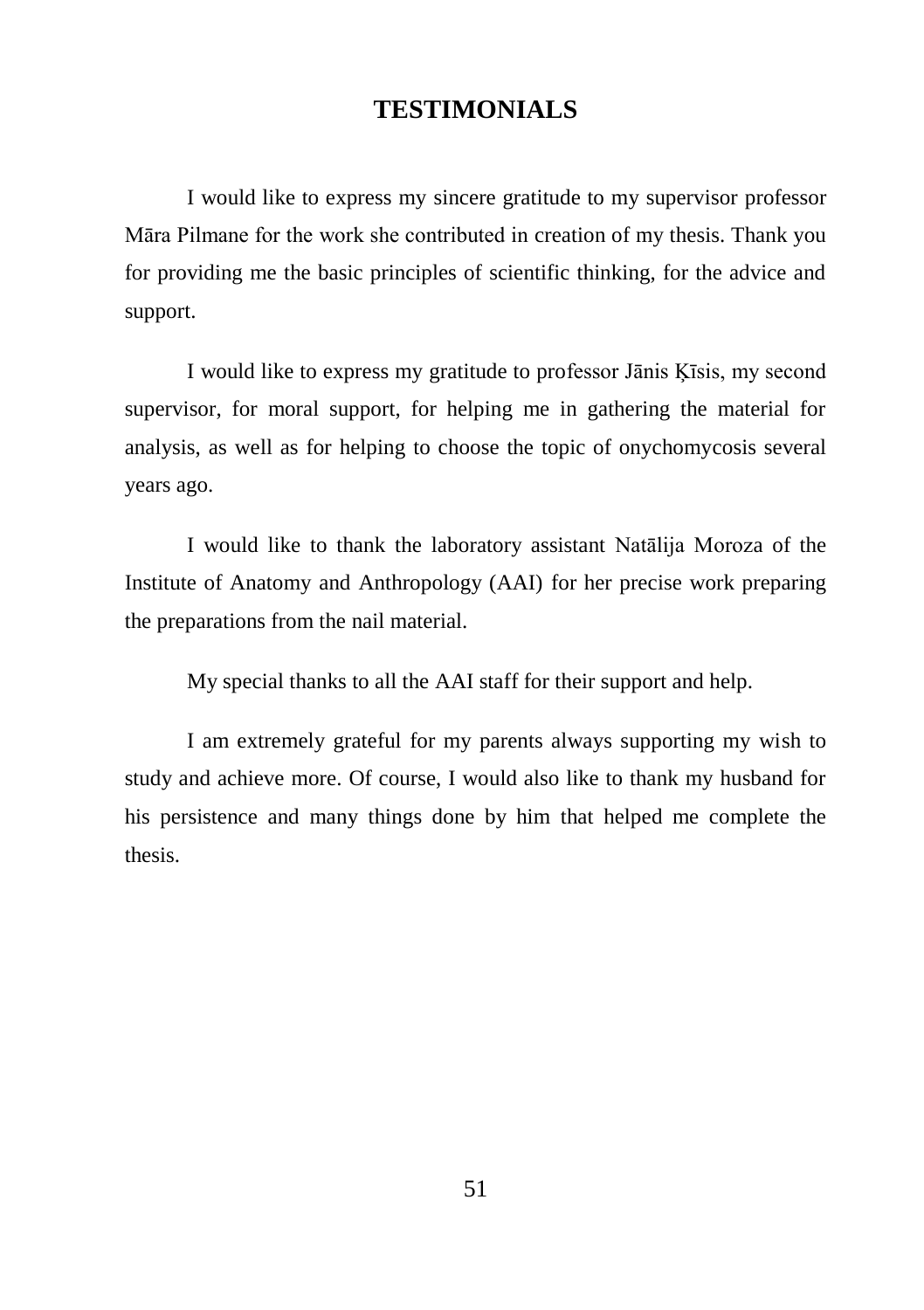# TESTIMONIALS

I would like to express my sincere gratitude to my supervisor professor Māra Pilmane for the work she contributed in creation of my thesis. Thank you for providing me the basic principles of scientific thinking, for the advice and support.

I would like to express my gratitude to professor Jānis Ķīsis, my second supervisor, for moral support, for helping me in gathering the material for analysis, as well as for helping to choose the topic of onychomycosis several years ago.

I would like to thank the laboratory assistant Natālija Moroza of the Institute of Anatomy and Anthropology (AAI) for her precise work preparing the preparations from the nail material.

My special thanks to all the AAI staff for their support and help.

I am extremely grateful for my parents always supporting my wish to study and achieve more. Of course, I would also like to thank my husband for his persistence and many things done by him that helped me complete the thesis.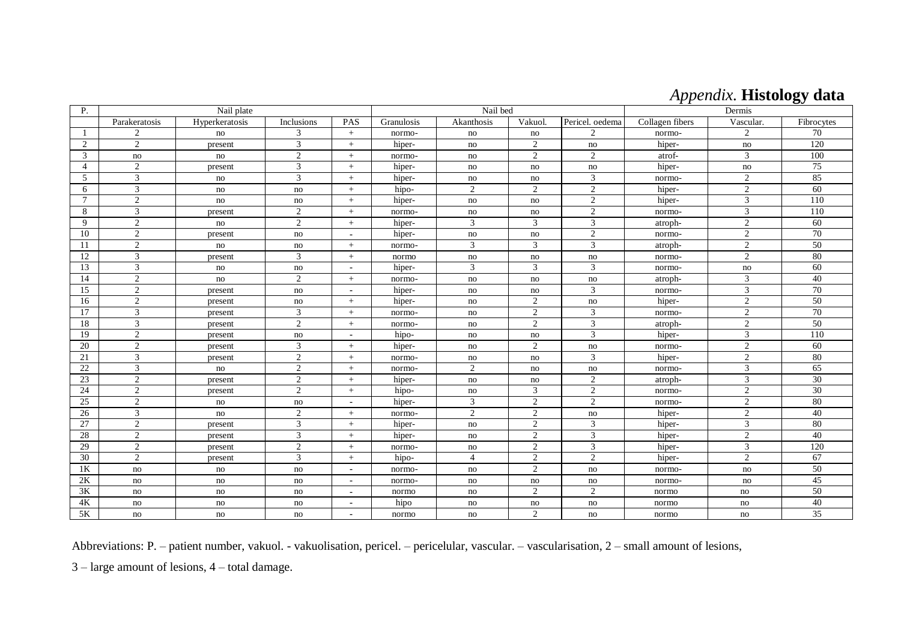*Appendix.* **Histology data**

| P. | Nail plate | | | | Nail bed | | | | Dermis | | |
|---|---|---|---|---|---|---|---|---|---|---|---|
| | Parakeratosis | Hyperkeratosis | Inclusions | PAS | Granulosis | Akanthosis | Vakuol. | Pericel. oedema | Collagen fibers | Vascular. | Fibrocytes |
| 1 | 2 | no | 3 | + | normo- | no | no | 2 | normo- | 2 | 70 |
| 2 | 2 | present | 3 | + | hiper- | no | 2 | no | hiper- | no | 120 |
| 3 | no | no | 2 | + | normo- | no | 2 | 2 | atrof- | 3 | 100 |
| 4 | 2 | present | 3 | + | hiper- | no | no | no | hiper- | no | 75 |
| 5 | 3 | no | 3 | + | hiper- | no | no | 3 | normo- | 2 | 85 |
| 6 | 3 | no | no | + | hipo- | 2 | 2 | 2 | hiper- | 2 | 60 |
| 7 | 2 | no | no | + | hiper- | no | no | 2 | hiper- | 3 | 110 |
| 8 | 3 | present | 2 | + | normo- | no | no | 2 | normo- | 3 | 110 |
| 9 | 2 | no | 2 | + | hiper- | 3 | 3 | 3 | atroph- | 2 | 60 |
| 10 | 2 | present | no | - | hiper- | no | no | 2 | normo- | 2 | 70 |
| 11 | 2 | no | no | + | normo- | 3 | 3 | 3 | atroph- | 2 | 50 |
| 12 | 3 | present | 3 | + | normo | no | no | no | normo- | 2 | 80 |
| 13 | 3 | no | no | - | hiper- | 3 | 3 | 3 | normo- | no | 60 |
| 14 | 2 | no | 2 | + | normo- | no | no | no | atroph- | 3 | 40 |
| 15 | 2 | present | no | - | hiper- | no | no | 3 | normo- | 3 | 70 |
| 16 | 2 | present | no | + | hiper- | no | 2 | no | hiper- | 2 | 50 |
| 17 | 3 | present | 3 | + | normo- | no | 2 | 3 | normo- | 2 | 70 |
| 18 | 3 | present | 2 | + | normo- | no | 2 | 3 | atroph- | 2 | 50 |
| 19 | 2 | present | no | - | hipo- | no | no | 3 | hiper- | 3 | 110 |
| 20 | 2 | present | 3 | + | hiper- | no | 2 | no | normo- | 2 | 60 |
| 21 | 3 | present | 2 | + | normo- | no | no | 3 | hiper- | 2 | 80 |
| 22 | 3 | no | 2 | + | normo- | 2 | no | no | normo- | 3 | 65 |
| 23 | 2 | present | 2 | + | hiper- | no | no | 2 | atroph- | 3 | 30 |
| 24 | 2 | present | 2 | + | hipo- | no | 3 | 2 | normo- | 2 | 30 |
| 25 | 2 | no | no | - | hiper- | 3 | 2 | 2 | normo- | 2 | 80 |
| 26 | 3 | no | 2 | + | normo- | 2 | 2 | no | hiper- | 2 | 40 |
| 27 | 2 | present | 3 | + | hiper- | no | 2 | 3 | hiper- | 3 | 80 |
| 28 | 2 | present | 3 | + | hiper- | no | 2 | 3 | hiper- | 2 | 40 |
| 29 | 2 | present | 2 | + | normo- | no | 2 | 3 | hiper- | 3 | 120 |
| 30 | 2 | present | 3 | + | hipo- | 4 | 2 | 2 | hiper- | 2 | 67 |
| 1K | no | no | no | - | normo- | no | 2 | no | normo- | no | 50 |
| 2K | no | no | no | - | normo- | no | no | no | normo- | no | 45 |
| 3K | no | no | no | - | normo | no | 2 | 2 | normo | no | 50 |
| 4K | no | no | no | - | hipo | no | no | no | normo | no | 40 |
| 5K | no | no | no | - | normo | no | 2 | no | normo | no | 35 |

Abbreviations: P. – patient number, vakuol. - vakuolisation, pericel. – pericelular, vascular. – vascularisation, 2 – small amount of lesions, 3 – large amount of lesions, 4 – total damage.